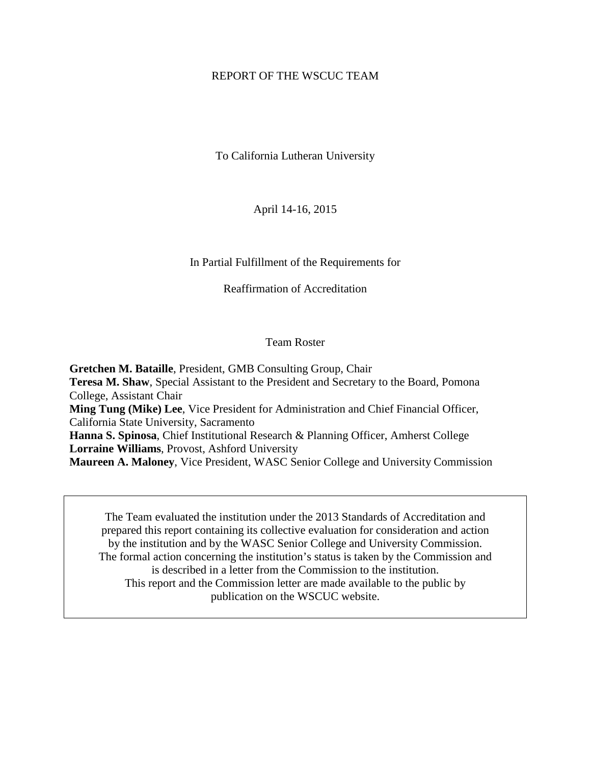# REPORT OF THE WSCUC TEAM

To California Lutheran University

April 14-16, 2015

In Partial Fulfillment of the Requirements for

Reaffirmation of Accreditation

Team Roster

**Gretchen M. Bataille**, President, GMB Consulting Group, Chair
**Teresa M. Shaw**, Special Assistant to the President and Secretary to the Board, Pomona College, Assistant Chair
**Ming Tung (Mike) Lee**, Vice President for Administration and Chief Financial Officer, California State University, Sacramento
**Hanna S. Spinosa**, Chief Institutional Research & Planning Officer, Amherst College
**Lorraine Williams**, Provost, Ashford University
**Maureen A. Maloney**, Vice President, WASC Senior College and University Commission

The Team evaluated the institution under the 2013 Standards of Accreditation and prepared this report containing its collective evaluation for consideration and action by the institution and by the WASC Senior College and University Commission. The formal action concerning the institution's status is taken by the Commission and is described in a letter from the Commission to the institution. This report and the Commission letter are made available to the public by publication on the WSCUC website.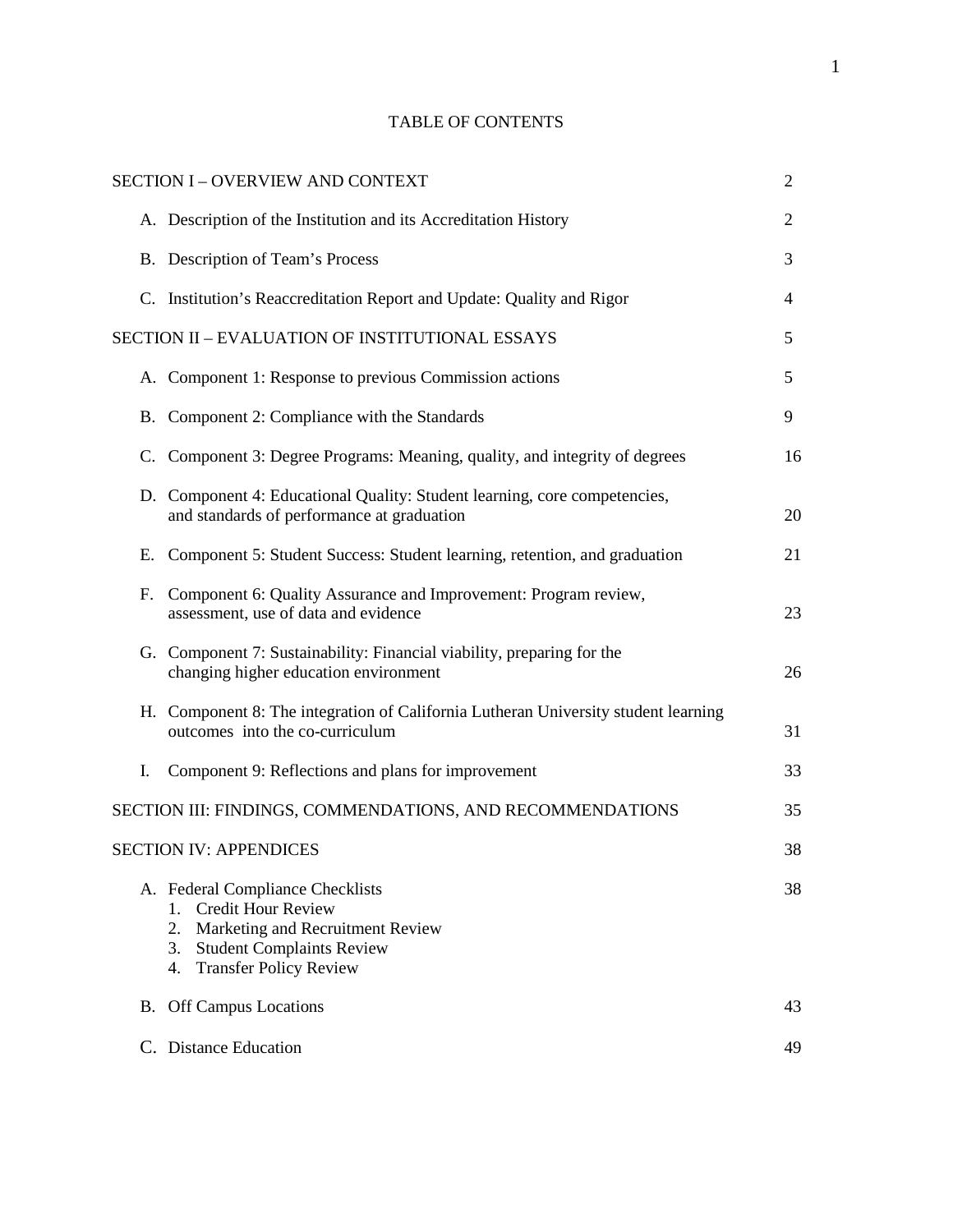# TABLE OF CONTENTS

| | |
|---|---|
| SECTION I – OVERVIEW AND CONTEXT | 2 |
| A. Description of the Institution and its Accreditation History | 2 |
| B. Description of Team's Process | 3 |
| C. Institution's Reaccreditation Report and Update: Quality and Rigor | 4 |
| SECTION II – EVALUATION OF INSTITUTIONAL ESSAYS | 5 |
| A. Component 1: Response to previous Commission actions | 5 |
| B. Component 2: Compliance with the Standards | 9 |
| C. Component 3: Degree Programs: Meaning, quality, and integrity of degrees | 16 |
| D. Component 4: Educational Quality: Student learning, core competencies, and standards of performance at graduation | 20 |
| E. Component 5: Student Success: Student learning, retention, and graduation | 21 |
| F. Component 6: Quality Assurance and Improvement: Program review, assessment, use of data and evidence | 23 |
| G. Component 7: Sustainability: Financial viability, preparing for the changing higher education environment | 26 |
| H. Component 8: The integration of California Lutheran University student learning outcomes into the co-curriculum | 31 |
| I. Component 9: Reflections and plans for improvement | 33 |
| SECTION III: FINDINGS, COMMENDATIONS, AND RECOMMENDATIONS | 35 |
| SECTION IV: APPENDICES | 38 |
| A. Federal Compliance Checklists<br>1. Credit Hour Review<br>2. Marketing and Recruitment Review<br>3. Student Complaints Review<br>4. Transfer Policy Review | 38 |
| B. Off Campus Locations | 43 |
| C. Distance Education | 49 |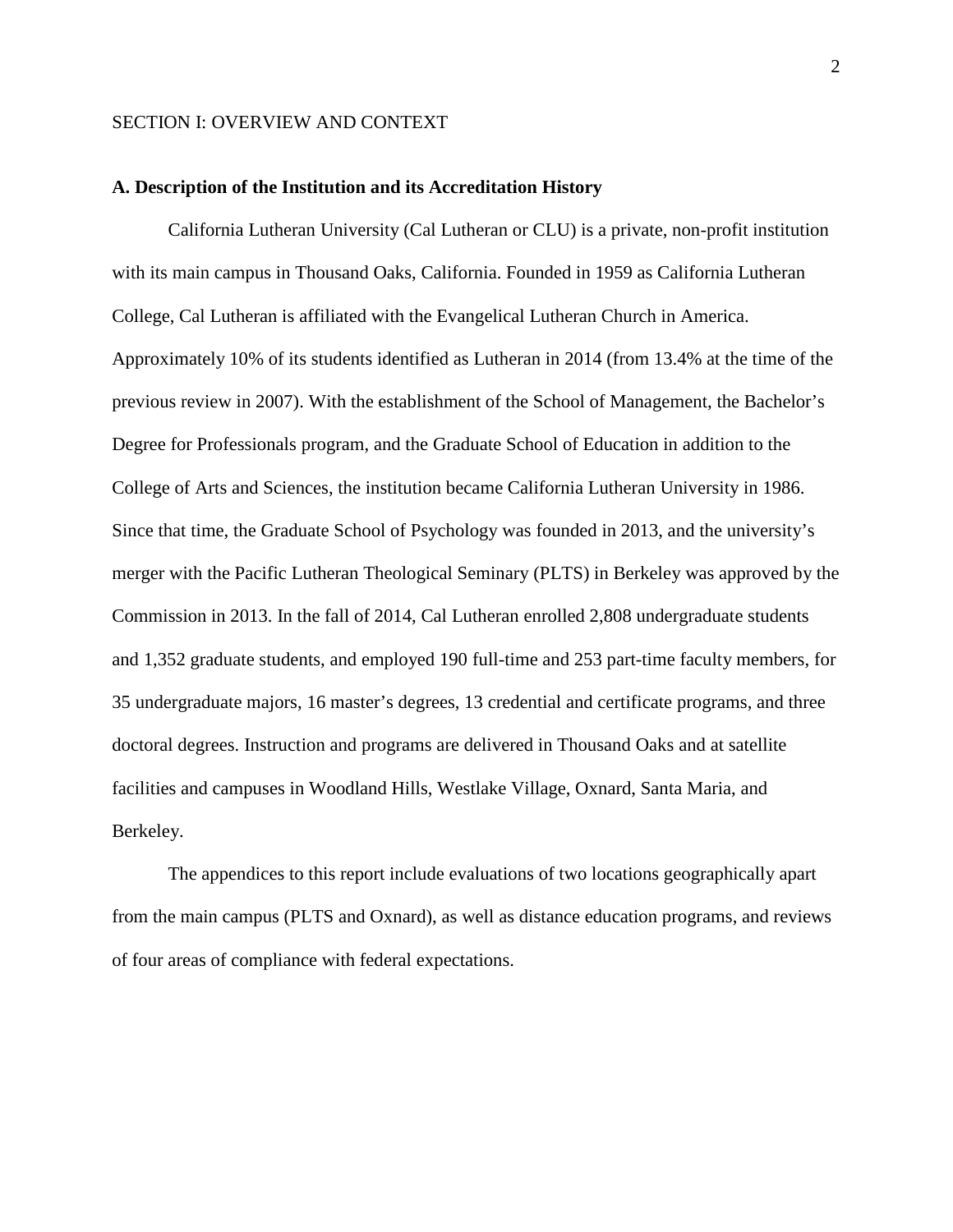## SECTION I: OVERVIEW AND CONTEXT

### A. Description of the Institution and its Accreditation History

California Lutheran University (Cal Lutheran or CLU) is a private, non-profit institution with its main campus in Thousand Oaks, California. Founded in 1959 as California Lutheran College, Cal Lutheran is affiliated with the Evangelical Lutheran Church in America. Approximately 10% of its students identified as Lutheran in 2014 (from 13.4% at the time of the previous review in 2007). With the establishment of the School of Management, the Bachelor's Degree for Professionals program, and the Graduate School of Education in addition to the College of Arts and Sciences, the institution became California Lutheran University in 1986. Since that time, the Graduate School of Psychology was founded in 2013, and the university's merger with the Pacific Lutheran Theological Seminary (PLTS) in Berkeley was approved by the Commission in 2013. In the fall of 2014, Cal Lutheran enrolled 2,808 undergraduate students and 1,352 graduate students, and employed 190 full-time and 253 part-time faculty members, for 35 undergraduate majors, 16 master's degrees, 13 credential and certificate programs, and three doctoral degrees. Instruction and programs are delivered in Thousand Oaks and at satellite facilities and campuses in Woodland Hills, Westlake Village, Oxnard, Santa Maria, and Berkeley.

The appendices to this report include evaluations of two locations geographically apart from the main campus (PLTS and Oxnard), as well as distance education programs, and reviews of four areas of compliance with federal expectations.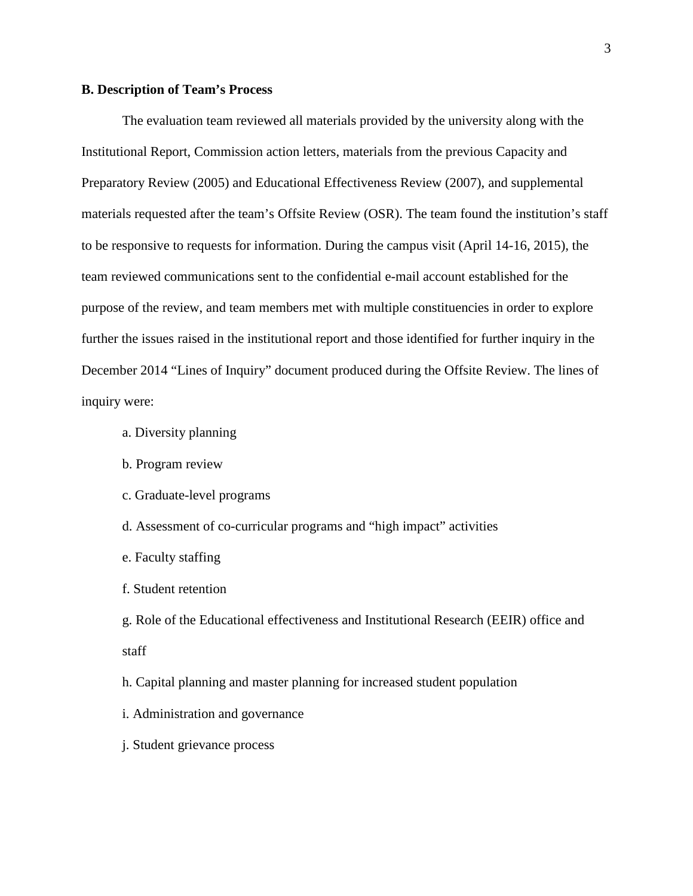### B. Description of Team's Process

The evaluation team reviewed all materials provided by the university along with the Institutional Report, Commission action letters, materials from the previous Capacity and Preparatory Review (2005) and Educational Effectiveness Review (2007), and supplemental materials requested after the team's Offsite Review (OSR). The team found the institution's staff to be responsive to requests for information. During the campus visit (April 14-16, 2015), the team reviewed communications sent to the confidential e-mail account established for the purpose of the review, and team members met with multiple constituencies in order to explore further the issues raised in the institutional report and those identified for further inquiry in the December 2014 "Lines of Inquiry" document produced during the Offsite Review. The lines of inquiry were:

a. Diversity planning

b. Program review

c. Graduate-level programs

d. Assessment of co-curricular programs and "high impact" activities

e. Faculty staffing

f. Student retention

g. Role of the Educational effectiveness and Institutional Research (EEIR) office and staff

h. Capital planning and master planning for increased student population

i. Administration and governance

j. Student grievance process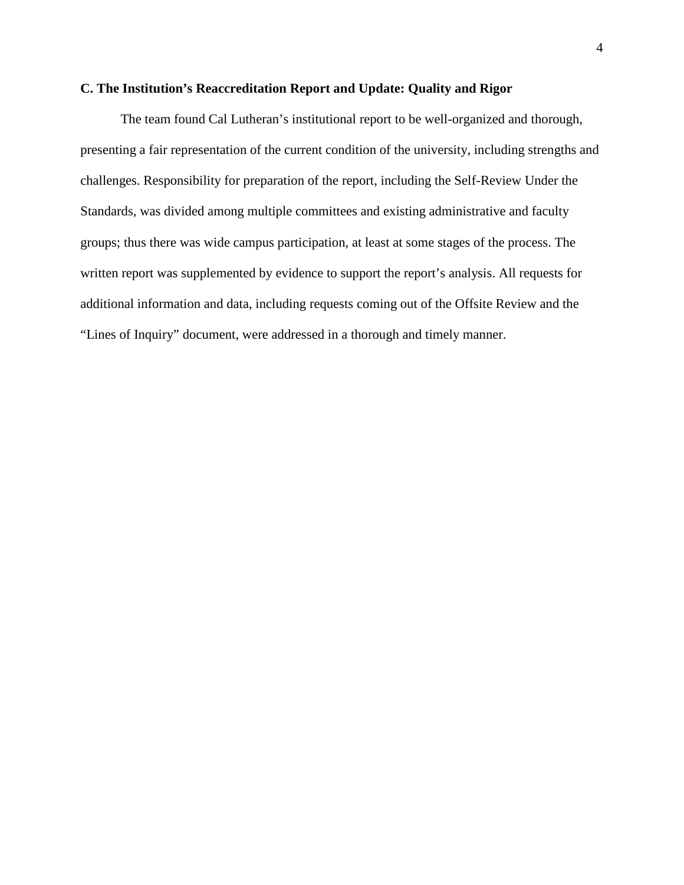### C. The Institution's Reaccreditation Report and Update: Quality and Rigor

The team found Cal Lutheran's institutional report to be well-organized and thorough, presenting a fair representation of the current condition of the university, including strengths and challenges. Responsibility for preparation of the report, including the Self-Review Under the Standards, was divided among multiple committees and existing administrative and faculty groups; thus there was wide campus participation, at least at some stages of the process. The written report was supplemented by evidence to support the report's analysis. All requests for additional information and data, including requests coming out of the Offsite Review and the "Lines of Inquiry" document, were addressed in a thorough and timely manner.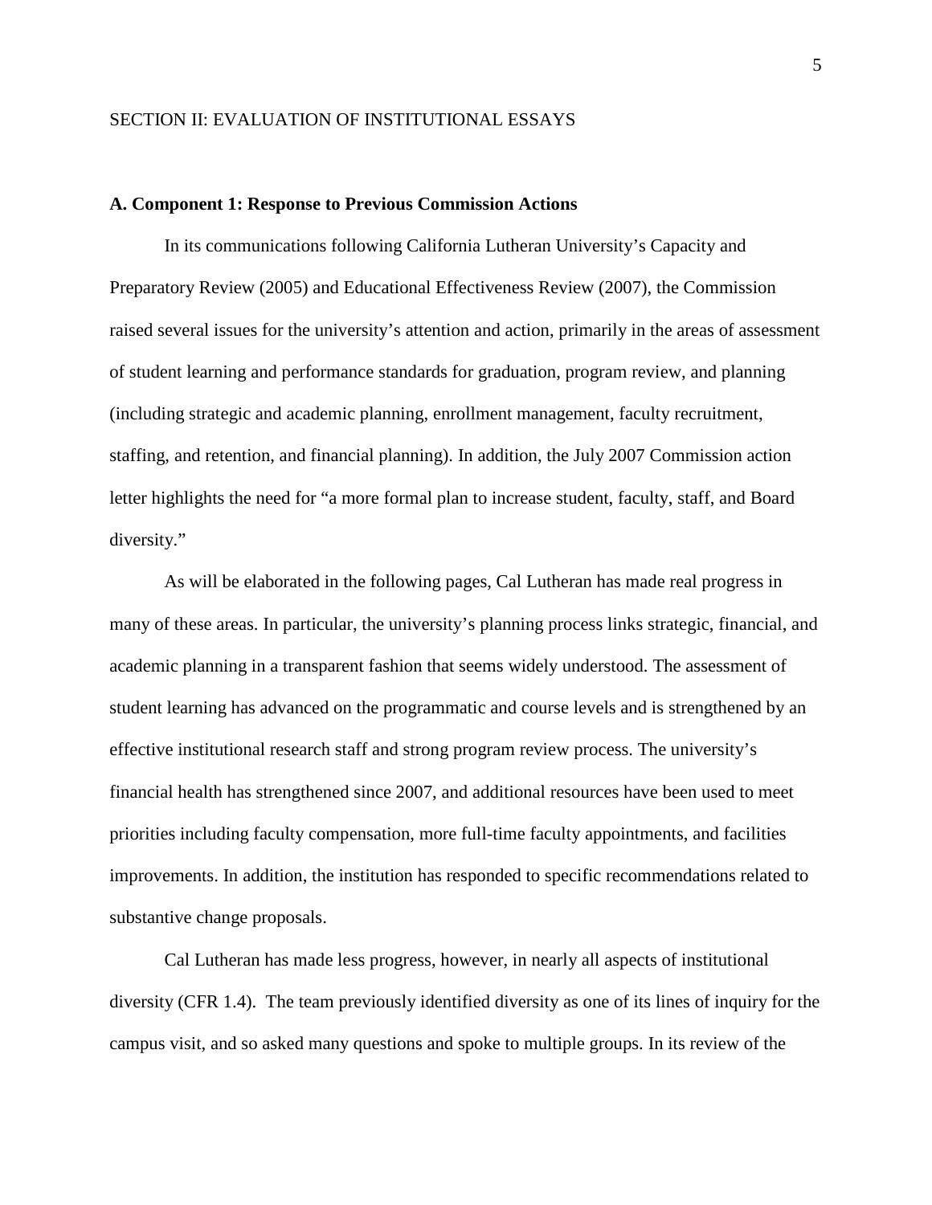SECTION II: EVALUATION OF INSTITUTIONAL ESSAYS

**A. Component 1: Response to Previous Commission Actions**

In its communications following California Lutheran University's Capacity and Preparatory Review (2005) and Educational Effectiveness Review (2007), the Commission raised several issues for the university's attention and action, primarily in the areas of assessment of student learning and performance standards for graduation, program review, and planning (including strategic and academic planning, enrollment management, faculty recruitment, staffing, and retention, and financial planning). In addition, the July 2007 Commission action letter highlights the need for "a more formal plan to increase student, faculty, staff, and Board diversity."

As will be elaborated in the following pages, Cal Lutheran has made real progress in many of these areas. In particular, the university's planning process links strategic, financial, and academic planning in a transparent fashion that seems widely understood. The assessment of student learning has advanced on the programmatic and course levels and is strengthened by an effective institutional research staff and strong program review process. The university's financial health has strengthened since 2007, and additional resources have been used to meet priorities including faculty compensation, more full-time faculty appointments, and facilities improvements. In addition, the institution has responded to specific recommendations related to substantive change proposals.

Cal Lutheran has made less progress, however, in nearly all aspects of institutional diversity (CFR 1.4). The team previously identified diversity as one of its lines of inquiry for the campus visit, and so asked many questions and spoke to multiple groups. In its review of the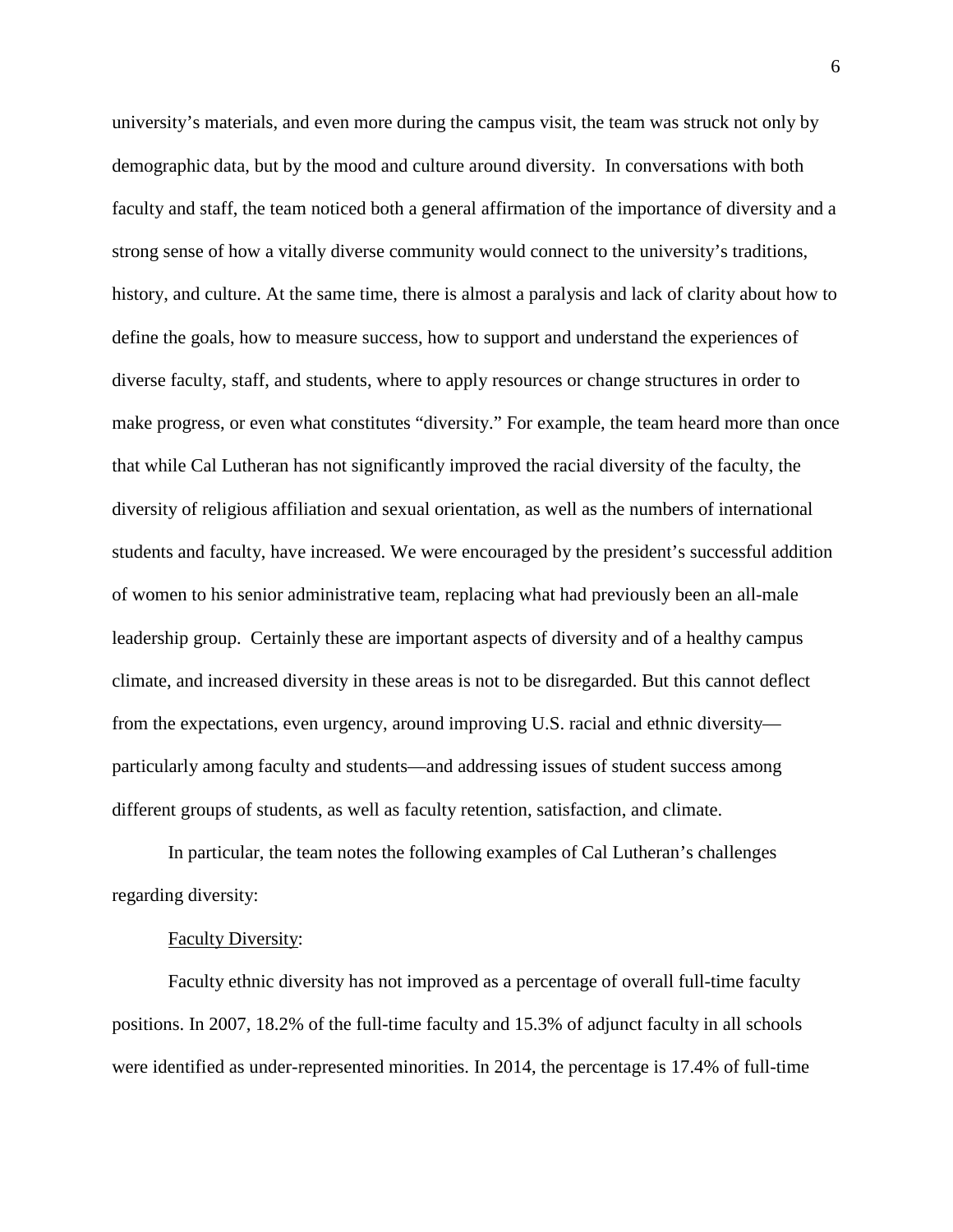university's materials, and even more during the campus visit, the team was struck not only by demographic data, but by the mood and culture around diversity. In conversations with both faculty and staff, the team noticed both a general affirmation of the importance of diversity and a strong sense of how a vitally diverse community would connect to the university's traditions, history, and culture. At the same time, there is almost a paralysis and lack of clarity about how to define the goals, how to measure success, how to support and understand the experiences of diverse faculty, staff, and students, where to apply resources or change structures in order to make progress, or even what constitutes "diversity." For example, the team heard more than once that while Cal Lutheran has not significantly improved the racial diversity of the faculty, the diversity of religious affiliation and sexual orientation, as well as the numbers of international students and faculty, have increased. We were encouraged by the president's successful addition of women to his senior administrative team, replacing what had previously been an all-male leadership group. Certainly these are important aspects of diversity and of a healthy campus climate, and increased diversity in these areas is not to be disregarded. But this cannot deflect from the expectations, even urgency, around improving U.S. racial and ethnic diversity—particularly among faculty and students—and addressing issues of student success among different groups of students, as well as faculty retention, satisfaction, and climate.

In particular, the team notes the following examples of Cal Lutheran's challenges regarding diversity:

<u>Faculty Diversity</u>:

Faculty ethnic diversity has not improved as a percentage of overall full-time faculty positions. In 2007, 18.2% of the full-time faculty and 15.3% of adjunct faculty in all schools were identified as under-represented minorities. In 2014, the percentage is 17.4% of full-time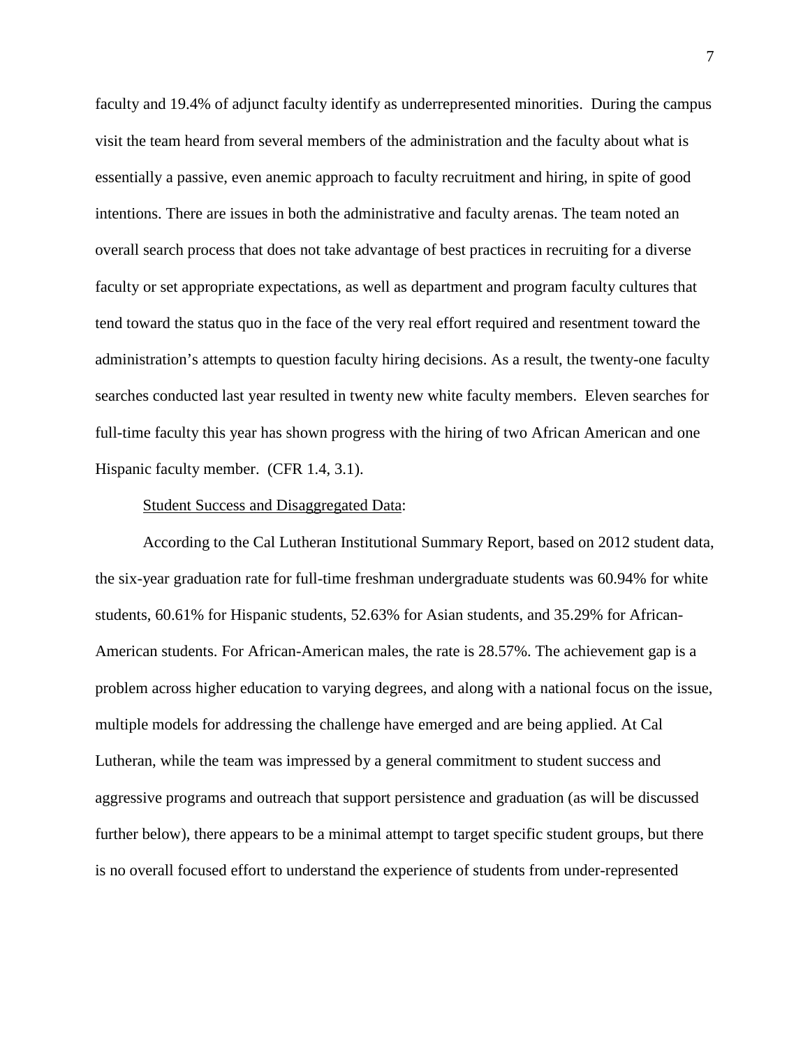faculty and 19.4% of adjunct faculty identify as underrepresented minorities. During the campus visit the team heard from several members of the administration and the faculty about what is essentially a passive, even anemic approach to faculty recruitment and hiring, in spite of good intentions. There are issues in both the administrative and faculty arenas. The team noted an overall search process that does not take advantage of best practices in recruiting for a diverse faculty or set appropriate expectations, as well as department and program faculty cultures that tend toward the status quo in the face of the very real effort required and resentment toward the administration's attempts to question faculty hiring decisions. As a result, the twenty-one faculty searches conducted last year resulted in twenty new white faculty members. Eleven searches for full-time faculty this year has shown progress with the hiring of two African American and one Hispanic faculty member. (CFR 1.4, 3.1).

<u>Student Success and Disaggregated Data</u>:

According to the Cal Lutheran Institutional Summary Report, based on 2012 student data, the six-year graduation rate for full-time freshman undergraduate students was 60.94% for white students, 60.61% for Hispanic students, 52.63% for Asian students, and 35.29% for African-American students. For African-American males, the rate is 28.57%. The achievement gap is a problem across higher education to varying degrees, and along with a national focus on the issue, multiple models for addressing the challenge have emerged and are being applied. At Cal Lutheran, while the team was impressed by a general commitment to student success and aggressive programs and outreach that support persistence and graduation (as will be discussed further below), there appears to be a minimal attempt to target specific student groups, but there is no overall focused effort to understand the experience of students from under-represented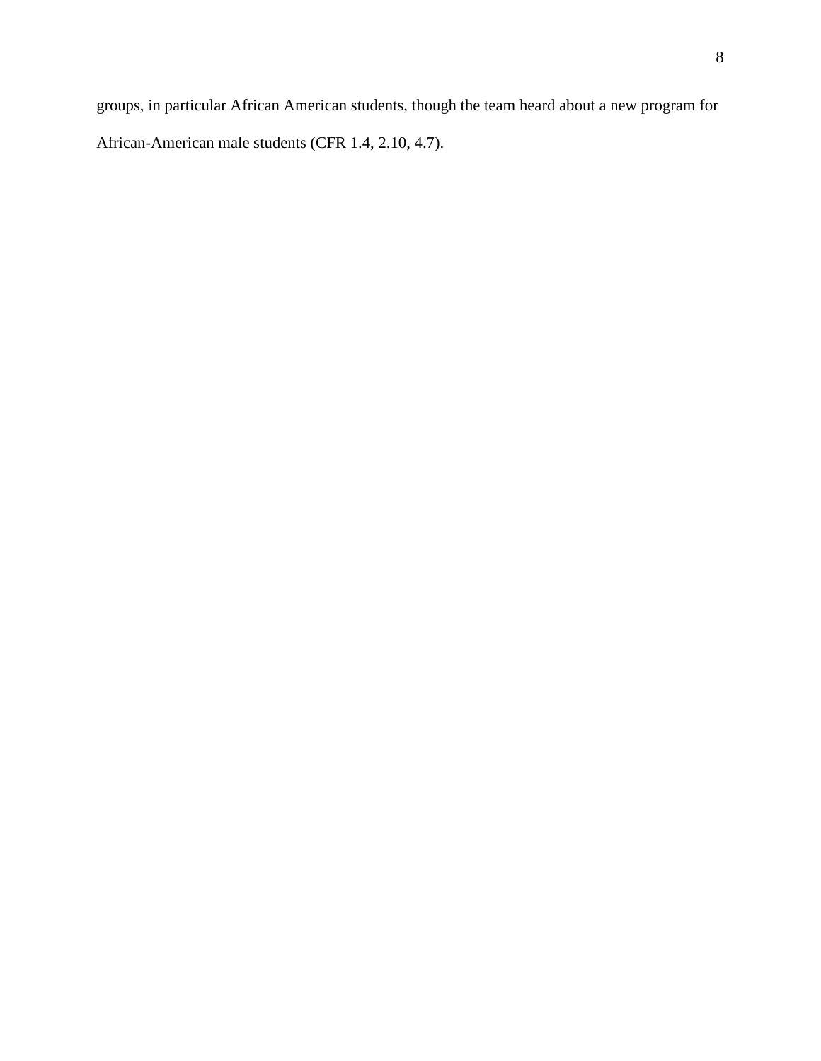groups, in particular African American students, though the team heard about a new program for African-American male students (CFR 1.4, 2.10, 4.7).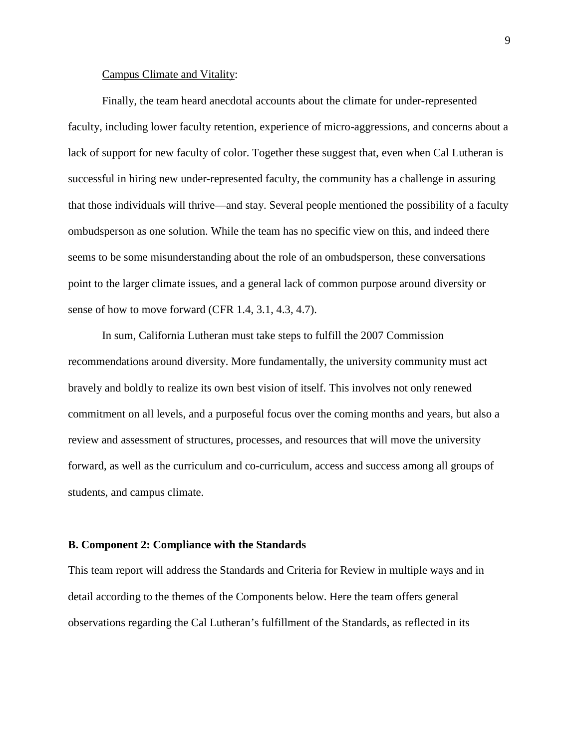<u>Campus Climate and Vitality</u>:

Finally, the team heard anecdotal accounts about the climate for under-represented faculty, including lower faculty retention, experience of micro-aggressions, and concerns about a lack of support for new faculty of color. Together these suggest that, even when Cal Lutheran is successful in hiring new under-represented faculty, the community has a challenge in assuring that those individuals will thrive—and stay. Several people mentioned the possibility of a faculty ombudsperson as one solution. While the team has no specific view on this, and indeed there seems to be some misunderstanding about the role of an ombudsperson, these conversations point to the larger climate issues, and a general lack of common purpose around diversity or sense of how to move forward (CFR 1.4, 3.1, 4.3, 4.7).

In sum, California Lutheran must take steps to fulfill the 2007 Commission recommendations around diversity. More fundamentally, the university community must act bravely and boldly to realize its own best vision of itself. This involves not only renewed commitment on all levels, and a purposeful focus over the coming months and years, but also a review and assessment of structures, processes, and resources that will move the university forward, as well as the curriculum and co-curriculum, access and success among all groups of students, and campus climate.

### B. Component 2: Compliance with the Standards

This team report will address the Standards and Criteria for Review in multiple ways and in detail according to the themes of the Components below. Here the team offers general observations regarding the Cal Lutheran's fulfillment of the Standards, as reflected in its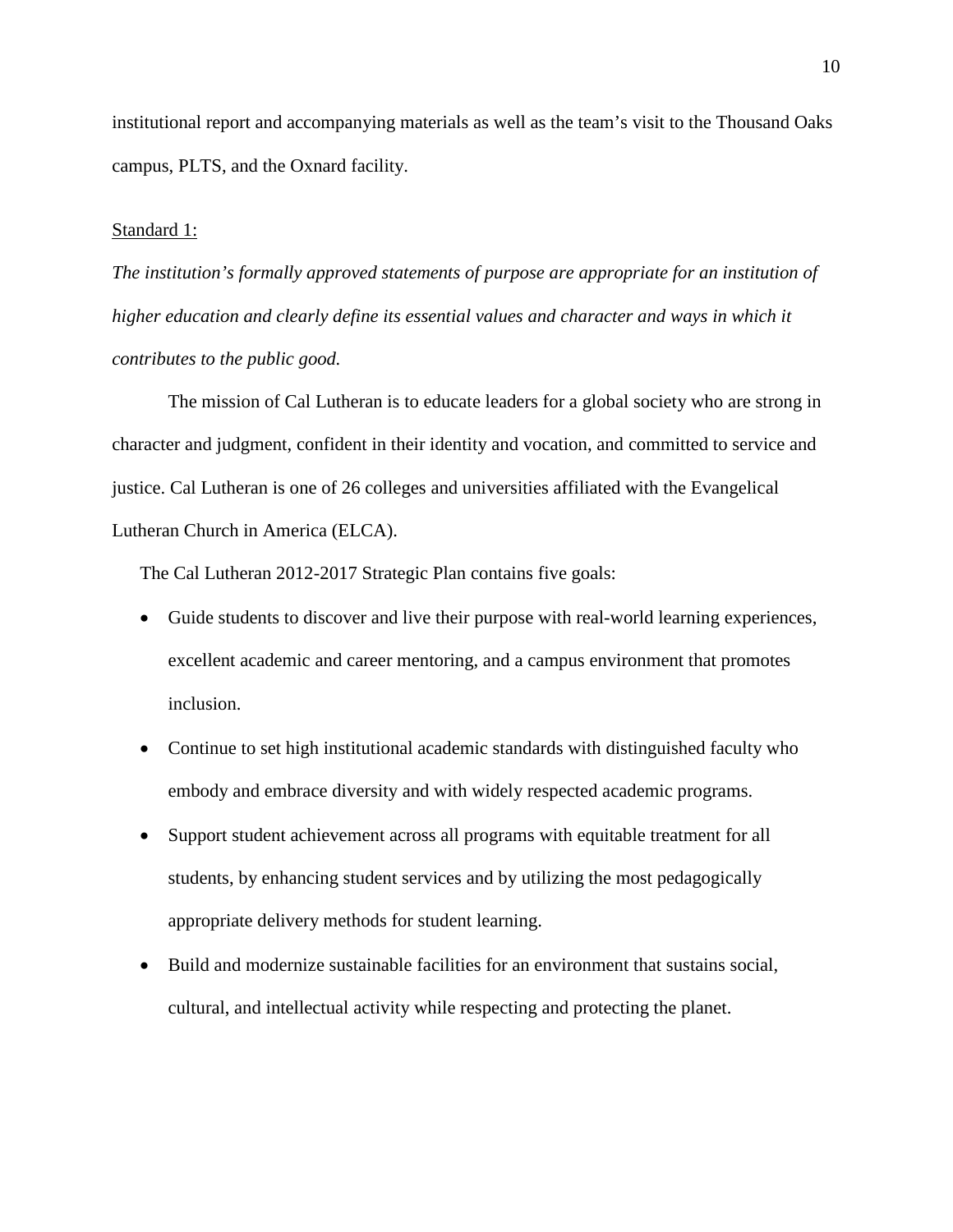institutional report and accompanying materials as well as the team's visit to the Thousand Oaks campus, PLTS, and the Oxnard facility.

Standard 1:

*The institution's formally approved statements of purpose are appropriate for an institution of higher education and clearly define its essential values and character and ways in which it contributes to the public good.*

The mission of Cal Lutheran is to educate leaders for a global society who are strong in character and judgment, confident in their identity and vocation, and committed to service and justice. Cal Lutheran is one of 26 colleges and universities affiliated with the Evangelical Lutheran Church in America (ELCA).

The Cal Lutheran 2012-2017 Strategic Plan contains five goals:

- Guide students to discover and live their purpose with real-world learning experiences, excellent academic and career mentoring, and a campus environment that promotes inclusion.
- Continue to set high institutional academic standards with distinguished faculty who embody and embrace diversity and with widely respected academic programs.
- Support student achievement across all programs with equitable treatment for all students, by enhancing student services and by utilizing the most pedagogically appropriate delivery methods for student learning.
- Build and modernize sustainable facilities for an environment that sustains social, cultural, and intellectual activity while respecting and protecting the planet.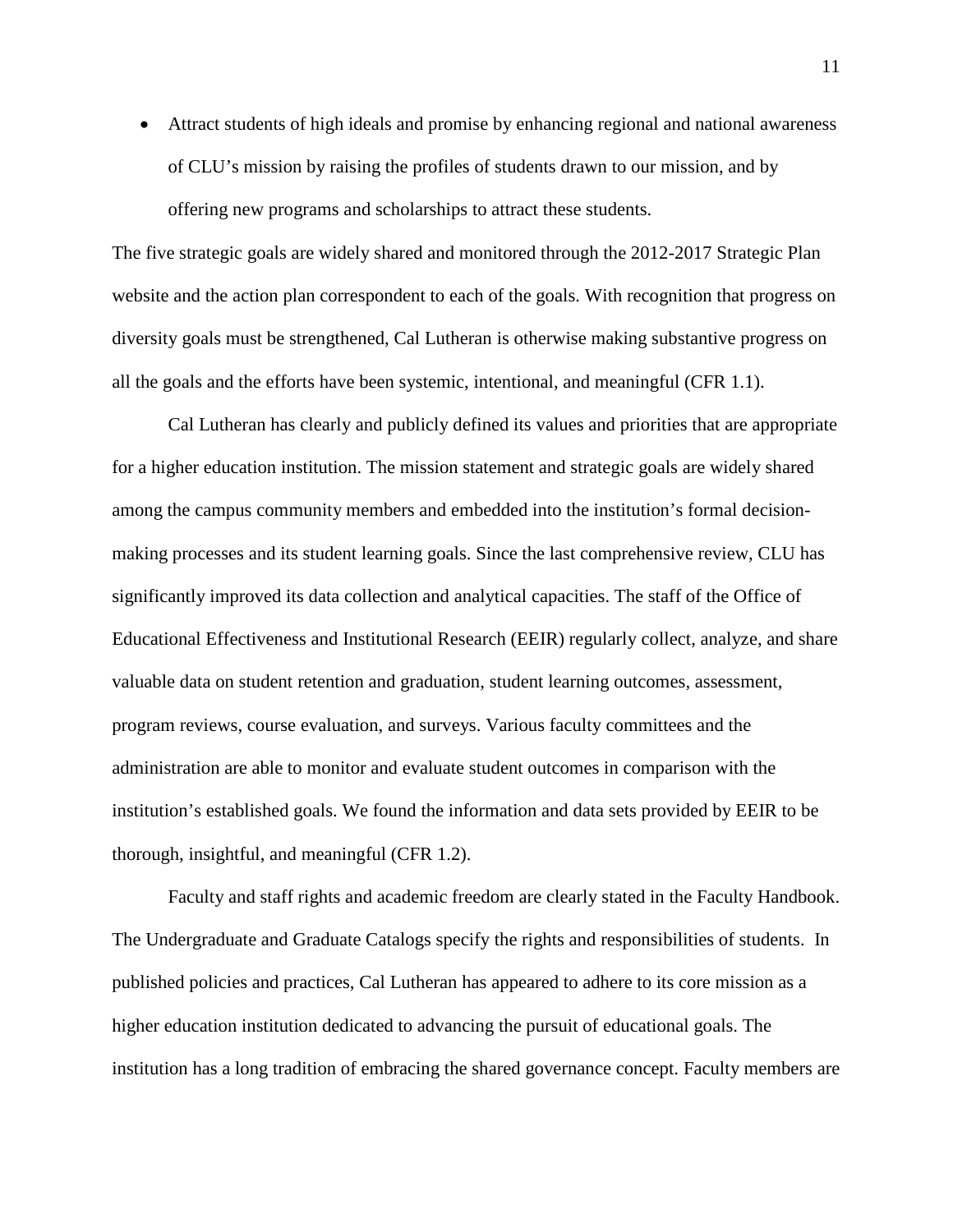- Attract students of high ideals and promise by enhancing regional and national awareness of CLU's mission by raising the profiles of students drawn to our mission, and by offering new programs and scholarships to attract these students.

The five strategic goals are widely shared and monitored through the 2012-2017 Strategic Plan website and the action plan correspondent to each of the goals. With recognition that progress on diversity goals must be strengthened, Cal Lutheran is otherwise making substantive progress on all the goals and the efforts have been systemic, intentional, and meaningful (CFR 1.1).

Cal Lutheran has clearly and publicly defined its values and priorities that are appropriate for a higher education institution. The mission statement and strategic goals are widely shared among the campus community members and embedded into the institution's formal decision-making processes and its student learning goals. Since the last comprehensive review, CLU has significantly improved its data collection and analytical capacities. The staff of the Office of Educational Effectiveness and Institutional Research (EEIR) regularly collect, analyze, and share valuable data on student retention and graduation, student learning outcomes, assessment, program reviews, course evaluation, and surveys. Various faculty committees and the administration are able to monitor and evaluate student outcomes in comparison with the institution's established goals. We found the information and data sets provided by EEIR to be thorough, insightful, and meaningful (CFR 1.2).

Faculty and staff rights and academic freedom are clearly stated in the Faculty Handbook. The Undergraduate and Graduate Catalogs specify the rights and responsibilities of students. In published policies and practices, Cal Lutheran has appeared to adhere to its core mission as a higher education institution dedicated to advancing the pursuit of educational goals. The institution has a long tradition of embracing the shared governance concept. Faculty members are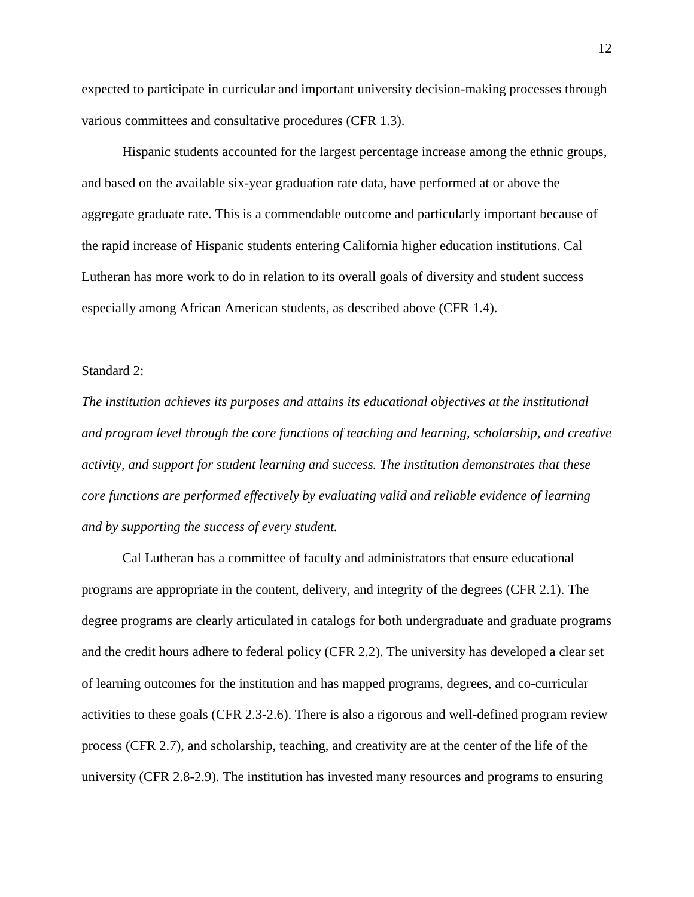expected to participate in curricular and important university decision-making processes through various committees and consultative procedures (CFR 1.3).

Hispanic students accounted for the largest percentage increase among the ethnic groups, and based on the available six-year graduation rate data, have performed at or above the aggregate graduate rate. This is a commendable outcome and particularly important because of the rapid increase of Hispanic students entering California higher education institutions. Cal Lutheran has more work to do in relation to its overall goals of diversity and student success especially among African American students, as described above (CFR 1.4).

Standard 2:

*The institution achieves its purposes and attains its educational objectives at the institutional and program level through the core functions of teaching and learning, scholarship, and creative activity, and support for student learning and success. The institution demonstrates that these core functions are performed effectively by evaluating valid and reliable evidence of learning and by supporting the success of every student.*

Cal Lutheran has a committee of faculty and administrators that ensure educational programs are appropriate in the content, delivery, and integrity of the degrees (CFR 2.1). The degree programs are clearly articulated in catalogs for both undergraduate and graduate programs and the credit hours adhere to federal policy (CFR 2.2). The university has developed a clear set of learning outcomes for the institution and has mapped programs, degrees, and co-curricular activities to these goals (CFR 2.3-2.6). There is also a rigorous and well-defined program review process (CFR 2.7), and scholarship, teaching, and creativity are at the center of the life of the university (CFR 2.8-2.9). The institution has invested many resources and programs to ensuring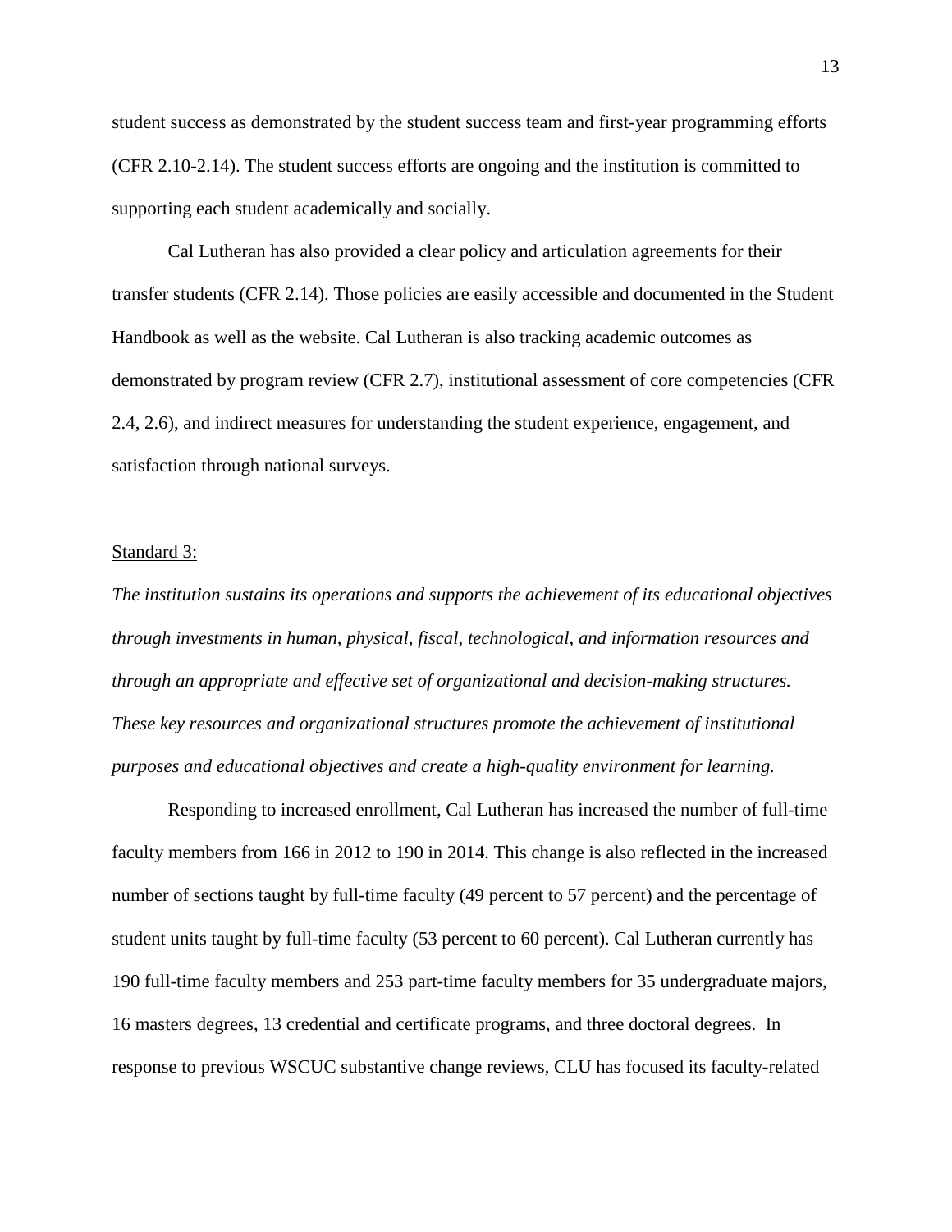student success as demonstrated by the student success team and first-year programming efforts (CFR 2.10-2.14). The student success efforts are ongoing and the institution is committed to supporting each student academically and socially.

Cal Lutheran has also provided a clear policy and articulation agreements for their transfer students (CFR 2.14). Those policies are easily accessible and documented in the Student Handbook as well as the website. Cal Lutheran is also tracking academic outcomes as demonstrated by program review (CFR 2.7), institutional assessment of core competencies (CFR 2.4, 2.6), and indirect measures for understanding the student experience, engagement, and satisfaction through national surveys.

Standard 3:

*The institution sustains its operations and supports the achievement of its educational objectives through investments in human, physical, fiscal, technological, and information resources and through an appropriate and effective set of organizational and decision-making structures. These key resources and organizational structures promote the achievement of institutional purposes and educational objectives and create a high-quality environment for learning.*

Responding to increased enrollment, Cal Lutheran has increased the number of full-time faculty members from 166 in 2012 to 190 in 2014. This change is also reflected in the increased number of sections taught by full-time faculty (49 percent to 57 percent) and the percentage of student units taught by full-time faculty (53 percent to 60 percent). Cal Lutheran currently has 190 full-time faculty members and 253 part-time faculty members for 35 undergraduate majors, 16 masters degrees, 13 credential and certificate programs, and three doctoral degrees. In response to previous WSCUC substantive change reviews, CLU has focused its faculty-related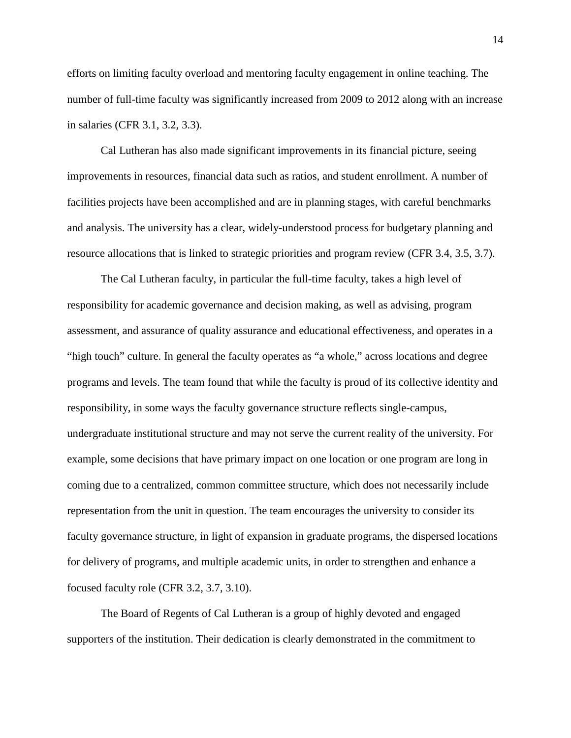efforts on limiting faculty overload and mentoring faculty engagement in online teaching. The number of full-time faculty was significantly increased from 2009 to 2012 along with an increase in salaries (CFR 3.1, 3.2, 3.3).

Cal Lutheran has also made significant improvements in its financial picture, seeing improvements in resources, financial data such as ratios, and student enrollment. A number of facilities projects have been accomplished and are in planning stages, with careful benchmarks and analysis. The university has a clear, widely-understood process for budgetary planning and resource allocations that is linked to strategic priorities and program review (CFR 3.4, 3.5, 3.7).

The Cal Lutheran faculty, in particular the full-time faculty, takes a high level of responsibility for academic governance and decision making, as well as advising, program assessment, and assurance of quality assurance and educational effectiveness, and operates in a "high touch" culture. In general the faculty operates as "a whole," across locations and degree programs and levels. The team found that while the faculty is proud of its collective identity and responsibility, in some ways the faculty governance structure reflects single-campus, undergraduate institutional structure and may not serve the current reality of the university. For example, some decisions that have primary impact on one location or one program are long in coming due to a centralized, common committee structure, which does not necessarily include representation from the unit in question. The team encourages the university to consider its faculty governance structure, in light of expansion in graduate programs, the dispersed locations for delivery of programs, and multiple academic units, in order to strengthen and enhance a focused faculty role (CFR 3.2, 3.7, 3.10).

The Board of Regents of Cal Lutheran is a group of highly devoted and engaged supporters of the institution. Their dedication is clearly demonstrated in the commitment to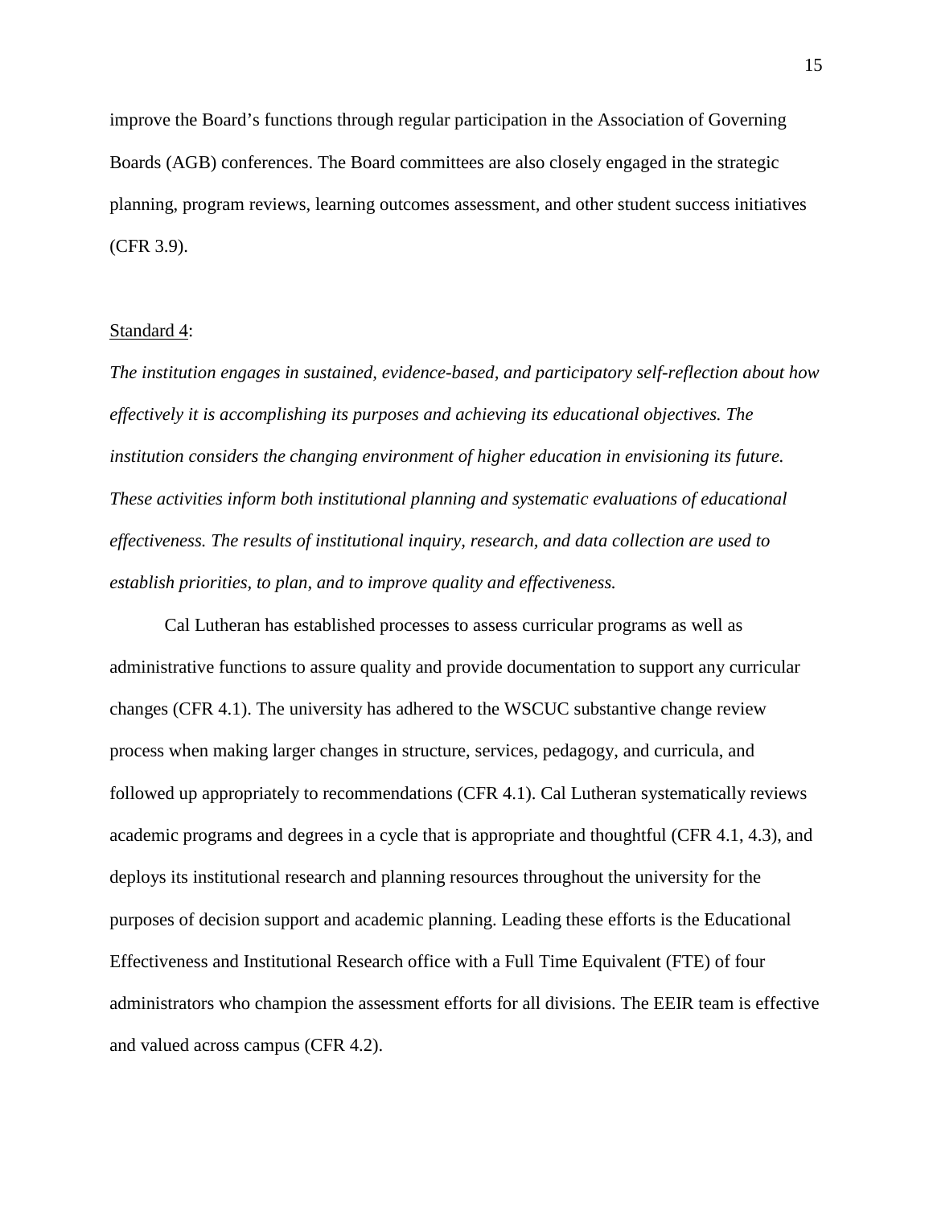improve the Board's functions through regular participation in the Association of Governing Boards (AGB) conferences. The Board committees are also closely engaged in the strategic planning, program reviews, learning outcomes assessment, and other student success initiatives (CFR 3.9).

Standard 4:

*The institution engages in sustained, evidence-based, and participatory self-reflection about how effectively it is accomplishing its purposes and achieving its educational objectives. The institution considers the changing environment of higher education in envisioning its future. These activities inform both institutional planning and systematic evaluations of educational effectiveness. The results of institutional inquiry, research, and data collection are used to establish priorities, to plan, and to improve quality and effectiveness.*

Cal Lutheran has established processes to assess curricular programs as well as administrative functions to assure quality and provide documentation to support any curricular changes (CFR 4.1). The university has adhered to the WSCUC substantive change review process when making larger changes in structure, services, pedagogy, and curricula, and followed up appropriately to recommendations (CFR 4.1). Cal Lutheran systematically reviews academic programs and degrees in a cycle that is appropriate and thoughtful (CFR 4.1, 4.3), and deploys its institutional research and planning resources throughout the university for the purposes of decision support and academic planning. Leading these efforts is the Educational Effectiveness and Institutional Research office with a Full Time Equivalent (FTE) of four administrators who champion the assessment efforts for all divisions. The EEIR team is effective and valued across campus (CFR 4.2).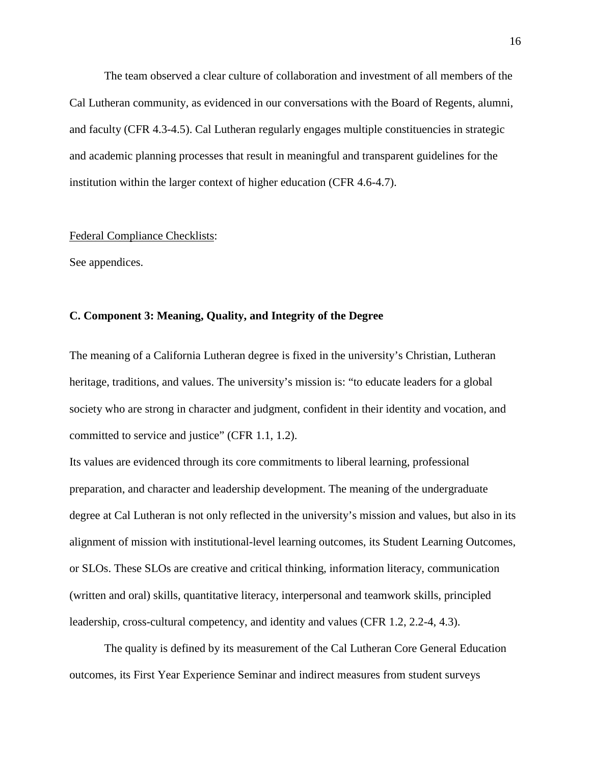The team observed a clear culture of collaboration and investment of all members of the Cal Lutheran community, as evidenced in our conversations with the Board of Regents, alumni, and faculty (CFR 4.3-4.5). Cal Lutheran regularly engages multiple constituencies in strategic and academic planning processes that result in meaningful and transparent guidelines for the institution within the larger context of higher education (CFR 4.6-4.7).

<u>Federal Compliance Checklists</u>:

See appendices.

**C. Component 3: Meaning, Quality, and Integrity of the Degree**

The meaning of a California Lutheran degree is fixed in the university's Christian, Lutheran heritage, traditions, and values. The university's mission is: "to educate leaders for a global society who are strong in character and judgment, confident in their identity and vocation, and committed to service and justice" (CFR 1.1, 1.2).

Its values are evidenced through its core commitments to liberal learning, professional preparation, and character and leadership development. The meaning of the undergraduate degree at Cal Lutheran is not only reflected in the university's mission and values, but also in its alignment of mission with institutional-level learning outcomes, its Student Learning Outcomes, or SLOs. These SLOs are creative and critical thinking, information literacy, communication (written and oral) skills, quantitative literacy, interpersonal and teamwork skills, principled leadership, cross-cultural competency, and identity and values (CFR 1.2, 2.2-4, 4.3).

The quality is defined by its measurement of the Cal Lutheran Core General Education outcomes, its First Year Experience Seminar and indirect measures from student surveys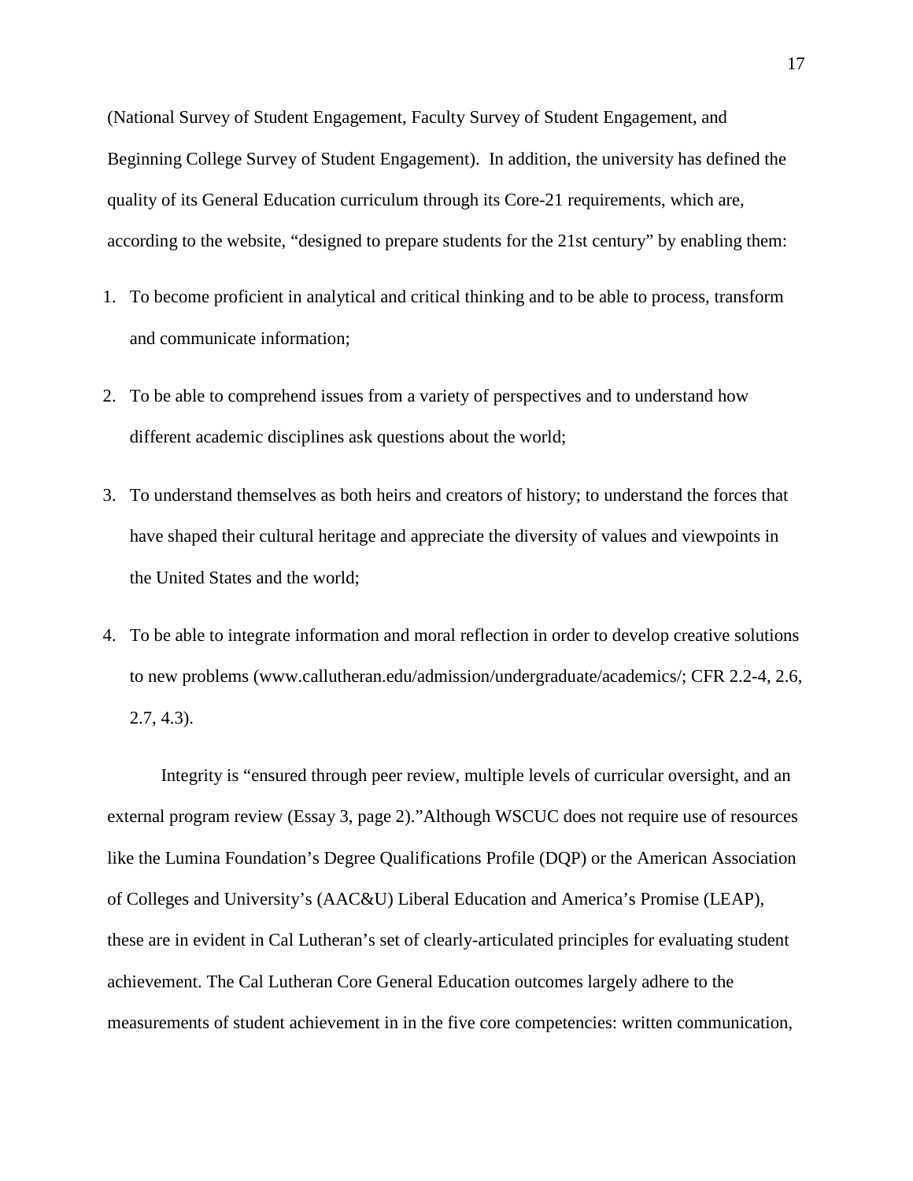(National Survey of Student Engagement, Faculty Survey of Student Engagement, and Beginning College Survey of Student Engagement). In addition, the university has defined the quality of its General Education curriculum through its Core-21 requirements, which are, according to the website, "designed to prepare students for the 21st century" by enabling them:

1. To become proficient in analytical and critical thinking and to be able to process, transform and communicate information;
2. To be able to comprehend issues from a variety of perspectives and to understand how different academic disciplines ask questions about the world;
3. To understand themselves as both heirs and creators of history; to understand the forces that have shaped their cultural heritage and appreciate the diversity of values and viewpoints in the United States and the world;
4. To be able to integrate information and moral reflection in order to develop creative solutions to new problems (www.callutheran.edu/admission/undergraduate/academics/; CFR 2.2-4, 2.6, 2.7, 4.3).

Integrity is "ensured through peer review, multiple levels of curricular oversight, and an external program review (Essay 3, page 2)."Although WSCUC does not require use of resources like the Lumina Foundation's Degree Qualifications Profile (DQP) or the American Association of Colleges and University's (AAC&U) Liberal Education and America's Promise (LEAP), these are in evident in Cal Lutheran's set of clearly-articulated principles for evaluating student achievement. The Cal Lutheran Core General Education outcomes largely adhere to the measurements of student achievement in in the five core competencies: written communication,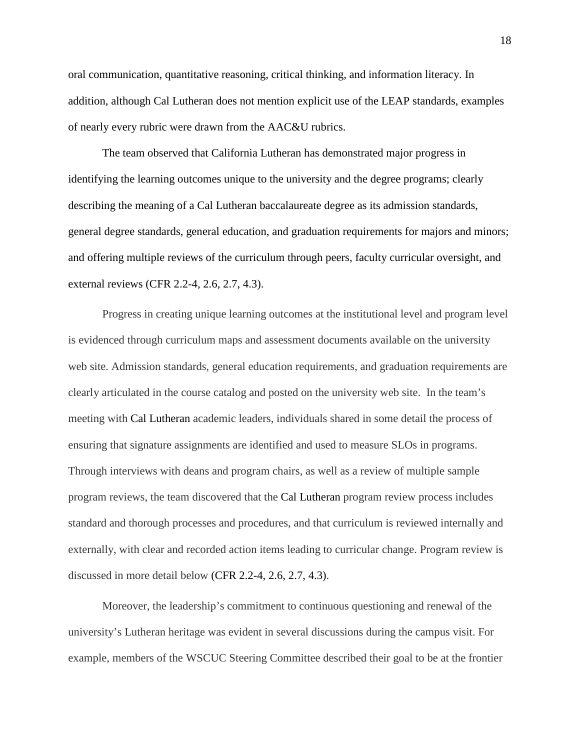oral communication, quantitative reasoning, critical thinking, and information literacy. In addition, although Cal Lutheran does not mention explicit use of the LEAP standards, examples of nearly every rubric were drawn from the AAC&U rubrics.

The team observed that California Lutheran has demonstrated major progress in identifying the learning outcomes unique to the university and the degree programs; clearly describing the meaning of a Cal Lutheran baccalaureate degree as its admission standards, general degree standards, general education, and graduation requirements for majors and minors; and offering multiple reviews of the curriculum through peers, faculty curricular oversight, and external reviews (CFR 2.2-4, 2.6, 2.7, 4.3).

Progress in creating unique learning outcomes at the institutional level and program level is evidenced through curriculum maps and assessment documents available on the university web site. Admission standards, general education requirements, and graduation requirements are clearly articulated in the course catalog and posted on the university web site. In the team's meeting with Cal Lutheran academic leaders, individuals shared in some detail the process of ensuring that signature assignments are identified and used to measure SLOs in programs. Through interviews with deans and program chairs, as well as a review of multiple sample program reviews, the team discovered that the Cal Lutheran program review process includes standard and thorough processes and procedures, and that curriculum is reviewed internally and externally, with clear and recorded action items leading to curricular change. Program review is discussed in more detail below (CFR 2.2-4, 2.6, 2.7, 4.3).

Moreover, the leadership's commitment to continuous questioning and renewal of the university's Lutheran heritage was evident in several discussions during the campus visit. For example, members of the WSCUC Steering Committee described their goal to be at the frontier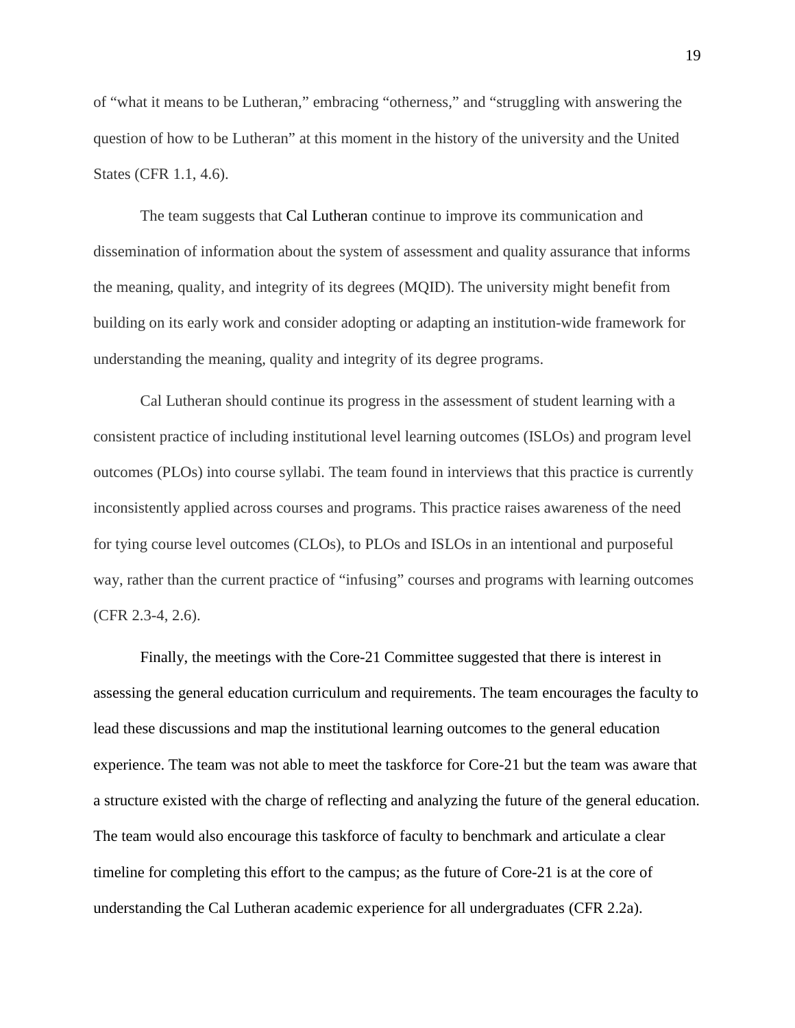of “what it means to be Lutheran,” embracing “otherness,” and “struggling with answering the question of how to be Lutheran” at this moment in the history of the university and the United States (CFR 1.1, 4.6).

The team suggests that Cal Lutheran continue to improve its communication and dissemination of information about the system of assessment and quality assurance that informs the meaning, quality, and integrity of its degrees (MQID). The university might benefit from building on its early work and consider adopting or adapting an institution-wide framework for understanding the meaning, quality and integrity of its degree programs.

Cal Lutheran should continue its progress in the assessment of student learning with a consistent practice of including institutional level learning outcomes (ISLOs) and program level outcomes (PLOs) into course syllabi. The team found in interviews that this practice is currently inconsistently applied across courses and programs. This practice raises awareness of the need for tying course level outcomes (CLOs), to PLOs and ISLOs in an intentional and purposeful way, rather than the current practice of “infusing” courses and programs with learning outcomes (CFR 2.3-4, 2.6).

Finally, the meetings with the Core-21 Committee suggested that there is interest in assessing the general education curriculum and requirements. The team encourages the faculty to lead these discussions and map the institutional learning outcomes to the general education experience. The team was not able to meet the taskforce for Core-21 but the team was aware that a structure existed with the charge of reflecting and analyzing the future of the general education. The team would also encourage this taskforce of faculty to benchmark and articulate a clear timeline for completing this effort to the campus; as the future of Core-21 is at the core of understanding the Cal Lutheran academic experience for all undergraduates (CFR 2.2a).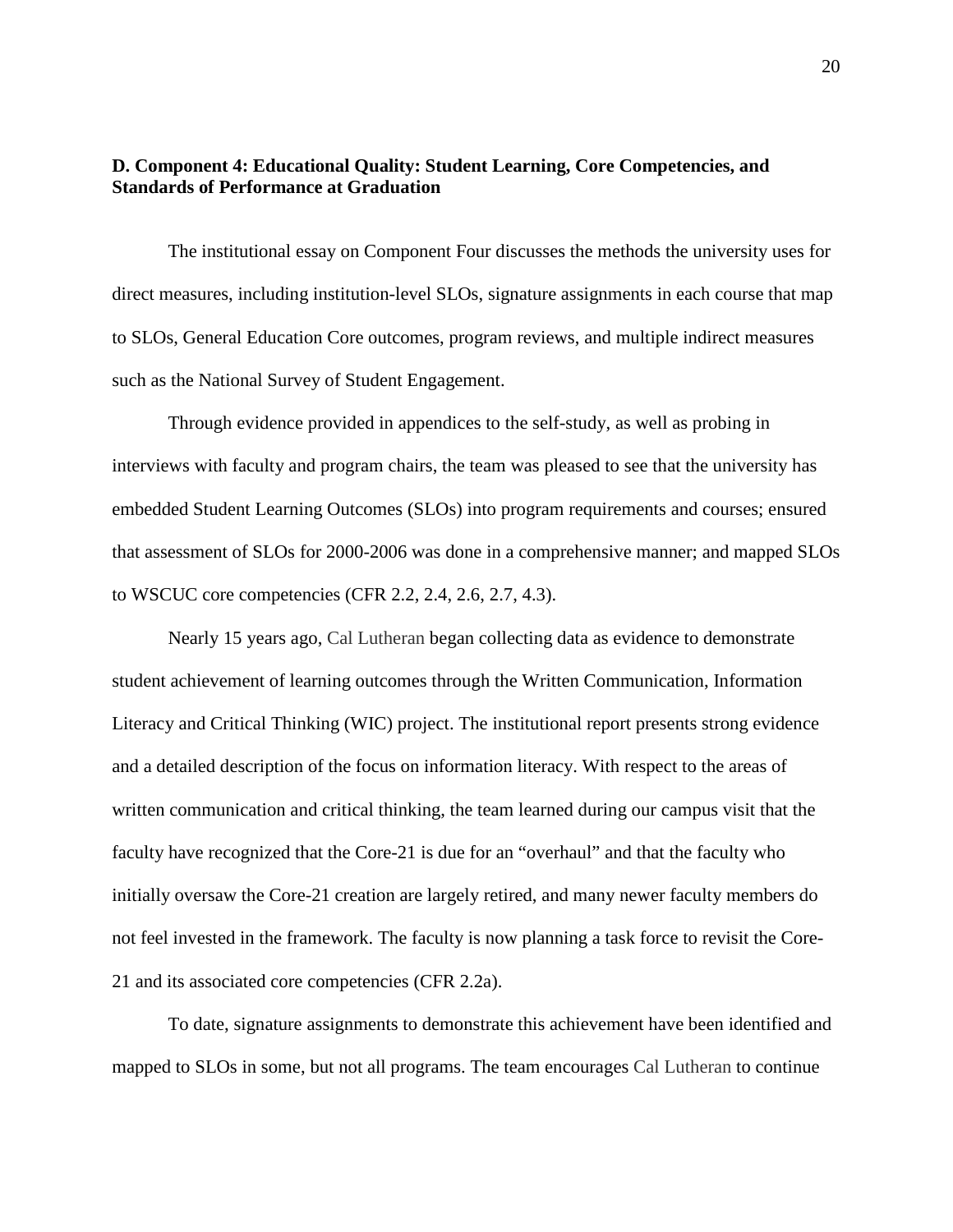### D. Component 4: Educational Quality: Student Learning, Core Competencies, and Standards of Performance at Graduation

The institutional essay on Component Four discusses the methods the university uses for direct measures, including institution-level SLOs, signature assignments in each course that map to SLOs, General Education Core outcomes, program reviews, and multiple indirect measures such as the National Survey of Student Engagement.

Through evidence provided in appendices to the self-study, as well as probing in interviews with faculty and program chairs, the team was pleased to see that the university has embedded Student Learning Outcomes (SLOs) into program requirements and courses; ensured that assessment of SLOs for 2000-2006 was done in a comprehensive manner; and mapped SLOs to WSCUC core competencies (CFR 2.2, 2.4, 2.6, 2.7, 4.3).

Nearly 15 years ago, Cal Lutheran began collecting data as evidence to demonstrate student achievement of learning outcomes through the Written Communication, Information Literacy and Critical Thinking (WIC) project. The institutional report presents strong evidence and a detailed description of the focus on information literacy. With respect to the areas of written communication and critical thinking, the team learned during our campus visit that the faculty have recognized that the Core-21 is due for an "overhaul" and that the faculty who initially oversaw the Core-21 creation are largely retired, and many newer faculty members do not feel invested in the framework. The faculty is now planning a task force to revisit the Core-21 and its associated core competencies (CFR 2.2a).

To date, signature assignments to demonstrate this achievement have been identified and mapped to SLOs in some, but not all programs. The team encourages Cal Lutheran to continue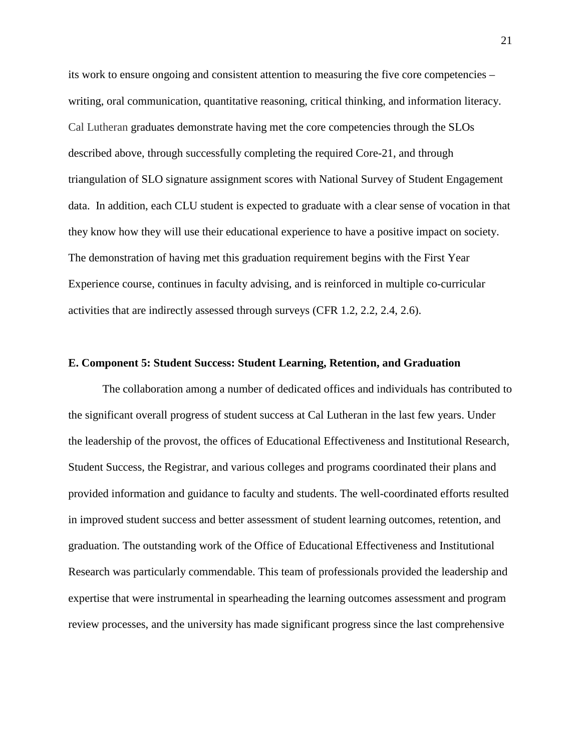its work to ensure ongoing and consistent attention to measuring the five core competencies – writing, oral communication, quantitative reasoning, critical thinking, and information literacy. Cal Lutheran graduates demonstrate having met the core competencies through the SLOs described above, through successfully completing the required Core-21, and through triangulation of SLO signature assignment scores with National Survey of Student Engagement data. In addition, each CLU student is expected to graduate with a clear sense of vocation in that they know how they will use their educational experience to have a positive impact on society. The demonstration of having met this graduation requirement begins with the First Year Experience course, continues in faculty advising, and is reinforced in multiple co-curricular activities that are indirectly assessed through surveys (CFR 1.2, 2.2, 2.4, 2.6).

**E. Component 5: Student Success: Student Learning, Retention, and Graduation**

The collaboration among a number of dedicated offices and individuals has contributed to the significant overall progress of student success at Cal Lutheran in the last few years. Under the leadership of the provost, the offices of Educational Effectiveness and Institutional Research, Student Success, the Registrar, and various colleges and programs coordinated their plans and provided information and guidance to faculty and students. The well-coordinated efforts resulted in improved student success and better assessment of student learning outcomes, retention, and graduation. The outstanding work of the Office of Educational Effectiveness and Institutional Research was particularly commendable. This team of professionals provided the leadership and expertise that were instrumental in spearheading the learning outcomes assessment and program review processes, and the university has made significant progress since the last comprehensive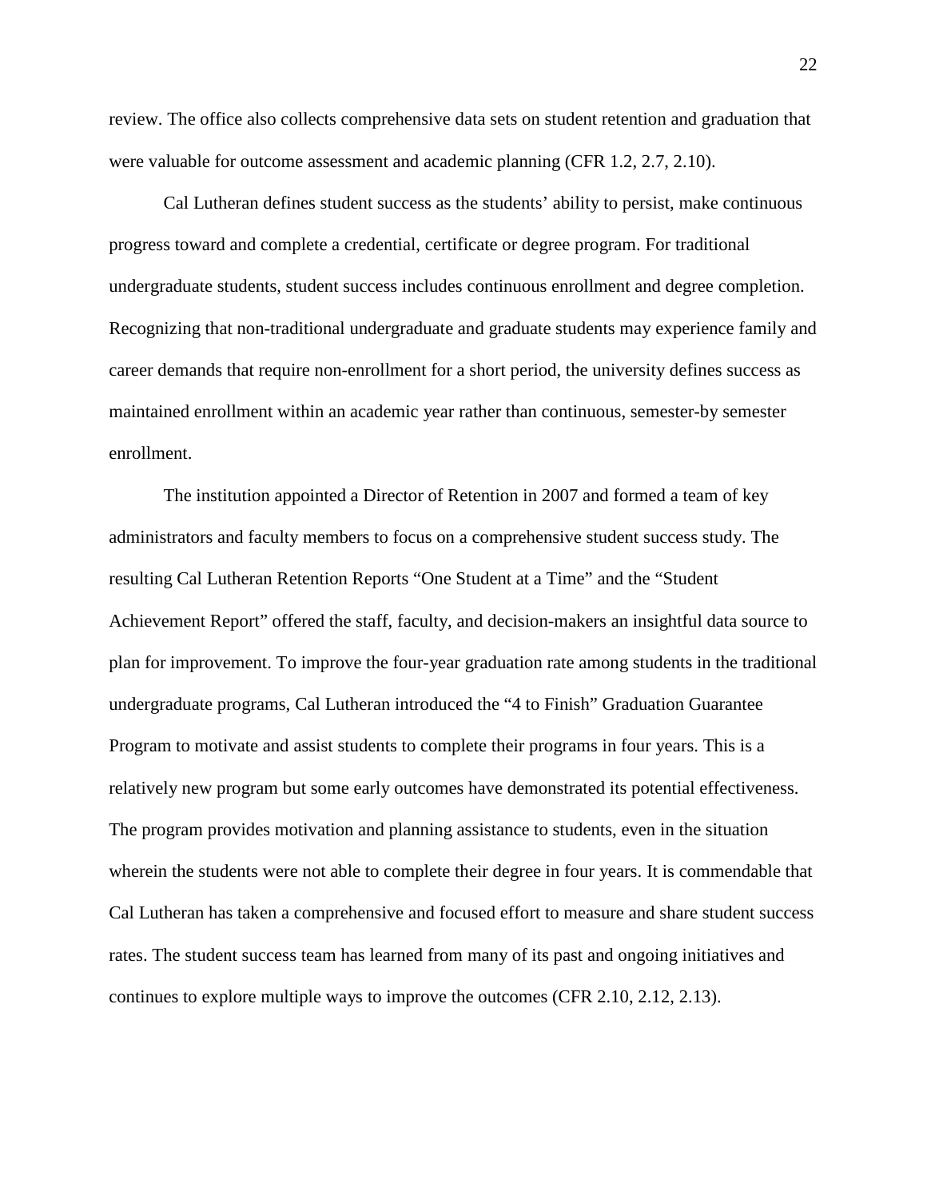review. The office also collects comprehensive data sets on student retention and graduation that were valuable for outcome assessment and academic planning (CFR 1.2, 2.7, 2.10).

Cal Lutheran defines student success as the students' ability to persist, make continuous progress toward and complete a credential, certificate or degree program. For traditional undergraduate students, student success includes continuous enrollment and degree completion. Recognizing that non-traditional undergraduate and graduate students may experience family and career demands that require non-enrollment for a short period, the university defines success as maintained enrollment within an academic year rather than continuous, semester-by semester enrollment.

The institution appointed a Director of Retention in 2007 and formed a team of key administrators and faculty members to focus on a comprehensive student success study. The resulting Cal Lutheran Retention Reports "One Student at a Time" and the "Student Achievement Report" offered the staff, faculty, and decision-makers an insightful data source to plan for improvement. To improve the four-year graduation rate among students in the traditional undergraduate programs, Cal Lutheran introduced the "4 to Finish" Graduation Guarantee Program to motivate and assist students to complete their programs in four years. This is a relatively new program but some early outcomes have demonstrated its potential effectiveness. The program provides motivation and planning assistance to students, even in the situation wherein the students were not able to complete their degree in four years. It is commendable that Cal Lutheran has taken a comprehensive and focused effort to measure and share student success rates. The student success team has learned from many of its past and ongoing initiatives and continues to explore multiple ways to improve the outcomes (CFR 2.10, 2.12, 2.13).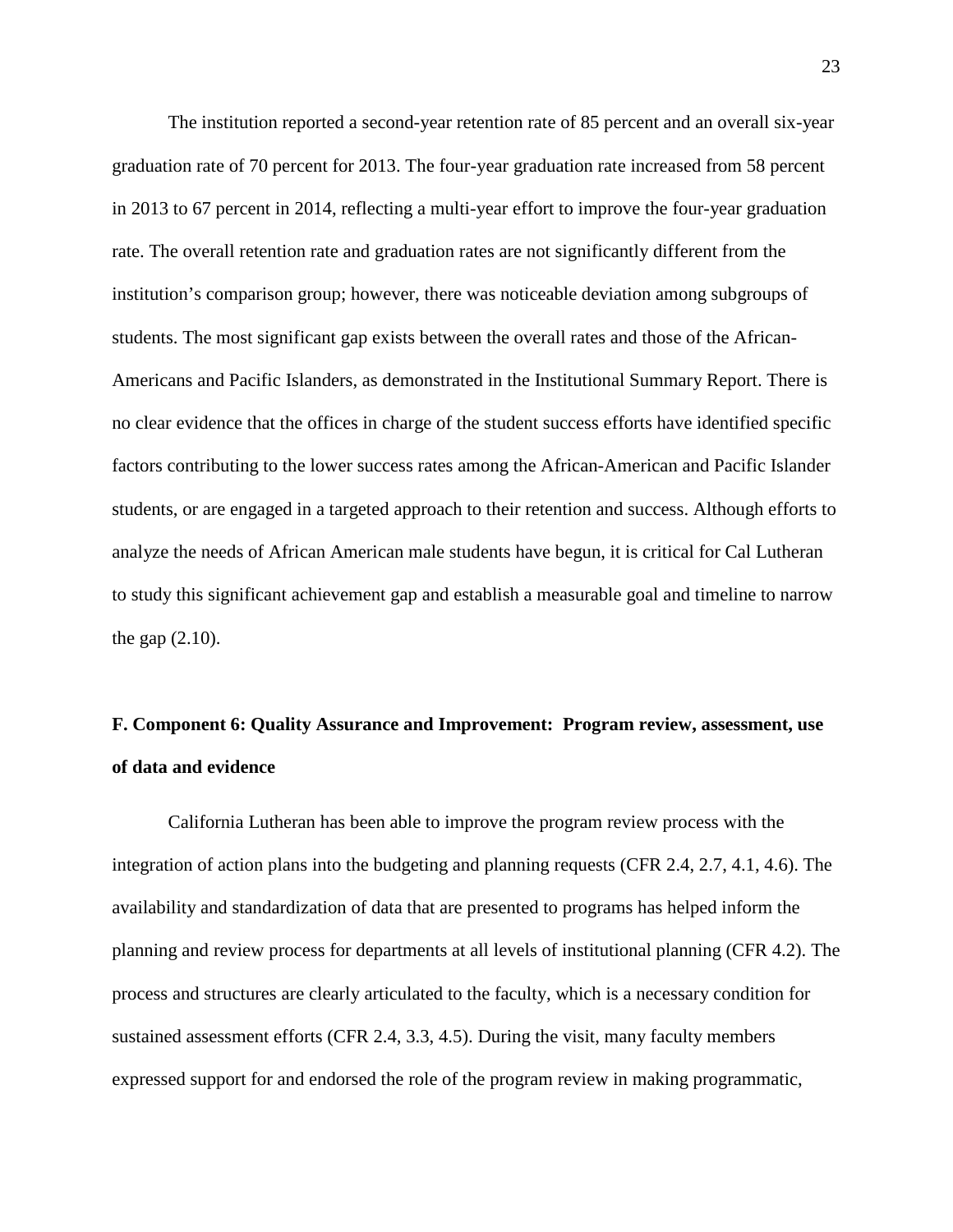The institution reported a second-year retention rate of 85 percent and an overall six-year graduation rate of 70 percent for 2013. The four-year graduation rate increased from 58 percent in 2013 to 67 percent in 2014, reflecting a multi-year effort to improve the four-year graduation rate. The overall retention rate and graduation rates are not significantly different from the institution's comparison group; however, there was noticeable deviation among subgroups of students. The most significant gap exists between the overall rates and those of the African-Americans and Pacific Islanders, as demonstrated in the Institutional Summary Report. There is no clear evidence that the offices in charge of the student success efforts have identified specific factors contributing to the lower success rates among the African-American and Pacific Islander students, or are engaged in a targeted approach to their retention and success. Although efforts to analyze the needs of African American male students have begun, it is critical for Cal Lutheran to study this significant achievement gap and establish a measurable goal and timeline to narrow the gap (2.10).

**F. Component 6: Quality Assurance and Improvement: Program review, assessment, use of data and evidence**

California Lutheran has been able to improve the program review process with the integration of action plans into the budgeting and planning requests (CFR 2.4, 2.7, 4.1, 4.6). The availability and standardization of data that are presented to programs has helped inform the planning and review process for departments at all levels of institutional planning (CFR 4.2). The process and structures are clearly articulated to the faculty, which is a necessary condition for sustained assessment efforts (CFR 2.4, 3.3, 4.5). During the visit, many faculty members expressed support for and endorsed the role of the program review in making programmatic,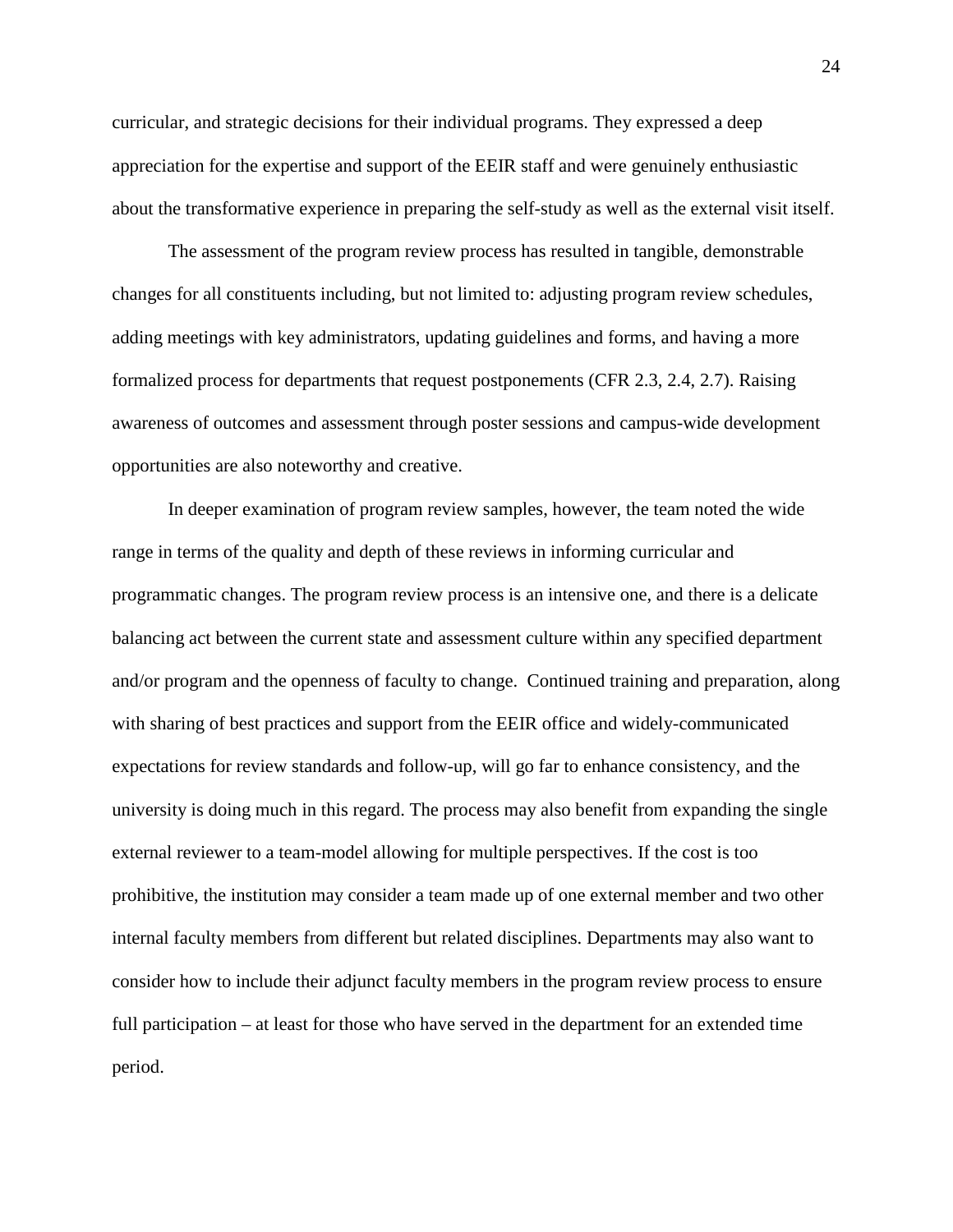curricular, and strategic decisions for their individual programs. They expressed a deep appreciation for the expertise and support of the EEIR staff and were genuinely enthusiastic about the transformative experience in preparing the self-study as well as the external visit itself.

The assessment of the program review process has resulted in tangible, demonstrable changes for all constituents including, but not limited to: adjusting program review schedules, adding meetings with key administrators, updating guidelines and forms, and having a more formalized process for departments that request postponements (CFR 2.3, 2.4, 2.7). Raising awareness of outcomes and assessment through poster sessions and campus-wide development opportunities are also noteworthy and creative.

In deeper examination of program review samples, however, the team noted the wide range in terms of the quality and depth of these reviews in informing curricular and programmatic changes. The program review process is an intensive one, and there is a delicate balancing act between the current state and assessment culture within any specified department and/or program and the openness of faculty to change. Continued training and preparation, along with sharing of best practices and support from the EEIR office and widely-communicated expectations for review standards and follow-up, will go far to enhance consistency, and the university is doing much in this regard. The process may also benefit from expanding the single external reviewer to a team-model allowing for multiple perspectives. If the cost is too prohibitive, the institution may consider a team made up of one external member and two other internal faculty members from different but related disciplines. Departments may also want to consider how to include their adjunct faculty members in the program review process to ensure full participation – at least for those who have served in the department for an extended time period.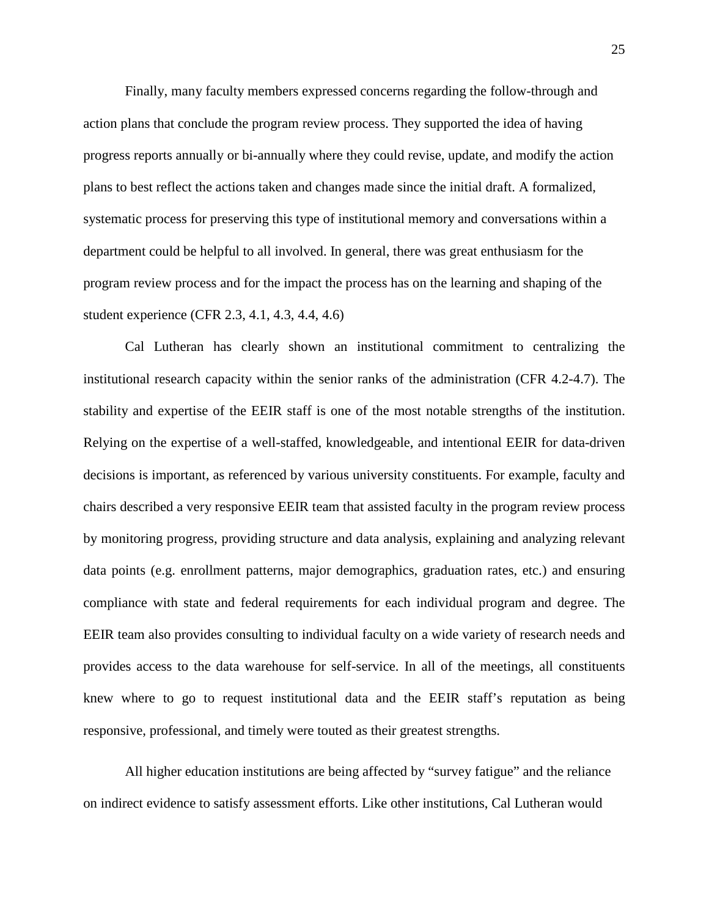Finally, many faculty members expressed concerns regarding the follow-through and action plans that conclude the program review process. They supported the idea of having progress reports annually or bi-annually where they could revise, update, and modify the action plans to best reflect the actions taken and changes made since the initial draft. A formalized, systematic process for preserving this type of institutional memory and conversations within a department could be helpful to all involved. In general, there was great enthusiasm for the program review process and for the impact the process has on the learning and shaping of the student experience (CFR 2.3, 4.1, 4.3, 4.4, 4.6)

Cal Lutheran has clearly shown an institutional commitment to centralizing the institutional research capacity within the senior ranks of the administration (CFR 4.2-4.7). The stability and expertise of the EEIR staff is one of the most notable strengths of the institution. Relying on the expertise of a well-staffed, knowledgeable, and intentional EEIR for data-driven decisions is important, as referenced by various university constituents. For example, faculty and chairs described a very responsive EEIR team that assisted faculty in the program review process by monitoring progress, providing structure and data analysis, explaining and analyzing relevant data points (e.g. enrollment patterns, major demographics, graduation rates, etc.) and ensuring compliance with state and federal requirements for each individual program and degree. The EEIR team also provides consulting to individual faculty on a wide variety of research needs and provides access to the data warehouse for self-service. In all of the meetings, all constituents knew where to go to request institutional data and the EEIR staff's reputation as being responsive, professional, and timely were touted as their greatest strengths.

All higher education institutions are being affected by "survey fatigue" and the reliance on indirect evidence to satisfy assessment efforts. Like other institutions, Cal Lutheran would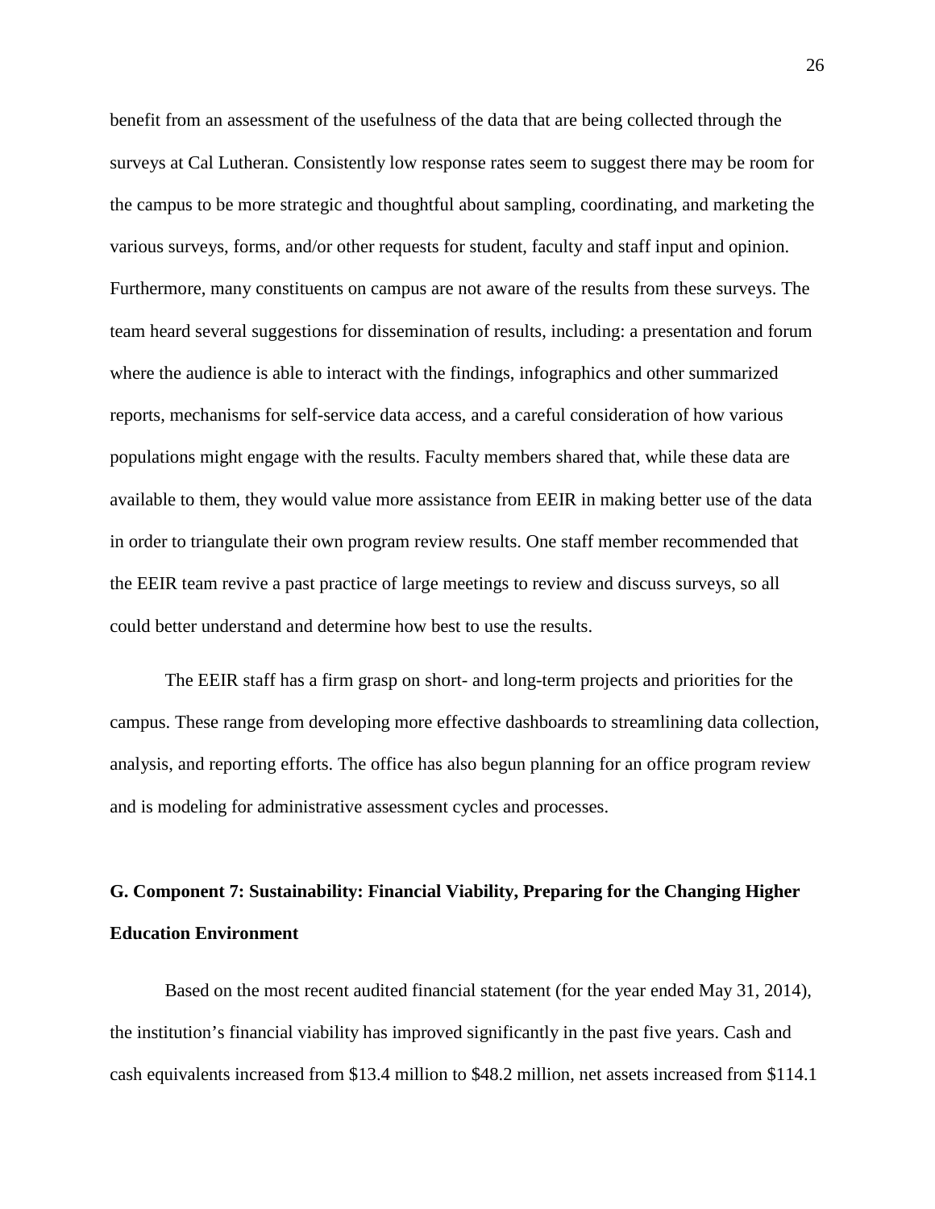benefit from an assessment of the usefulness of the data that are being collected through the surveys at Cal Lutheran. Consistently low response rates seem to suggest there may be room for the campus to be more strategic and thoughtful about sampling, coordinating, and marketing the various surveys, forms, and/or other requests for student, faculty and staff input and opinion. Furthermore, many constituents on campus are not aware of the results from these surveys. The team heard several suggestions for dissemination of results, including: a presentation and forum where the audience is able to interact with the findings, infographics and other summarized reports, mechanisms for self-service data access, and a careful consideration of how various populations might engage with the results. Faculty members shared that, while these data are available to them, they would value more assistance from EEIR in making better use of the data in order to triangulate their own program review results. One staff member recommended that the EEIR team revive a past practice of large meetings to review and discuss surveys, so all could better understand and determine how best to use the results.

The EEIR staff has a firm grasp on short- and long-term projects and priorities for the campus. These range from developing more effective dashboards to streamlining data collection, analysis, and reporting efforts. The office has also begun planning for an office program review and is modeling for administrative assessment cycles and processes.

## G. Component 7: Sustainability: Financial Viability, Preparing for the Changing Higher Education Environment

Based on the most recent audited financial statement (for the year ended May 31, 2014), the institution's financial viability has improved significantly in the past five years. Cash and cash equivalents increased from $13.4 million to $48.2 million, net assets increased from $114.1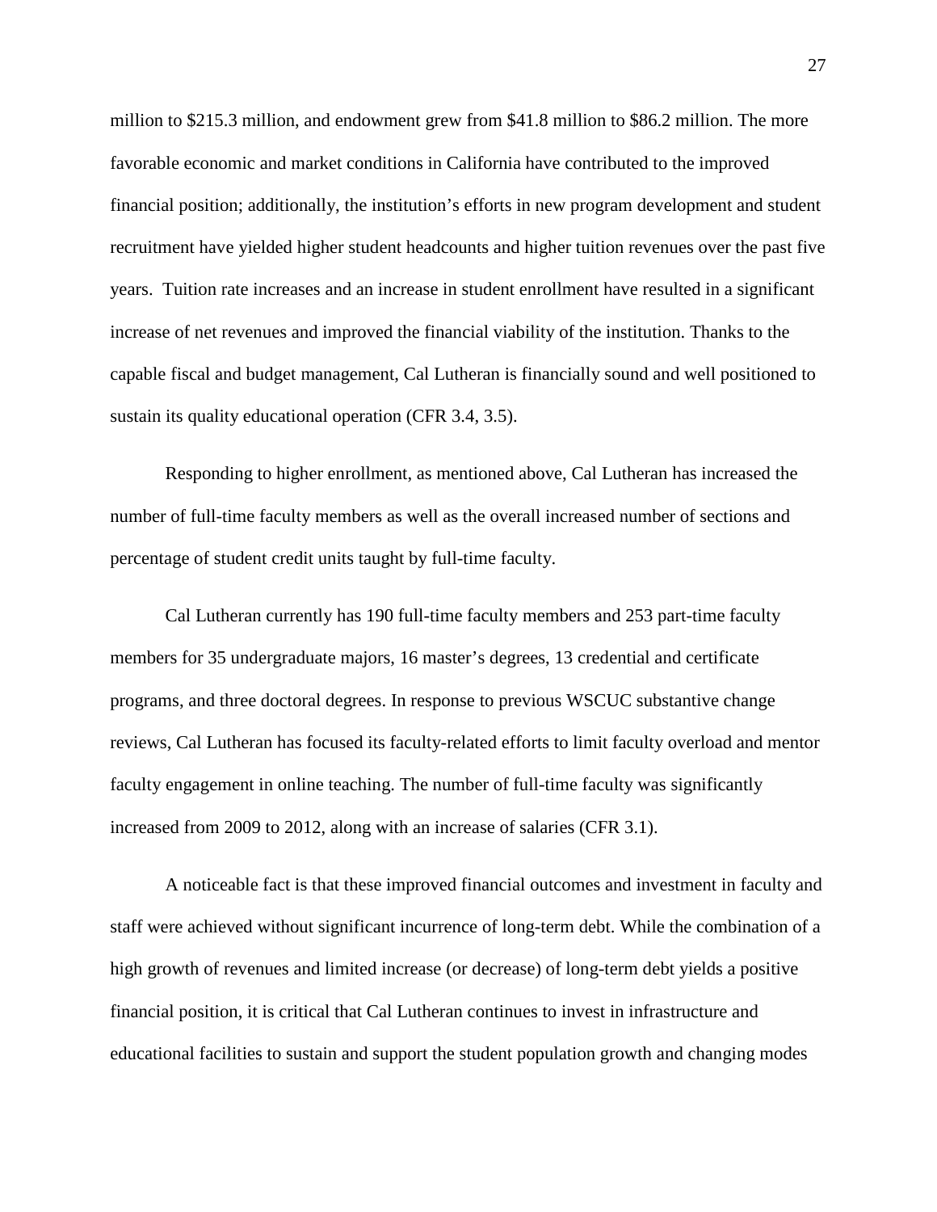million to $215.3 million, and endowment grew from $41.8 million to $86.2 million. The more favorable economic and market conditions in California have contributed to the improved financial position; additionally, the institution's efforts in new program development and student recruitment have yielded higher student headcounts and higher tuition revenues over the past five years. Tuition rate increases and an increase in student enrollment have resulted in a significant increase of net revenues and improved the financial viability of the institution. Thanks to the capable fiscal and budget management, Cal Lutheran is financially sound and well positioned to sustain its quality educational operation (CFR 3.4, 3.5).

Responding to higher enrollment, as mentioned above, Cal Lutheran has increased the number of full-time faculty members as well as the overall increased number of sections and percentage of student credit units taught by full-time faculty.

Cal Lutheran currently has 190 full-time faculty members and 253 part-time faculty members for 35 undergraduate majors, 16 master's degrees, 13 credential and certificate programs, and three doctoral degrees. In response to previous WSCUC substantive change reviews, Cal Lutheran has focused its faculty-related efforts to limit faculty overload and mentor faculty engagement in online teaching. The number of full-time faculty was significantly increased from 2009 to 2012, along with an increase of salaries (CFR 3.1).

A noticeable fact is that these improved financial outcomes and investment in faculty and staff were achieved without significant incurrence of long-term debt. While the combination of a high growth of revenues and limited increase (or decrease) of long-term debt yields a positive financial position, it is critical that Cal Lutheran continues to invest in infrastructure and educational facilities to sustain and support the student population growth and changing modes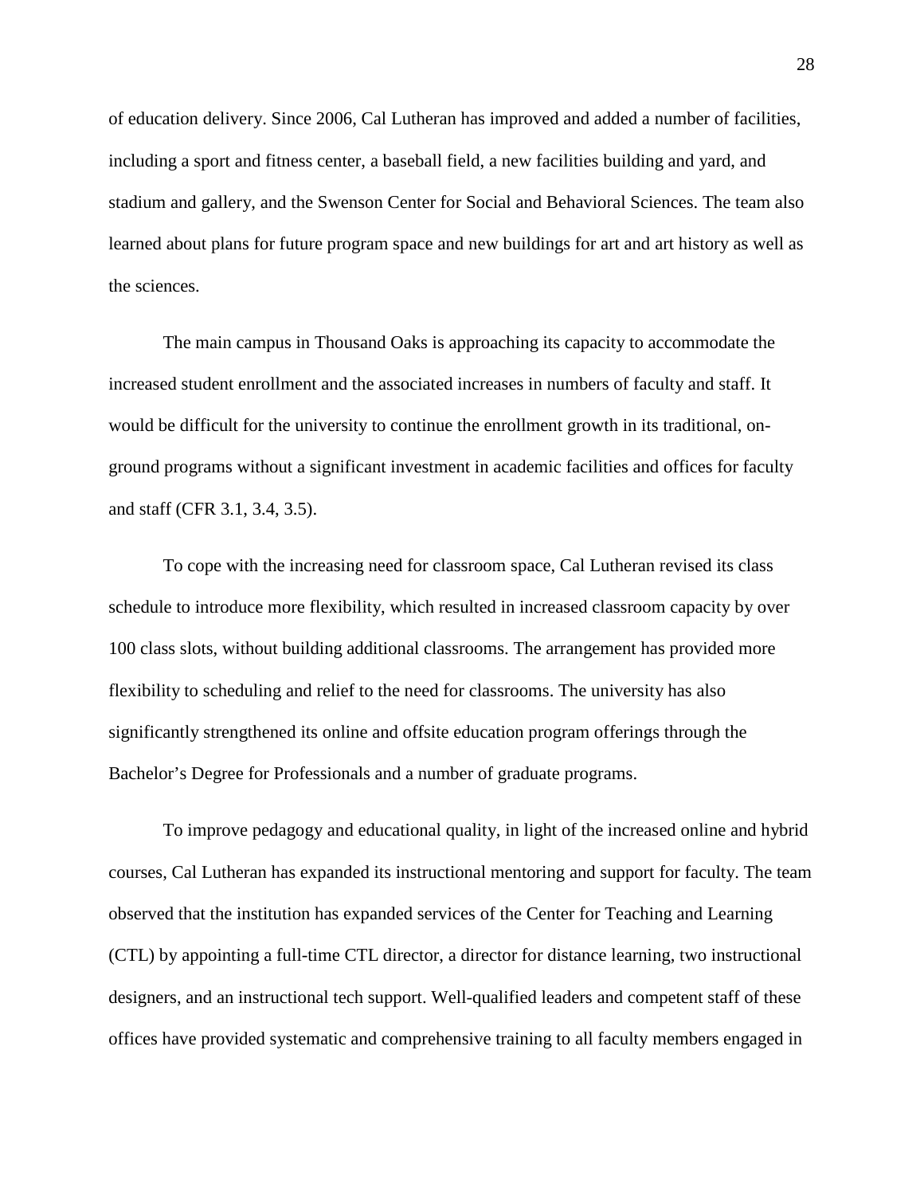of education delivery. Since 2006, Cal Lutheran has improved and added a number of facilities, including a sport and fitness center, a baseball field, a new facilities building and yard, and stadium and gallery, and the Swenson Center for Social and Behavioral Sciences. The team also learned about plans for future program space and new buildings for art and art history as well as the sciences.

The main campus in Thousand Oaks is approaching its capacity to accommodate the increased student enrollment and the associated increases in numbers of faculty and staff. It would be difficult for the university to continue the enrollment growth in its traditional, on-ground programs without a significant investment in academic facilities and offices for faculty and staff (CFR 3.1, 3.4, 3.5).

To cope with the increasing need for classroom space, Cal Lutheran revised its class schedule to introduce more flexibility, which resulted in increased classroom capacity by over 100 class slots, without building additional classrooms. The arrangement has provided more flexibility to scheduling and relief to the need for classrooms. The university has also significantly strengthened its online and offsite education program offerings through the Bachelor's Degree for Professionals and a number of graduate programs.

To improve pedagogy and educational quality, in light of the increased online and hybrid courses, Cal Lutheran has expanded its instructional mentoring and support for faculty. The team observed that the institution has expanded services of the Center for Teaching and Learning (CTL) by appointing a full-time CTL director, a director for distance learning, two instructional designers, and an instructional tech support. Well-qualified leaders and competent staff of these offices have provided systematic and comprehensive training to all faculty members engaged in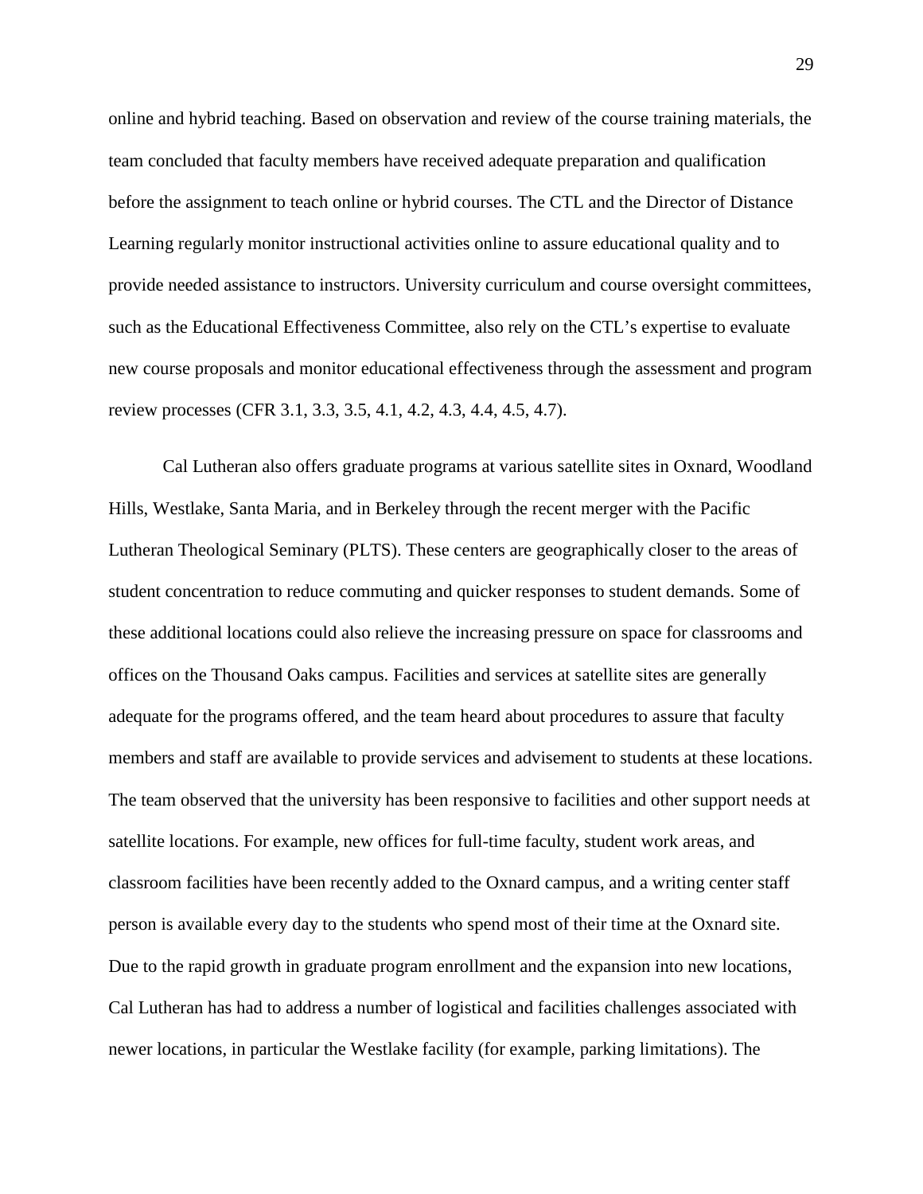online and hybrid teaching. Based on observation and review of the course training materials, the team concluded that faculty members have received adequate preparation and qualification before the assignment to teach online or hybrid courses. The CTL and the Director of Distance Learning regularly monitor instructional activities online to assure educational quality and to provide needed assistance to instructors. University curriculum and course oversight committees, such as the Educational Effectiveness Committee, also rely on the CTL's expertise to evaluate new course proposals and monitor educational effectiveness through the assessment and program review processes (CFR 3.1, 3.3, 3.5, 4.1, 4.2, 4.3, 4.4, 4.5, 4.7).

Cal Lutheran also offers graduate programs at various satellite sites in Oxnard, Woodland Hills, Westlake, Santa Maria, and in Berkeley through the recent merger with the Pacific Lutheran Theological Seminary (PLTS). These centers are geographically closer to the areas of student concentration to reduce commuting and quicker responses to student demands. Some of these additional locations could also relieve the increasing pressure on space for classrooms and offices on the Thousand Oaks campus. Facilities and services at satellite sites are generally adequate for the programs offered, and the team heard about procedures to assure that faculty members and staff are available to provide services and advisement to students at these locations. The team observed that the university has been responsive to facilities and other support needs at satellite locations. For example, new offices for full-time faculty, student work areas, and classroom facilities have been recently added to the Oxnard campus, and a writing center staff person is available every day to the students who spend most of their time at the Oxnard site. Due to the rapid growth in graduate program enrollment and the expansion into new locations, Cal Lutheran has had to address a number of logistical and facilities challenges associated with newer locations, in particular the Westlake facility (for example, parking limitations). The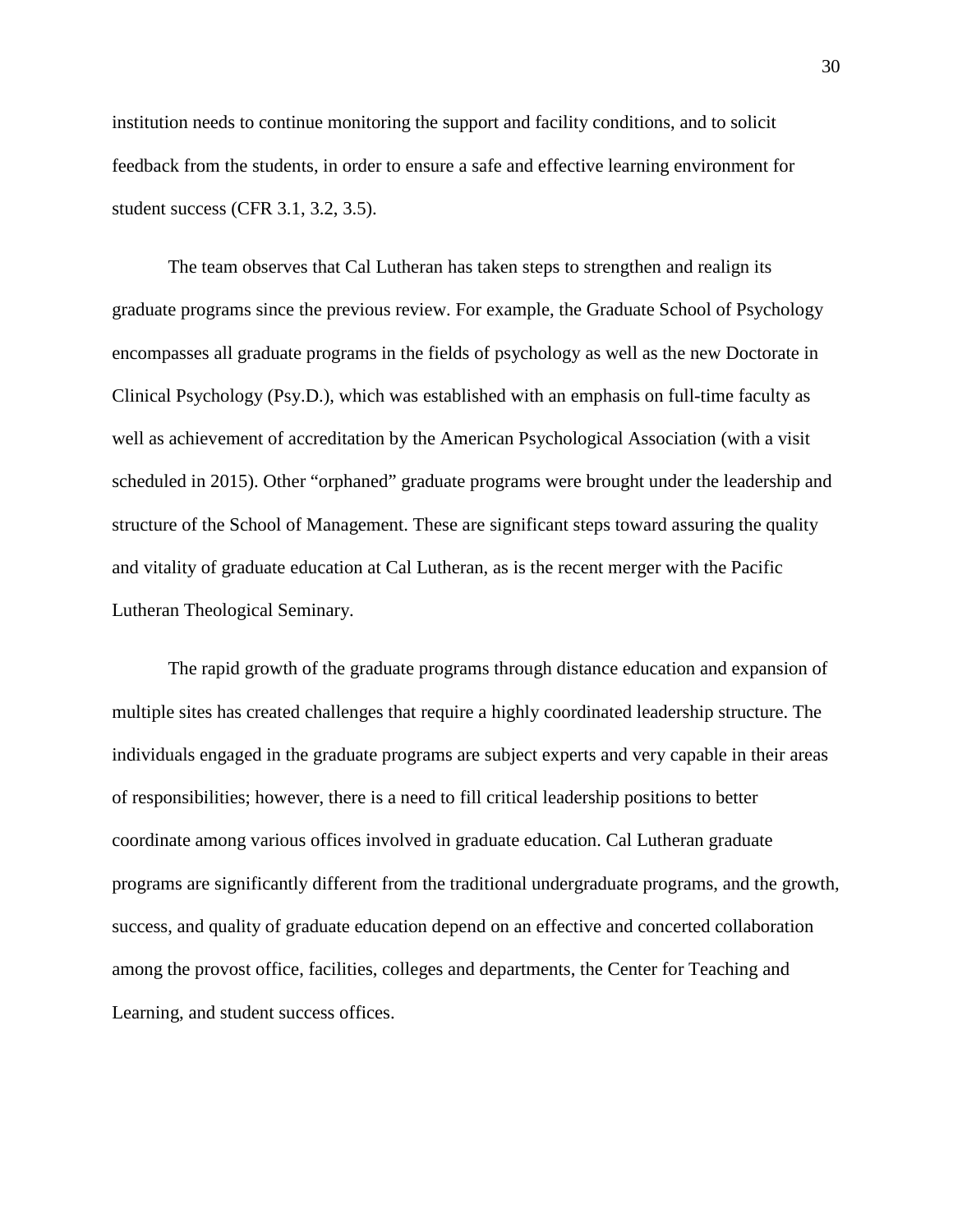institution needs to continue monitoring the support and facility conditions, and to solicit feedback from the students, in order to ensure a safe and effective learning environment for student success (CFR 3.1, 3.2, 3.5).

The team observes that Cal Lutheran has taken steps to strengthen and realign its graduate programs since the previous review. For example, the Graduate School of Psychology encompasses all graduate programs in the fields of psychology as well as the new Doctorate in Clinical Psychology (Psy.D.), which was established with an emphasis on full-time faculty as well as achievement of accreditation by the American Psychological Association (with a visit scheduled in 2015). Other “orphaned” graduate programs were brought under the leadership and structure of the School of Management. These are significant steps toward assuring the quality and vitality of graduate education at Cal Lutheran, as is the recent merger with the Pacific Lutheran Theological Seminary.

The rapid growth of the graduate programs through distance education and expansion of multiple sites has created challenges that require a highly coordinated leadership structure. The individuals engaged in the graduate programs are subject experts and very capable in their areas of responsibilities; however, there is a need to fill critical leadership positions to better coordinate among various offices involved in graduate education. Cal Lutheran graduate programs are significantly different from the traditional undergraduate programs, and the growth, success, and quality of graduate education depend on an effective and concerted collaboration among the provost office, facilities, colleges and departments, the Center for Teaching and Learning, and student success offices.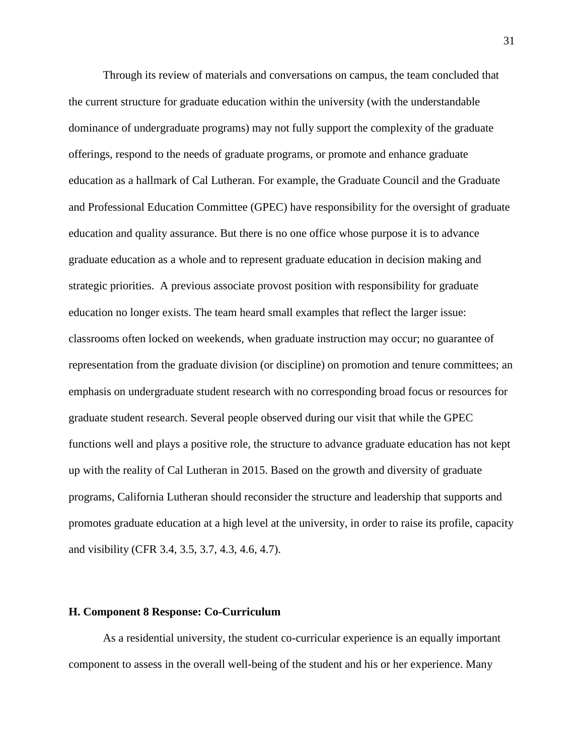Through its review of materials and conversations on campus, the team concluded that the current structure for graduate education within the university (with the understandable dominance of undergraduate programs) may not fully support the complexity of the graduate offerings, respond to the needs of graduate programs, or promote and enhance graduate education as a hallmark of Cal Lutheran. For example, the Graduate Council and the Graduate and Professional Education Committee (GPEC) have responsibility for the oversight of graduate education and quality assurance. But there is no one office whose purpose it is to advance graduate education as a whole and to represent graduate education in decision making and strategic priorities. A previous associate provost position with responsibility for graduate education no longer exists. The team heard small examples that reflect the larger issue: classrooms often locked on weekends, when graduate instruction may occur; no guarantee of representation from the graduate division (or discipline) on promotion and tenure committees; an emphasis on undergraduate student research with no corresponding broad focus or resources for graduate student research. Several people observed during our visit that while the GPEC functions well and plays a positive role, the structure to advance graduate education has not kept up with the reality of Cal Lutheran in 2015. Based on the growth and diversity of graduate programs, California Lutheran should reconsider the structure and leadership that supports and promotes graduate education at a high level at the university, in order to raise its profile, capacity and visibility (CFR 3.4, 3.5, 3.7, 4.3, 4.6, 4.7).

**H. Component 8 Response: Co-Curriculum**

As a residential university, the student co-curricular experience is an equally important component to assess in the overall well-being of the student and his or her experience. Many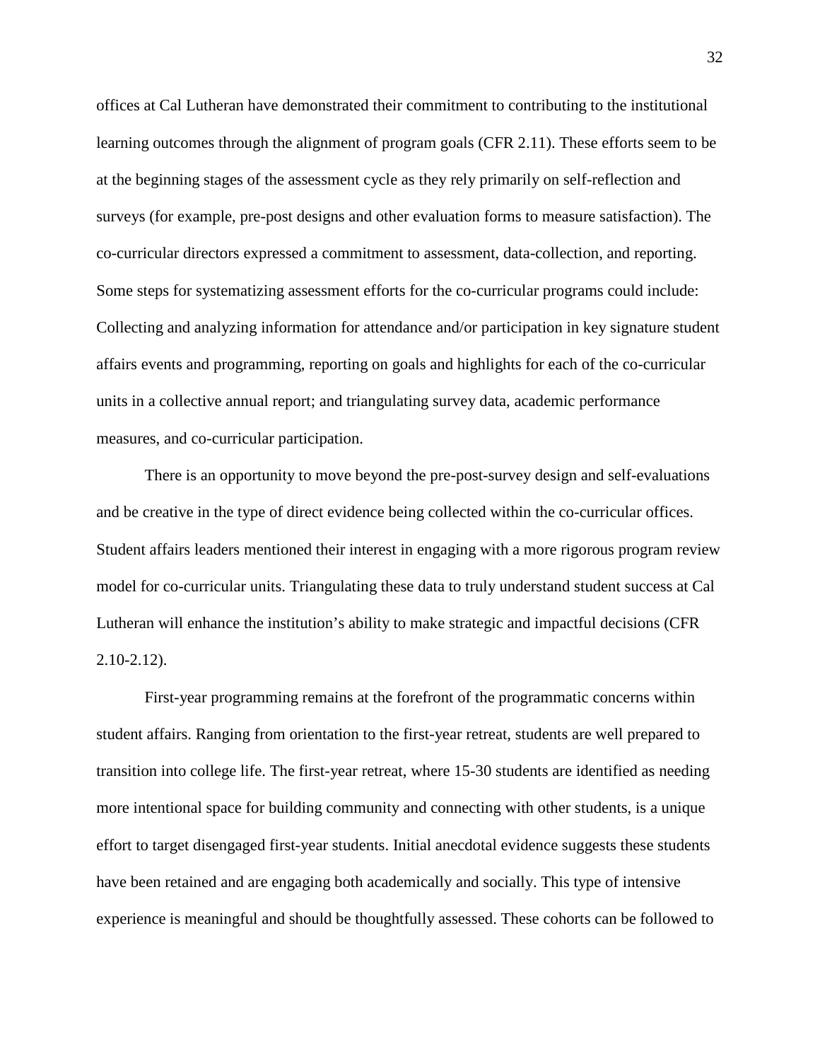offices at Cal Lutheran have demonstrated their commitment to contributing to the institutional learning outcomes through the alignment of program goals (CFR 2.11). These efforts seem to be at the beginning stages of the assessment cycle as they rely primarily on self-reflection and surveys (for example, pre-post designs and other evaluation forms to measure satisfaction). The co-curricular directors expressed a commitment to assessment, data-collection, and reporting. Some steps for systematizing assessment efforts for the co-curricular programs could include: Collecting and analyzing information for attendance and/or participation in key signature student affairs events and programming, reporting on goals and highlights for each of the co-curricular units in a collective annual report; and triangulating survey data, academic performance measures, and co-curricular participation.

There is an opportunity to move beyond the pre-post-survey design and self-evaluations and be creative in the type of direct evidence being collected within the co-curricular offices. Student affairs leaders mentioned their interest in engaging with a more rigorous program review model for co-curricular units. Triangulating these data to truly understand student success at Cal Lutheran will enhance the institution's ability to make strategic and impactful decisions (CFR 2.10-2.12).

First-year programming remains at the forefront of the programmatic concerns within student affairs. Ranging from orientation to the first-year retreat, students are well prepared to transition into college life. The first-year retreat, where 15-30 students are identified as needing more intentional space for building community and connecting with other students, is a unique effort to target disengaged first-year students. Initial anecdotal evidence suggests these students have been retained and are engaging both academically and socially. This type of intensive experience is meaningful and should be thoughtfully assessed. These cohorts can be followed to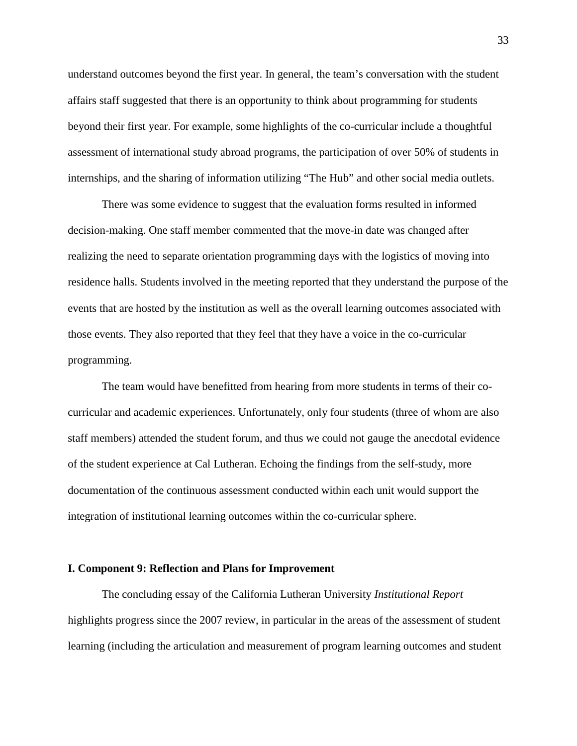understand outcomes beyond the first year. In general, the team's conversation with the student affairs staff suggested that there is an opportunity to think about programming for students beyond their first year. For example, some highlights of the co-curricular include a thoughtful assessment of international study abroad programs, the participation of over 50% of students in internships, and the sharing of information utilizing "The Hub" and other social media outlets.

There was some evidence to suggest that the evaluation forms resulted in informed decision-making. One staff member commented that the move-in date was changed after realizing the need to separate orientation programming days with the logistics of moving into residence halls. Students involved in the meeting reported that they understand the purpose of the events that are hosted by the institution as well as the overall learning outcomes associated with those events. They also reported that they feel that they have a voice in the co-curricular programming.

The team would have benefitted from hearing from more students in terms of their co-curricular and academic experiences. Unfortunately, only four students (three of whom are also staff members) attended the student forum, and thus we could not gauge the anecdotal evidence of the student experience at Cal Lutheran. Echoing the findings from the self-study, more documentation of the continuous assessment conducted within each unit would support the integration of institutional learning outcomes within the co-curricular sphere.

**I. Component 9: Reflection and Plans for Improvement**

The concluding essay of the California Lutheran University *Institutional Report* highlights progress since the 2007 review, in particular in the areas of the assessment of student learning (including the articulation and measurement of program learning outcomes and student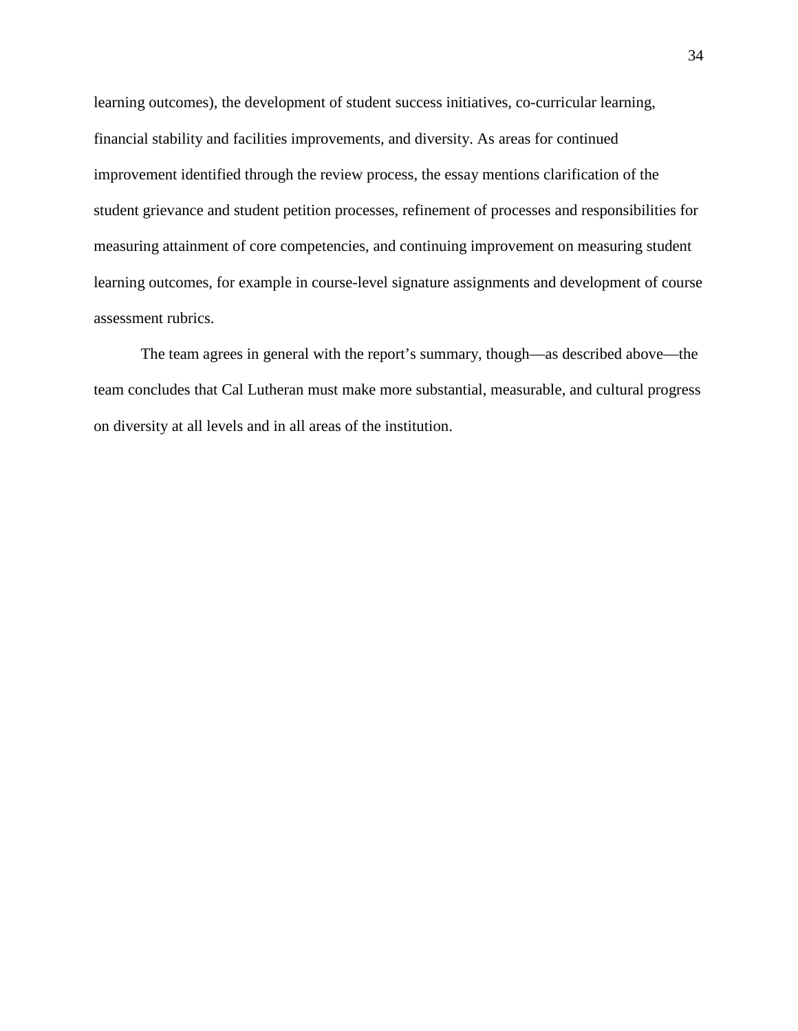learning outcomes), the development of student success initiatives, co-curricular learning, financial stability and facilities improvements, and diversity. As areas for continued improvement identified through the review process, the essay mentions clarification of the student grievance and student petition processes, refinement of processes and responsibilities for measuring attainment of core competencies, and continuing improvement on measuring student learning outcomes, for example in course-level signature assignments and development of course assessment rubrics.

The team agrees in general with the report's summary, though—as described above—the team concludes that Cal Lutheran must make more substantial, measurable, and cultural progress on diversity at all levels and in all areas of the institution.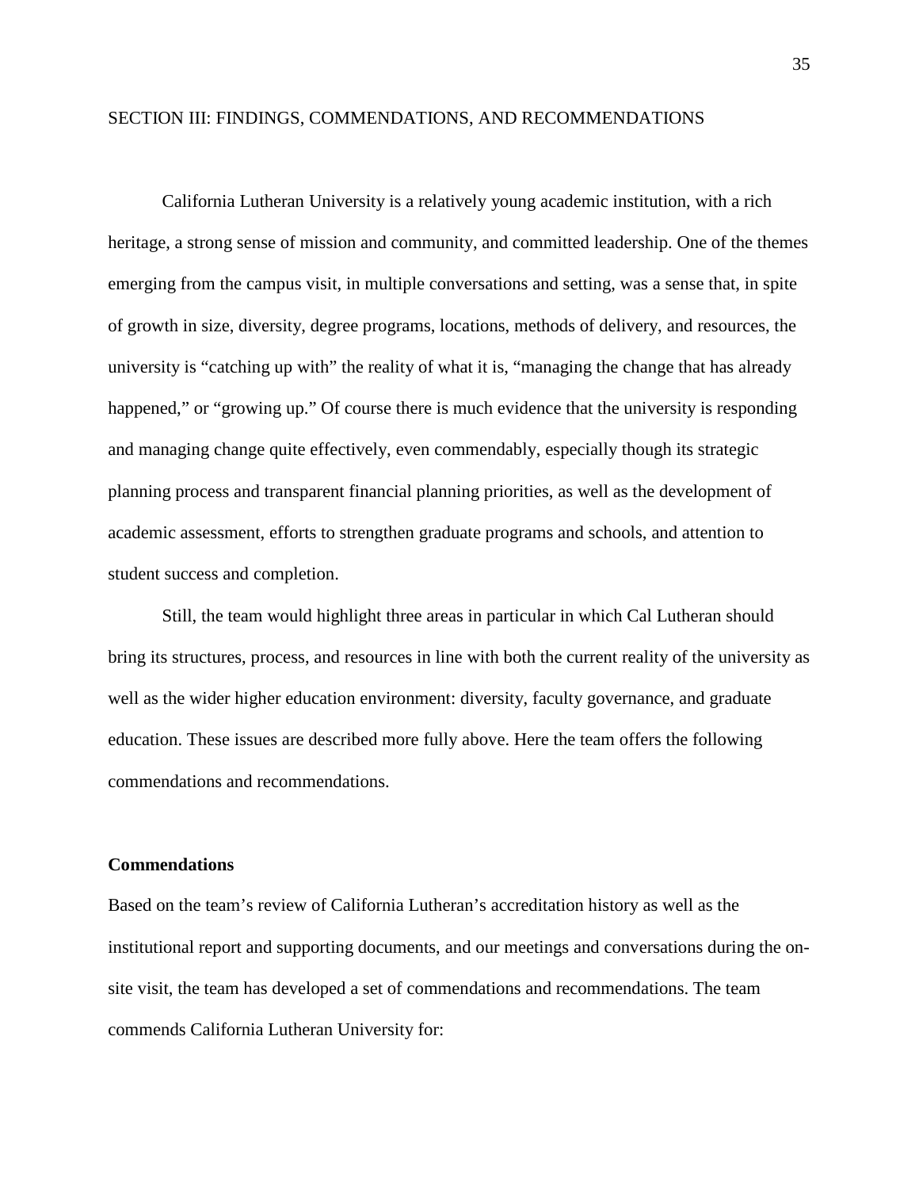SECTION III: FINDINGS, COMMENDATIONS, AND RECOMMENDATIONS

California Lutheran University is a relatively young academic institution, with a rich heritage, a strong sense of mission and community, and committed leadership. One of the themes emerging from the campus visit, in multiple conversations and setting, was a sense that, in spite of growth in size, diversity, degree programs, locations, methods of delivery, and resources, the university is "catching up with" the reality of what it is, "managing the change that has already happened," or "growing up." Of course there is much evidence that the university is responding and managing change quite effectively, even commendably, especially though its strategic planning process and transparent financial planning priorities, as well as the development of academic assessment, efforts to strengthen graduate programs and schools, and attention to student success and completion.

Still, the team would highlight three areas in particular in which Cal Lutheran should bring its structures, process, and resources in line with both the current reality of the university as well as the wider higher education environment: diversity, faculty governance, and graduate education. These issues are described more fully above. Here the team offers the following commendations and recommendations.

**Commendations**

Based on the team's review of California Lutheran's accreditation history as well as the institutional report and supporting documents, and our meetings and conversations during the on-site visit, the team has developed a set of commendations and recommendations. The team commends California Lutheran University for: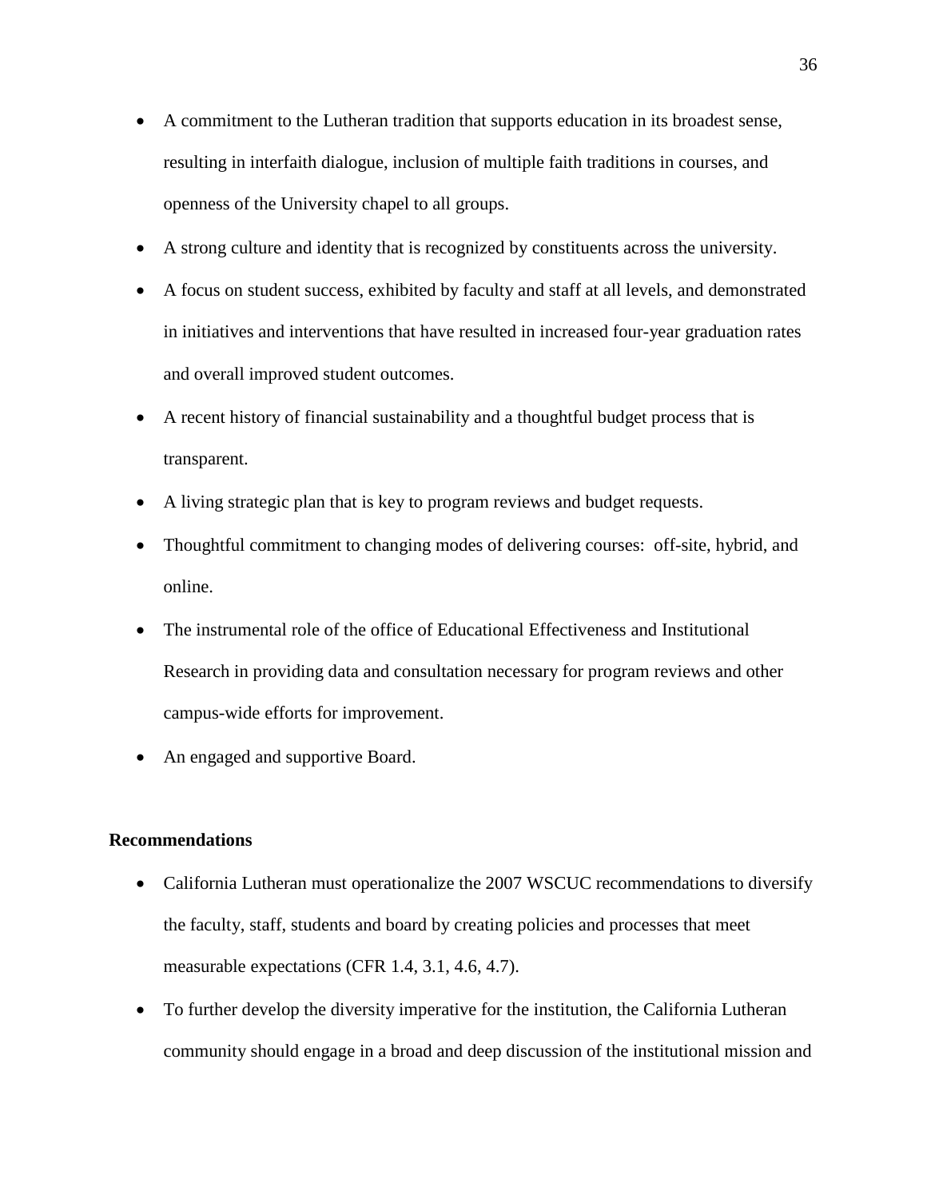- A commitment to the Lutheran tradition that supports education in its broadest sense, resulting in interfaith dialogue, inclusion of multiple faith traditions in courses, and openness of the University chapel to all groups.
- A strong culture and identity that is recognized by constituents across the university.
- A focus on student success, exhibited by faculty and staff at all levels, and demonstrated in initiatives and interventions that have resulted in increased four-year graduation rates and overall improved student outcomes.
- A recent history of financial sustainability and a thoughtful budget process that is transparent.
- A living strategic plan that is key to program reviews and budget requests.
- Thoughtful commitment to changing modes of delivering courses: off-site, hybrid, and online.
- The instrumental role of the office of Educational Effectiveness and Institutional Research in providing data and consultation necessary for program reviews and other campus-wide efforts for improvement.
- An engaged and supportive Board.

**Recommendations**

- California Lutheran must operationalize the 2007 WSCUC recommendations to diversify the faculty, staff, students and board by creating policies and processes that meet measurable expectations (CFR 1.4, 3.1, 4.6, 4.7).
- To further develop the diversity imperative for the institution, the California Lutheran community should engage in a broad and deep discussion of the institutional mission and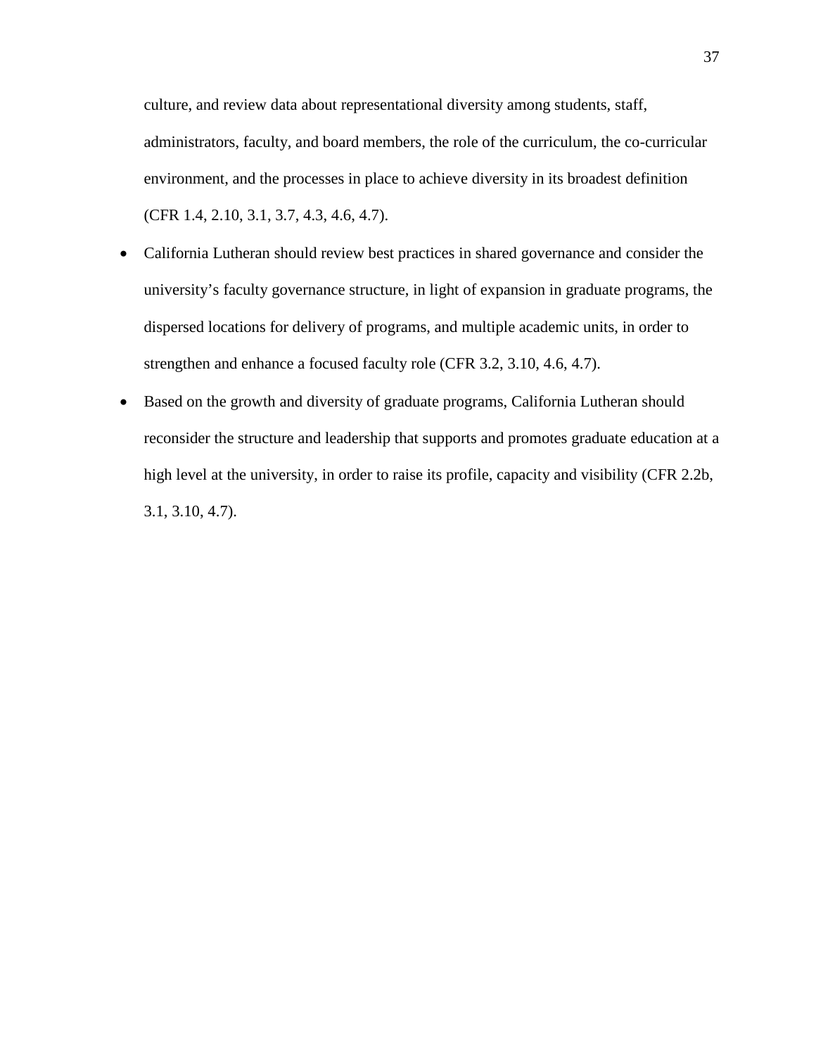culture, and review data about representational diversity among students, staff, administrators, faculty, and board members, the role of the curriculum, the co-curricular environment, and the processes in place to achieve diversity in its broadest definition (CFR 1.4, 2.10, 3.1, 3.7, 4.3, 4.6, 4.7).

- California Lutheran should review best practices in shared governance and consider the university's faculty governance structure, in light of expansion in graduate programs, the dispersed locations for delivery of programs, and multiple academic units, in order to strengthen and enhance a focused faculty role (CFR 3.2, 3.10, 4.6, 4.7).
- Based on the growth and diversity of graduate programs, California Lutheran should reconsider the structure and leadership that supports and promotes graduate education at a high level at the university, in order to raise its profile, capacity and visibility (CFR 2.2b, 3.1, 3.10, 4.7).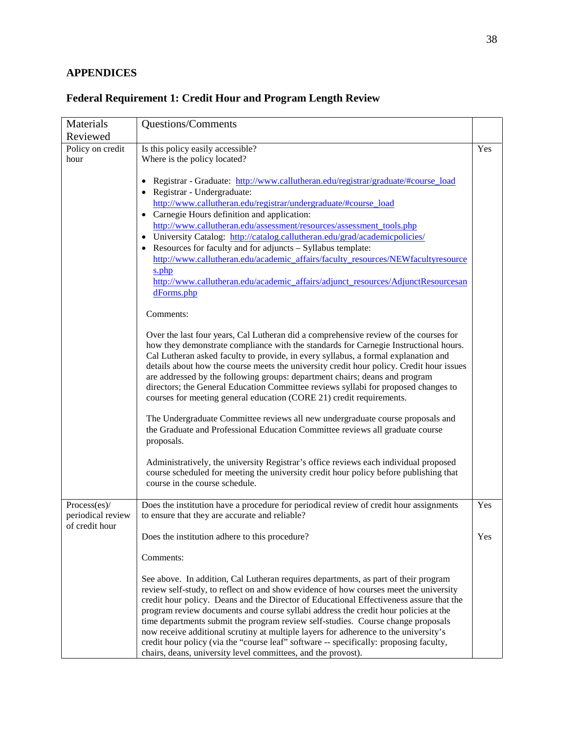## APPENDICES

### Federal Requirement 1: Credit Hour and Program Length Review

| Materials Reviewed | Questions/Comments | |
|---|---|---|
| Policy on credit hour | Is this policy easily accessible?<br>Where is the policy located?<br><br>• Registrar - Graduate: http://www.callutheran.edu/registrar/graduate/#course_load<br>• Registrar - Undergraduate: http://www.callutheran.edu/registrar/undergraduate/#course_load<br>• Carnegie Hours definition and application: http://www.callutheran.edu/assessment/resources/assessment_tools.php<br>• University Catalog: http://catalog.callutheran.edu/grad/academicpolicies/<br>• Resources for faculty and for adjuncts – Syllabus template: http://www.callutheran.edu/academic_affairs/faculty_resources/NEWfacultyresources.php http://www.callutheran.edu/academic_affairs/adjunct_resources/AdjunctResourcesandForms.php<br><br>Comments:<br><br>Over the last four years, Cal Lutheran did a comprehensive review of the courses for how they demonstrate compliance with the standards for Carnegie Instructional hours. Cal Lutheran asked faculty to provide, in every syllabus, a formal explanation and details about how the course meets the university credit hour policy. Credit hour issues are addressed by the following groups: department chairs; deans and program directors; the General Education Committee reviews syllabi for proposed changes to courses for meeting general education (CORE 21) credit requirements.<br><br>The Undergraduate Committee reviews all new undergraduate course proposals and the Graduate and Professional Education Committee reviews all graduate course proposals.<br><br>Administratively, the university Registrar's office reviews each individual proposed course scheduled for meeting the university credit hour policy before publishing that course in the course schedule. | Yes |
| Process(es)/ periodical review of credit hour | Does the institution have a procedure for periodical review of credit hour assignments to ensure that they are accurate and reliable?<br><br>Does the institution adhere to this procedure?<br><br>Comments:<br><br>See above. In addition, Cal Lutheran requires departments, as part of their program review self-study, to reflect on and show evidence of how courses meet the university credit hour policy. Deans and the Director of Educational Effectiveness assure that the program review documents and course syllabi address the credit hour policies at the time departments submit the program review self-studies. Course change proposals now receive additional scrutiny at multiple layers for adherence to the university's credit hour policy (via the "course leaf" software -- specifically: proposing faculty, chairs, deans, university level committees, and the provost). | Yes<br><br>Yes |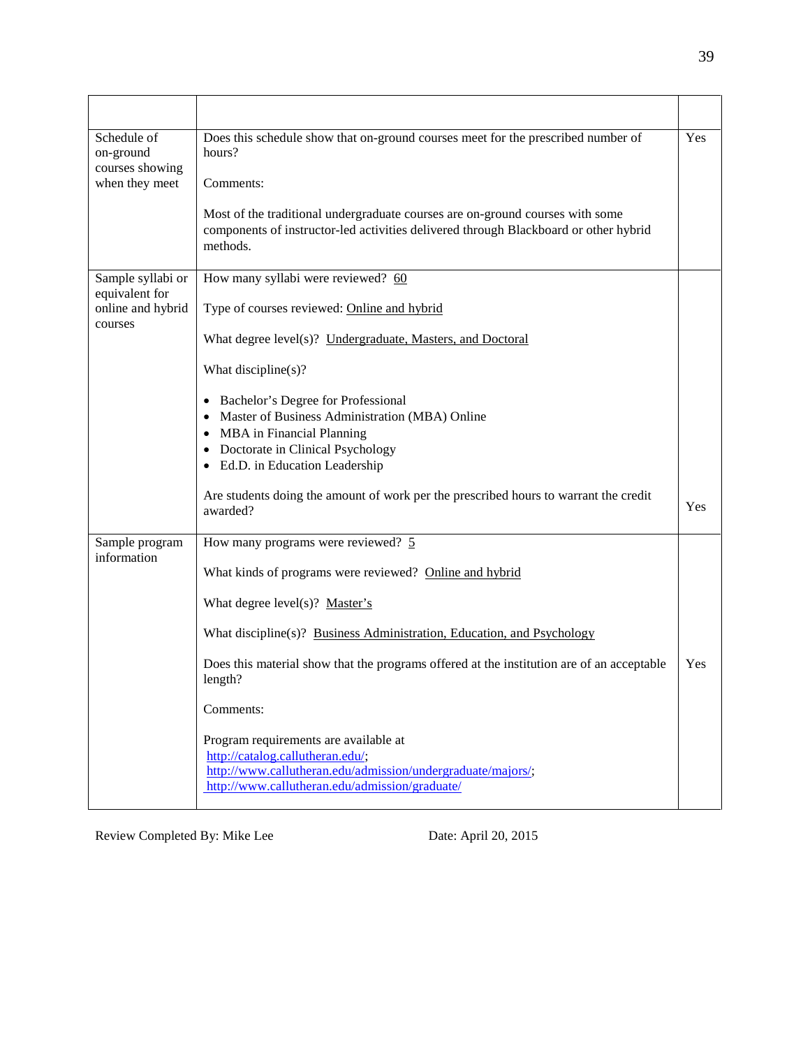| | | |
|---|---|---|
| Schedule of on-ground courses showing when they meet | Does this schedule show that on-ground courses meet for the prescribed number of hours?<br><br>Comments:<br><br>Most of the traditional undergraduate courses are on-ground courses with some components of instructor-led activities delivered through Blackboard or other hybrid methods. | Yes |
| Sample syllabi or equivalent for online and hybrid courses | How many syllabi were reviewed? 60<br><br>Type of courses reviewed: Online and hybrid<br><br>What degree level(s)? Undergraduate, Masters, and Doctoral<br><br>What discipline(s)?<br><br>• Bachelor's Degree for Professional<br>• Master of Business Administration (MBA) Online<br>• MBA in Financial Planning<br>• Doctorate in Clinical Psychology<br>• Ed.D. in Education Leadership<br><br>Are students doing the amount of work per the prescribed hours to warrant the credit awarded? | Yes |
| Sample program information | How many programs were reviewed? 5<br><br>What kinds of programs were reviewed? Online and hybrid<br><br>What degree level(s)? Master's<br><br>What discipline(s)? Business Administration, Education, and Psychology<br><br>Does this material show that the programs offered at the institution are of an acceptable length?<br><br>Comments:<br><br>Program requirements are available at http://catalog.callutheran.edu/; http://www.callutheran.edu/admission/undergraduate/majors/; http://www.callutheran.edu/admission/graduate/ | Yes |

Review Completed By: Mike Lee Date: April 20, 2015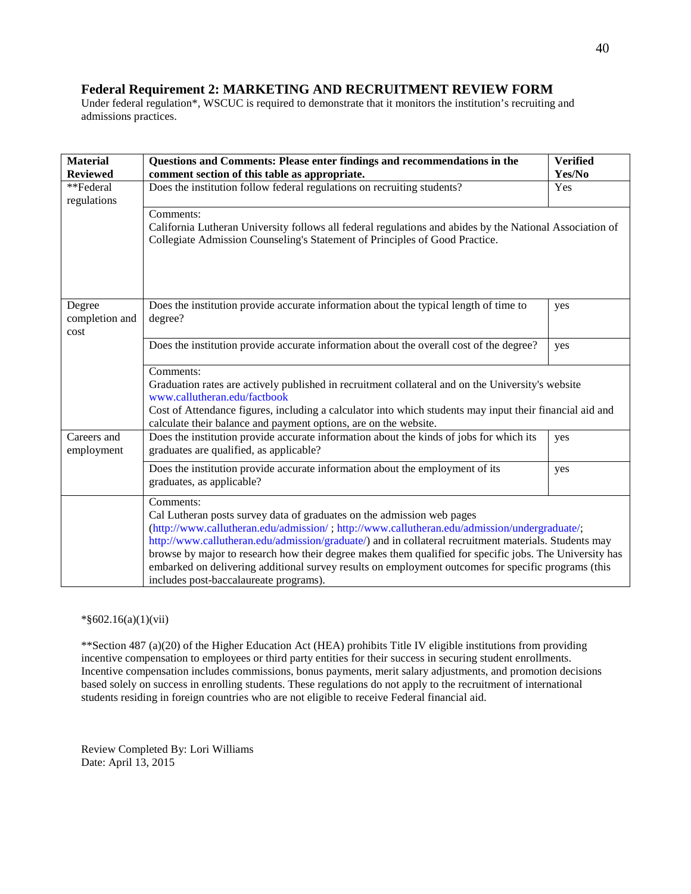## Federal Requirement 2: MARKETING AND RECRUITMENT REVIEW FORM

Under federal regulation*, WSCUC is required to demonstrate that it monitors the institution's recruiting and admissions practices.

| Material Reviewed | Questions and Comments: Please enter findings and recommendations in the comment section of this table as appropriate. | Verified Yes/No |
|---|---|---|
| **Federal regulations | Does the institution follow federal regulations on recruiting students? | Yes |
| | Comments:<br>California Lutheran University follows all federal regulations and abides by the National Association of Collegiate Admission Counseling's Statement of Principles of Good Practice. | |
| Degree completion and cost | Does the institution provide accurate information about the typical length of time to degree? | yes |
| | Does the institution provide accurate information about the overall cost of the degree? | yes |
| | Comments:<br>Graduation rates are actively published in recruitment collateral and on the University's website www.callutheran.edu/factbook<br>Cost of Attendance figures, including a calculator into which students may input their financial aid and calculate their balance and payment options, are on the website. | |
| Careers and employment | Does the institution provide accurate information about the kinds of jobs for which its graduates are qualified, as applicable? | yes |
| | Does the institution provide accurate information about the employment of its graduates, as applicable? | yes |
| | Comments:<br>Cal Lutheran posts survey data of graduates on the admission web pages (http://www.callutheran.edu/admission/ ; http://www.callutheran.edu/admission/undergraduate/; http://www.callutheran.edu/admission/graduate/) and in collateral recruitment materials. Students may browse by major to research how their degree makes them qualified for specific jobs. The University has embarked on delivering additional survey results on employment outcomes for specific programs (this includes post-baccalaureate programs). | |

*§602.16(a)(1)(vii)

**Section 487 (a)(20) of the Higher Education Act (HEA) prohibits Title IV eligible institutions from providing incentive compensation to employees or third party entities for their success in securing student enrollments. Incentive compensation includes commissions, bonus payments, merit salary adjustments, and promotion decisions based solely on success in enrolling students. These regulations do not apply to the recruitment of international students residing in foreign countries who are not eligible to receive Federal financial aid.

Review Completed By: Lori Williams
Date: April 13, 2015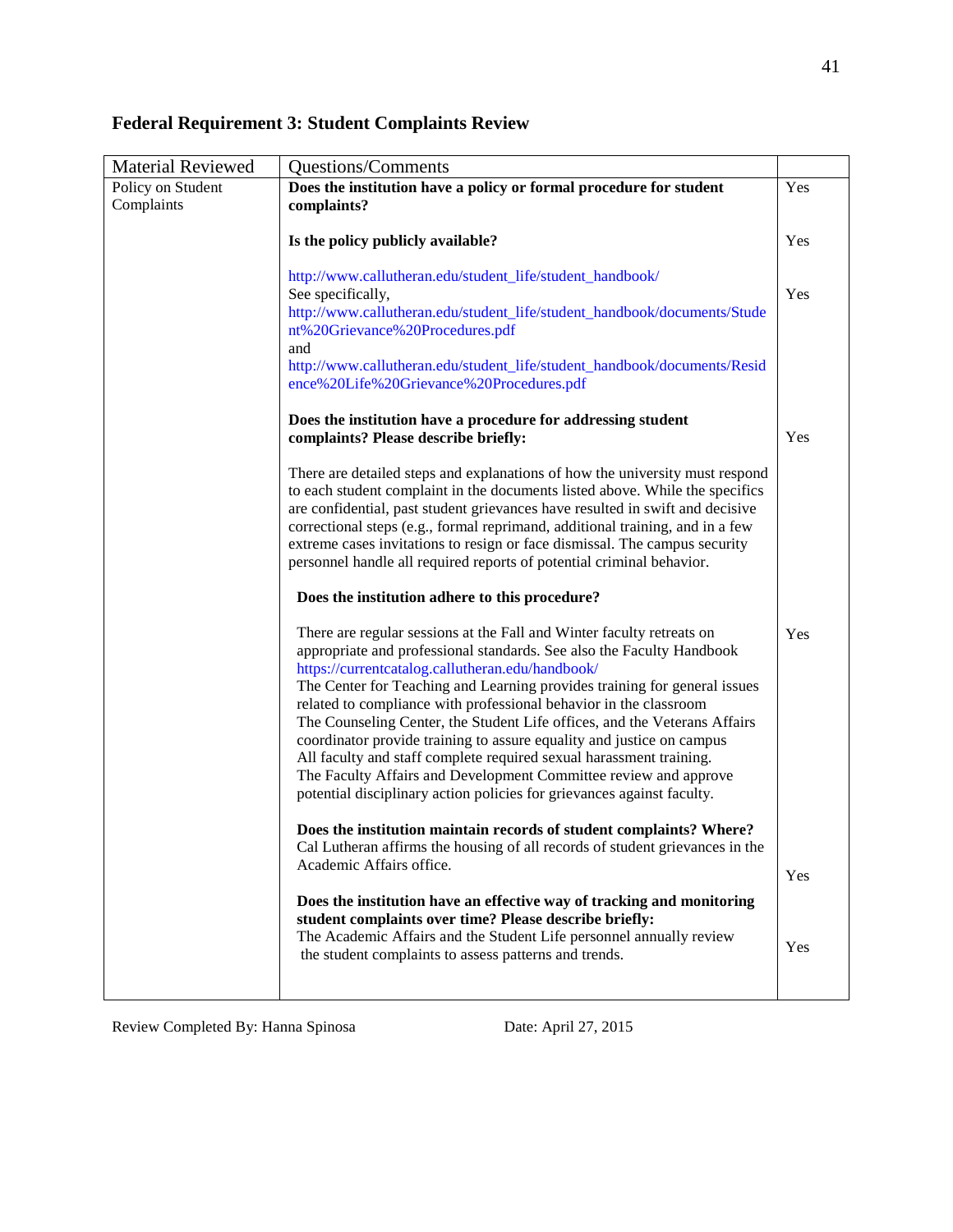## Federal Requirement 3: Student Complaints Review

| Material Reviewed | Questions/Comments | |
|---|---|---|
| Policy on Student Complaints | **Does the institution have a policy or formal procedure for student complaints?** | Yes |
| | **Is the policy publicly available?** | Yes |
| | http://www.callutheran.edu/student_life/student_handbook/ See specifically, http://www.callutheran.edu/student_life/student_handbook/documents/Student%20Grievance%20Procedures.pdf and http://www.callutheran.edu/student_life/student_handbook/documents/Residence%20Life%20Grievance%20Procedures.pdf | Yes |
| | **Does the institution have a procedure for addressing student complaints? Please describe briefly:** | Yes |
| | There are detailed steps and explanations of how the university must respond to each student complaint in the documents listed above. While the specifics are confidential, past student grievances have resulted in swift and decisive correctional steps (e.g., formal reprimand, additional training, and in a few extreme cases invitations to resign or face dismissal. The campus security personnel handle all required reports of potential criminal behavior. | |
| | **Does the institution adhere to this procedure?** | |
| | There are regular sessions at the Fall and Winter faculty retreats on appropriate and professional standards. See also the Faculty Handbook https://currentcatalog.callutheran.edu/handbook/ The Center for Teaching and Learning provides training for general issues related to compliance with professional behavior in the classroom The Counseling Center, the Student Life offices, and the Veterans Affairs coordinator provide training to assure equality and justice on campus All faculty and staff complete required sexual harassment training. The Faculty Affairs and Development Committee review and approve potential disciplinary action policies for grievances against faculty. | Yes |
| | **Does the institution maintain records of student complaints? Where?** Cal Lutheran affirms the housing of all records of student grievances in the Academic Affairs office. | Yes |
| | **Does the institution have an effective way of tracking and monitoring student complaints over time? Please describe briefly:** The Academic Affairs and the Student Life personnel annually review the student complaints to assess patterns and trends. | Yes |

Review Completed By: Hanna Spinosa Date: April 27, 2015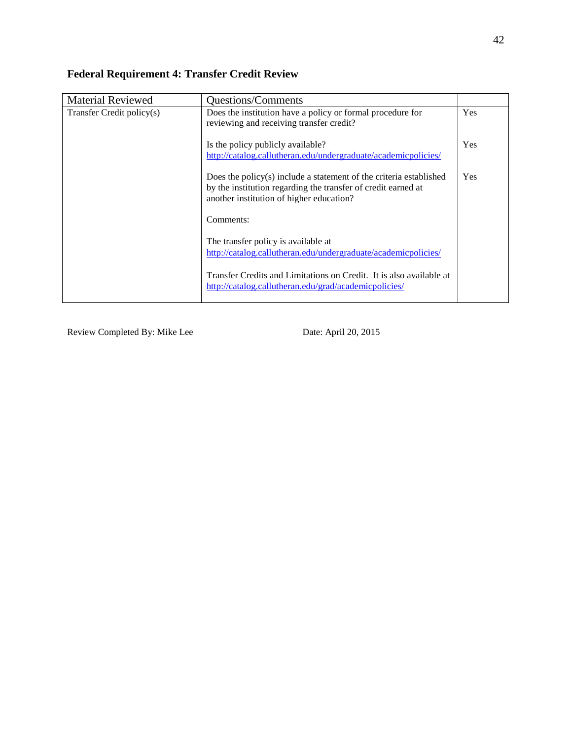## Federal Requirement 4: Transfer Credit Review

| Material Reviewed | Questions/Comments | |
|---|---|---|
| Transfer Credit policy(s) | Does the institution have a policy or formal procedure for reviewing and receiving transfer credit? | Yes |
| | Is the policy publicly available? http://catalog.callutheran.edu/undergraduate/academicpolicies/ | Yes |
| | Does the policy(s) include a statement of the criteria established by the institution regarding the transfer of credit earned at another institution of higher education? | Yes |
| | Comments: | |
| | The transfer policy is available at http://catalog.callutheran.edu/undergraduate/academicpolicies/ | |
| | Transfer Credits and Limitations on Credit. It is also available at http://catalog.callutheran.edu/grad/academicpolicies/ | |

Review Completed By: Mike Lee

Date: April 20, 2015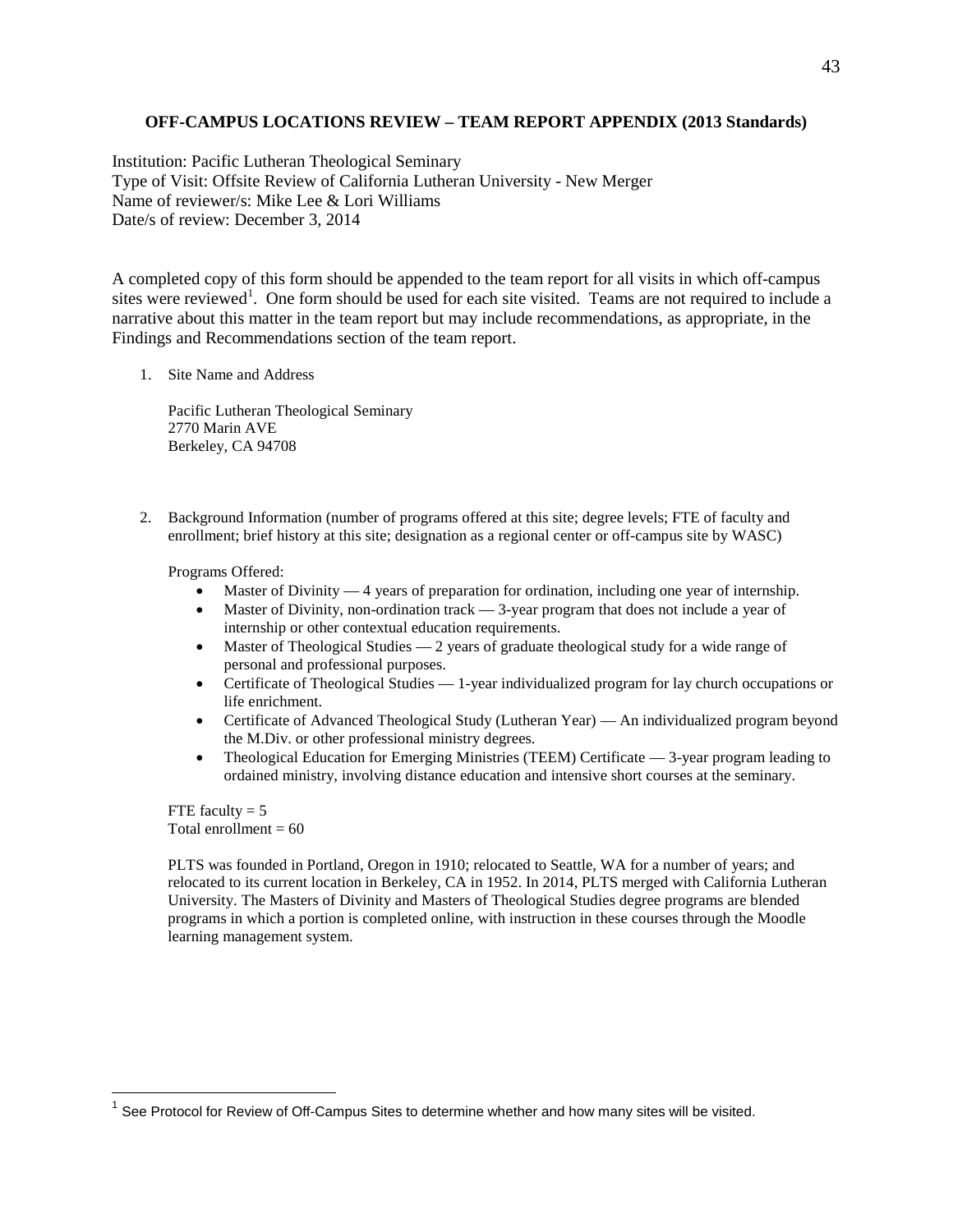**OFF-CAMPUS LOCATIONS REVIEW – TEAM REPORT APPENDIX (2013 Standards)**

Institution: Pacific Lutheran Theological Seminary
Type of Visit: Offsite Review of California Lutheran University - New Merger
Name of reviewer/s: Mike Lee & Lori Williams
Date/s of review: December 3, 2014

A completed copy of this form should be appended to the team report for all visits in which off-campus sites were reviewed[1]. One form should be used for each site visited. Teams are not required to include a narrative about this matter in the team report but may include recommendations, as appropriate, in the Findings and Recommendations section of the team report.

1. Site Name and Address

   Pacific Lutheran Theological Seminary
   2770 Marin AVE
   Berkeley, CA 94708

2. Background Information (number of programs offered at this site; degree levels; FTE of faculty and enrollment; brief history at this site; designation as a regional center or off-campus site by WASC)

   Programs Offered:
   - Master of Divinity — 4 years of preparation for ordination, including one year of internship.
   - Master of Divinity, non-ordination track — 3-year program that does not include a year of internship or other contextual education requirements.
   - Master of Theological Studies — 2 years of graduate theological study for a wide range of personal and professional purposes.
   - Certificate of Theological Studies — 1-year individualized program for lay church occupations or life enrichment.
   - Certificate of Advanced Theological Study (Lutheran Year) — An individualized program beyond the M.Div. or other professional ministry degrees.
   - Theological Education for Emerging Ministries (TEEM) Certificate — 3-year program leading to ordained ministry, involving distance education and intensive short courses at the seminary.

   FTE faculty = 5
   Total enrollment = 60

   PLTS was founded in Portland, Oregon in 1910; relocated to Seattle, WA for a number of years; and relocated to its current location in Berkeley, CA in 1952. In 2014, PLTS merged with California Lutheran University. The Masters of Divinity and Masters of Theological Studies degree programs are blended programs in which a portion is completed online, with instruction in these courses through the Moodle learning management system.

[1] See Protocol for Review of Off-Campus Sites to determine whether and how many sites will be visited.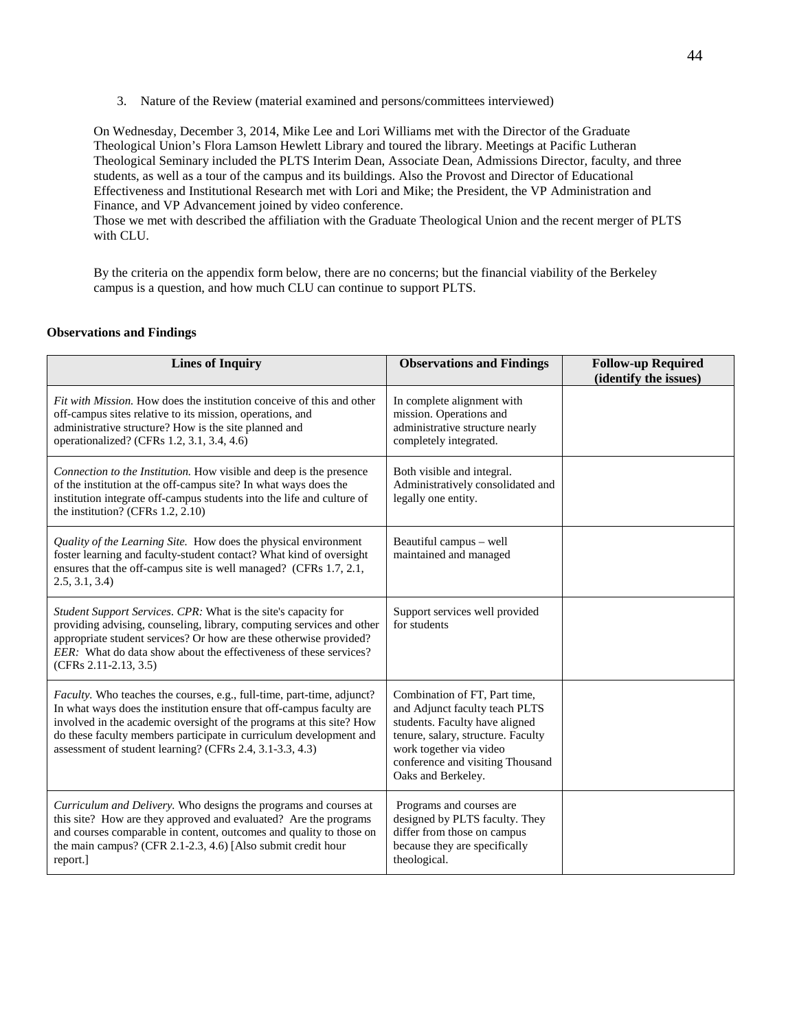3. Nature of the Review (material examined and persons/committees interviewed)

On Wednesday, December 3, 2014, Mike Lee and Lori Williams met with the Director of the Graduate Theological Union's Flora Lamson Hewlett Library and toured the library. Meetings at Pacific Lutheran Theological Seminary included the PLTS Interim Dean, Associate Dean, Admissions Director, faculty, and three students, as well as a tour of the campus and its buildings. Also the Provost and Director of Educational Effectiveness and Institutional Research met with Lori and Mike; the President, the VP Administration and Finance, and VP Advancement joined by video conference.
Those we met with described the affiliation with the Graduate Theological Union and the recent merger of PLTS with CLU.

By the criteria on the appendix form below, there are no concerns; but the financial viability of the Berkeley campus is a question, and how much CLU can continue to support PLTS.

**Observations and Findings**

| Lines of Inquiry | Observations and Findings | Follow-up Required (identify the issues) |
|---|---|---|
| *Fit with Mission.* How does the institution conceive of this and other off-campus sites relative to its mission, operations, and administrative structure? How is the site planned and operationalized? (CFRs 1.2, 3.1, 3.4, 4.6) | In complete alignment with mission. Operations and administrative structure nearly completely integrated. | |
| *Connection to the Institution.* How visible and deep is the presence of the institution at the off-campus site? In what ways does the institution integrate off-campus students into the life and culture of the institution? (CFRs 1.2, 2.10) | Both visible and integral. Administratively consolidated and legally one entity. | |
| *Quality of the Learning Site.* How does the physical environment foster learning and faculty-student contact? What kind of oversight ensures that the off-campus site is well managed? (CFRs 1.7, 2.1, 2.5, 3.1, 3.4) | Beautiful campus – well maintained and managed | |
| *Student Support Services. CPR:* What is the site's capacity for providing advising, counseling, library, computing services and other appropriate student services? Or how are these otherwise provided? *EER:* What do data show about the effectiveness of these services? (CFRs 2.11-2.13, 3.5) | Support services well provided for students | |
| *Faculty.* Who teaches the courses, e.g., full-time, part-time, adjunct? In what ways does the institution ensure that off-campus faculty are involved in the academic oversight of the programs at this site? How do these faculty members participate in curriculum development and assessment of student learning? (CFRs 2.4, 3.1-3.3, 4.3) | Combination of FT, Part time, and Adjunct faculty teach PLTS students. Faculty have aligned tenure, salary, structure. Faculty work together via video conference and visiting Thousand Oaks and Berkeley. | |
| *Curriculum and Delivery.* Who designs the programs and courses at this site? How are they approved and evaluated? Are the programs and courses comparable in content, outcomes and quality to those on the main campus? (CFR 2.1-2.3, 4.6) [Also submit credit hour report.] | Programs and courses are designed by PLTS faculty. They differ from those on campus because they are specifically theological. | |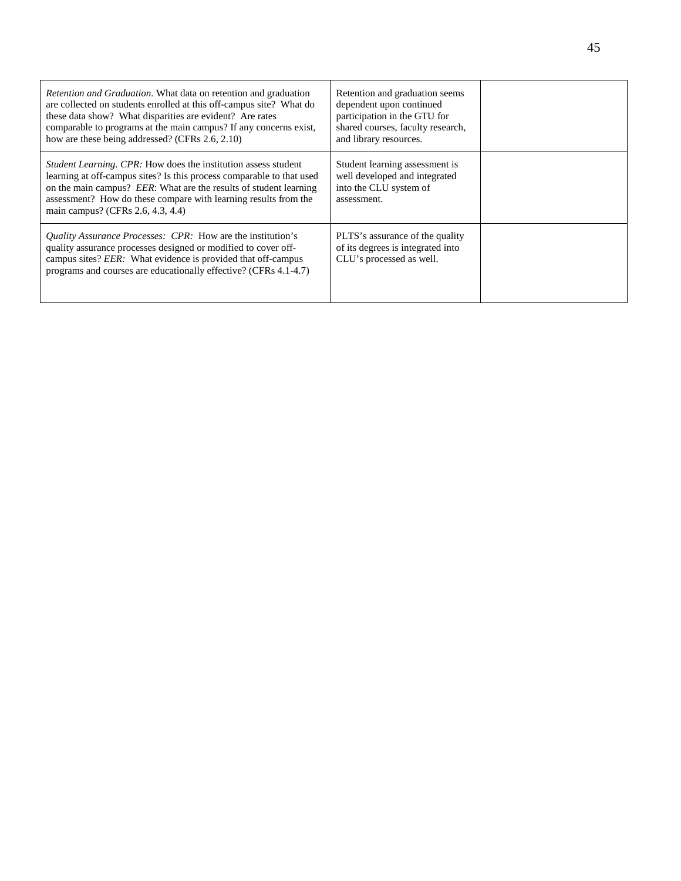| | | |
|---|---|---|
| *Retention and Graduation.* What data on retention and graduation are collected on students enrolled at this off-campus site? What do these data show? What disparities are evident? Are rates comparable to programs at the main campus? If any concerns exist, how are these being addressed? (CFRs 2.6, 2.10) | Retention and graduation seems dependent upon continued participation in the GTU for shared courses, faculty research, and library resources. | |
| *Student Learning. CPR:* How does the institution assess student learning at off-campus sites? Is this process comparable to that used on the main campus? *EER*: What are the results of student learning assessment? How do these compare with learning results from the main campus? (CFRs 2.6, 4.3, 4.4) | Student learning assessment is well developed and integrated into the CLU system of assessment. | |
| *Quality Assurance Processes: CPR:* How are the institution's quality assurance processes designed or modified to cover off-campus sites? *EER:* What evidence is provided that off-campus programs and courses are educationally effective? (CFRs 4.1-4.7) | PLTS's assurance of the quality of its degrees is integrated into CLU's processed as well. | |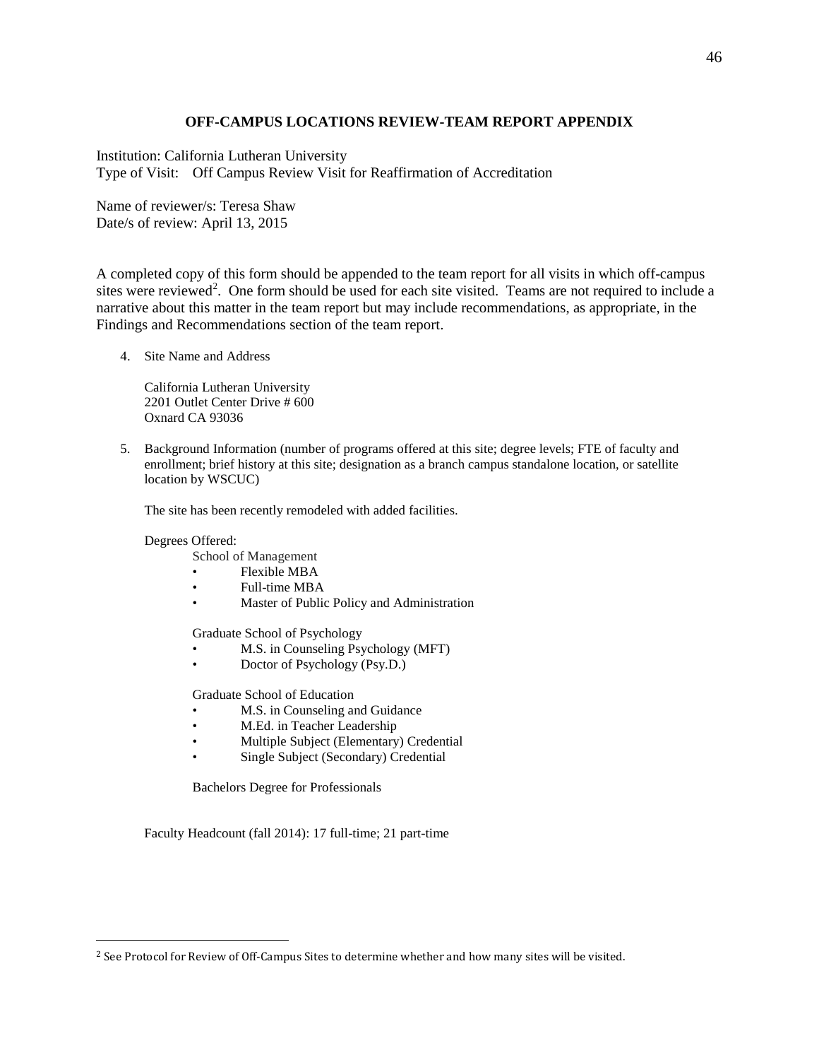## OFF-CAMPUS LOCATIONS REVIEW-TEAM REPORT APPENDIX

Institution: California Lutheran University
Type of Visit: Off Campus Review Visit for Reaffirmation of Accreditation

Name of reviewer/s: Teresa Shaw
Date/s of review: April 13, 2015

A completed copy of this form should be appended to the team report for all visits in which off-campus sites were reviewed[2]. One form should be used for each site visited. Teams are not required to include a narrative about this matter in the team report but may include recommendations, as appropriate, in the Findings and Recommendations section of the team report.

4. Site Name and Address

   California Lutheran University
   2201 Outlet Center Drive # 600
   Oxnard CA 93036

5. Background Information (number of programs offered at this site; degree levels; FTE of faculty and enrollment; brief history at this site; designation as a branch campus standalone location, or satellite location by WSCUC)

   The site has been recently remodeled with added facilities.

   Degrees Offered:

   School of Management
   - Flexible MBA
   - Full-time MBA
   - Master of Public Policy and Administration

   Graduate School of Psychology
   - M.S. in Counseling Psychology (MFT)
   - Doctor of Psychology (Psy.D.)

   Graduate School of Education
   - M.S. in Counseling and Guidance
   - M.Ed. in Teacher Leadership
   - Multiple Subject (Elementary) Credential
   - Single Subject (Secondary) Credential

   Bachelors Degree for Professionals

   Faculty Headcount (fall 2014): 17 full-time; 21 part-time

---

[2] See Protocol for Review of Off-Campus Sites to determine whether and how many sites will be visited.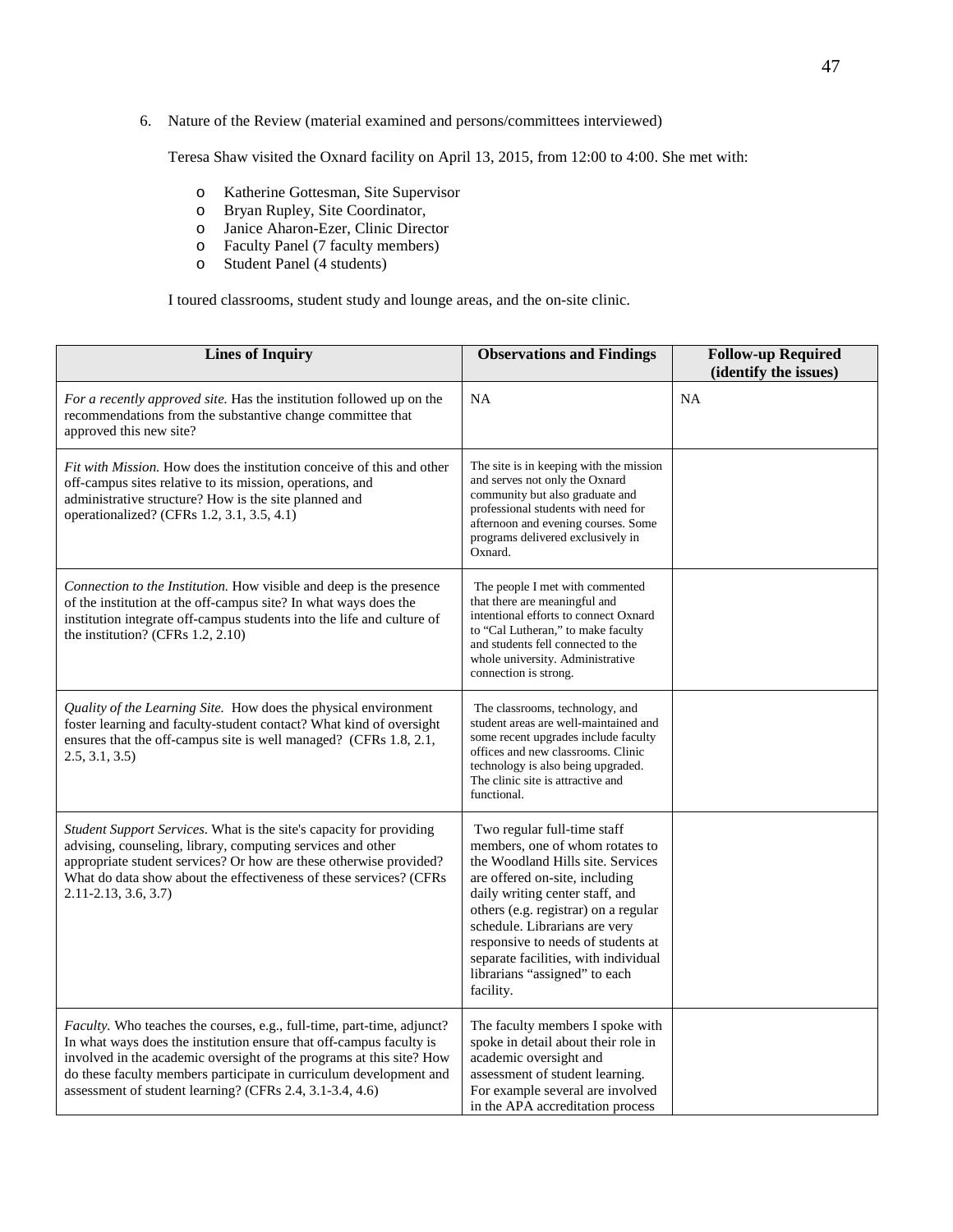6. Nature of the Review (material examined and persons/committees interviewed)

   Teresa Shaw visited the Oxnard facility on April 13, 2015, from 12:00 to 4:00. She met with:

   - Katherine Gottesman, Site Supervisor
   - Bryan Rupley, Site Coordinator,
   - Janice Aharon-Ezer, Clinic Director
   - Faculty Panel (7 faculty members)
   - Student Panel (4 students)

   I toured classrooms, student study and lounge areas, and the on-site clinic.

| Lines of Inquiry | Observations and Findings | Follow-up Required (identify the issues) |
|---|---|---|
| *For a recently approved site.* Has the institution followed up on the recommendations from the substantive change committee that approved this new site? | NA | NA |
| *Fit with Mission.* How does the institution conceive of this and other off-campus sites relative to its mission, operations, and administrative structure? How is the site planned and operationalized? (CFRs 1.2, 3.1, 3.5, 4.1) | The site is in keeping with the mission and serves not only the Oxnard community but also graduate and professional students with need for afternoon and evening courses. Some programs delivered exclusively in Oxnard. | |
| *Connection to the Institution.* How visible and deep is the presence of the institution at the off-campus site? In what ways does the institution integrate off-campus students into the life and culture of the institution? (CFRs 1.2, 2.10) | The people I met with commented that there are meaningful and intentional efforts to connect Oxnard to "Cal Lutheran," to make faculty and students fell connected to the whole university. Administrative connection is strong. | |
| *Quality of the Learning Site.* How does the physical environment foster learning and faculty-student contact? What kind of oversight ensures that the off-campus site is well managed? (CFRs 1.8, 2.1, 2.5, 3.1, 3.5) | The classrooms, technology, and student areas are well-maintained and some recent upgrades include faculty offices and new classrooms. Clinic technology is also being upgraded. The clinic site is attractive and functional. | |
| *Student Support Services.* What is the site's capacity for providing advising, counseling, library, computing services and other appropriate student services? Or how are these otherwise provided? What do data show about the effectiveness of these services? (CFRs 2.11-2.13, 3.6, 3.7) | Two regular full-time staff members, one of whom rotates to the Woodland Hills site. Services are offered on-site, including daily writing center staff, and others (e.g. registrar) on a regular schedule. Librarians are very responsive to needs of students at separate facilities, with individual librarians "assigned" to each facility. | |
| *Faculty.* Who teaches the courses, e.g., full-time, part-time, adjunct? In what ways does the institution ensure that off-campus faculty is involved in the academic oversight of the programs at this site? How do these faculty members participate in curriculum development and assessment of student learning? (CFRs 2.4, 3.1-3.4, 4.6) | The faculty members I spoke with spoke in detail about their role in academic oversight and assessment of student learning. For example several are involved in the APA accreditation process | |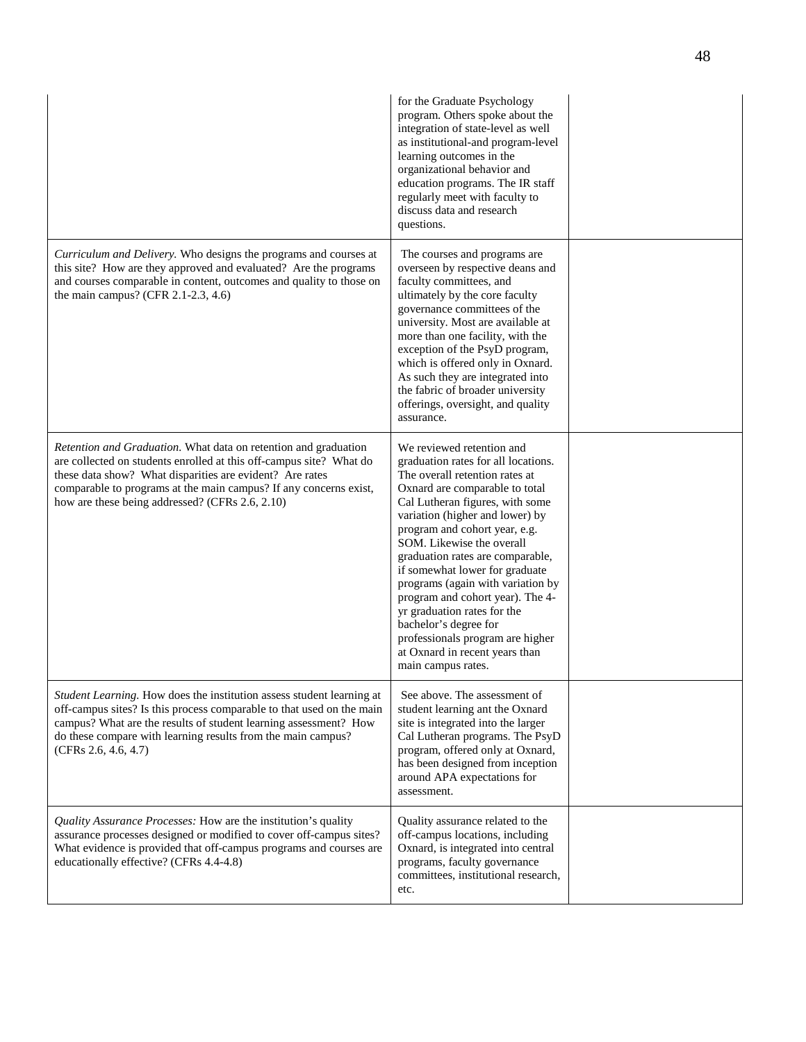| | | |
|---|---|---|
| | for the Graduate Psychology program. Others spoke about the integration of state-level as well as institutional-and program-level learning outcomes in the organizational behavior and education programs. The IR staff regularly meet with faculty to discuss data and research questions. | |
| *Curriculum and Delivery.* Who designs the programs and courses at this site? How are they approved and evaluated? Are the programs and courses comparable in content, outcomes and quality to those on the main campus? (CFR 2.1-2.3, 4.6) | The courses and programs are overseen by respective deans and faculty committees, and ultimately by the core faculty governance committees of the university. Most are available at more than one facility, with the exception of the PsyD program, which is offered only in Oxnard. As such they are integrated into the fabric of broader university offerings, oversight, and quality assurance. | |
| *Retention and Graduation.* What data on retention and graduation are collected on students enrolled at this off-campus site? What do these data show? What disparities are evident? Are rates comparable to programs at the main campus? If any concerns exist, how are these being addressed? (CFRs 2.6, 2.10) | We reviewed retention and graduation rates for all locations. The overall retention rates at Oxnard are comparable to total Cal Lutheran figures, with some variation (higher and lower) by program and cohort year, e.g. SOM. Likewise the overall graduation rates are comparable, if somewhat lower for graduate programs (again with variation by program and cohort year). The 4-yr graduation rates for the bachelor's degree for professionals program are higher at Oxnard in recent years than main campus rates. | |
| *Student Learning.* How does the institution assess student learning at off-campus sites? Is this process comparable to that used on the main campus? What are the results of student learning assessment? How do these compare with learning results from the main campus? (CFRs 2.6, 4.6, 4.7) | See above. The assessment of student learning ant the Oxnard site is integrated into the larger Cal Lutheran programs. The PsyD program, offered only at Oxnard, has been designed from inception around APA expectations for assessment. | |
| *Quality Assurance Processes:* How are the institution's quality assurance processes designed or modified to cover off-campus sites? What evidence is provided that off-campus programs and courses are educationally effective? (CFRs 4.4-4.8) | Quality assurance related to the off-campus locations, including Oxnard, is integrated into central programs, faculty governance committees, institutional research, etc. | |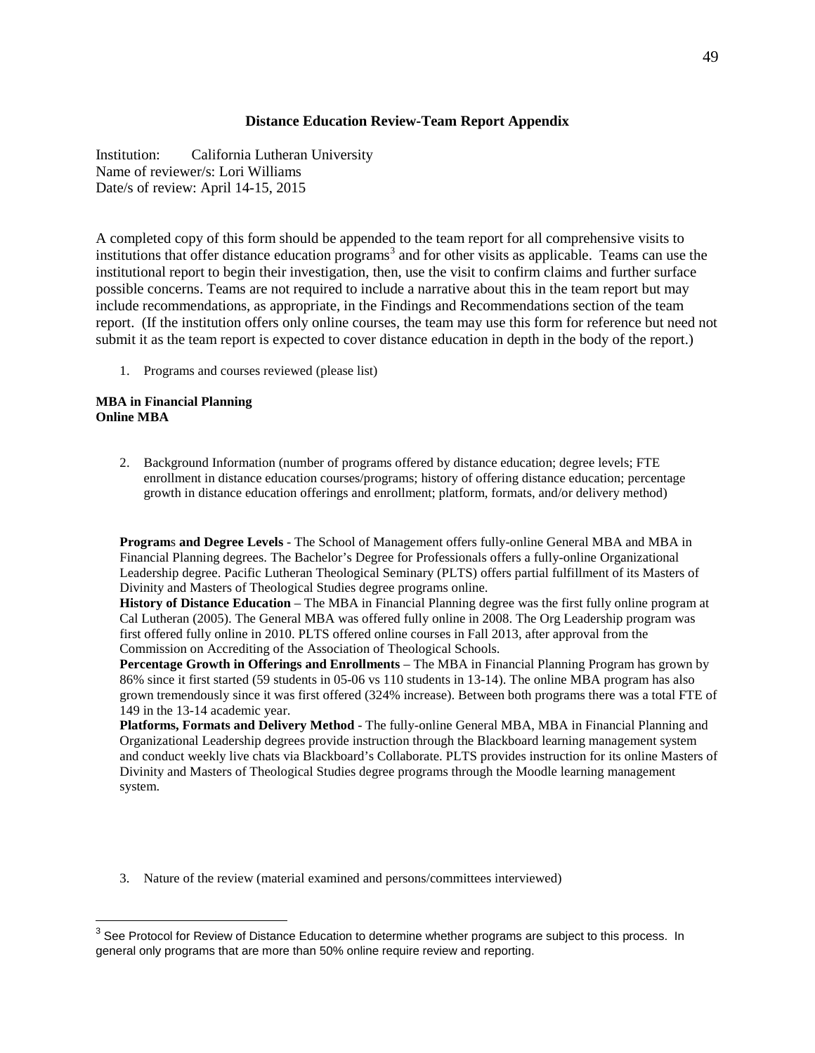## Distance Education Review-Team Report Appendix

Institution: California Lutheran University
Name of reviewer/s: Lori Williams
Date/s of review: April 14-15, 2015

A completed copy of this form should be appended to the team report for all comprehensive visits to institutions that offer distance education programs[3] and for other visits as applicable. Teams can use the institutional report to begin their investigation, then, use the visit to confirm claims and further surface possible concerns. Teams are not required to include a narrative about this in the team report but may include recommendations, as appropriate, in the Findings and Recommendations section of the team report. (If the institution offers only online courses, the team may use this form for reference but need not submit it as the team report is expected to cover distance education in depth in the body of the report.)

1. Programs and courses reviewed (please list)

**MBA in Financial Planning**
**Online MBA**

2. Background Information (number of programs offered by distance education; degree levels; FTE enrollment in distance education courses/programs; history of offering distance education; percentage growth in distance education offerings and enrollment; platform, formats, and/or delivery method)

**Programs and Degree Levels** - The School of Management offers fully-online General MBA and MBA in Financial Planning degrees. The Bachelor's Degree for Professionals offers a fully-online Organizational Leadership degree. Pacific Lutheran Theological Seminary (PLTS) offers partial fulfillment of its Masters of Divinity and Masters of Theological Studies degree programs online.
**History of Distance Education** – The MBA in Financial Planning degree was the first fully online program at Cal Lutheran (2005). The General MBA was offered fully online in 2008. The Org Leadership program was first offered fully online in 2010. PLTS offered online courses in Fall 2013, after approval from the Commission on Accrediting of the Association of Theological Schools.
**Percentage Growth in Offerings and Enrollments** – The MBA in Financial Planning Program has grown by 86% since it first started (59 students in 05-06 vs 110 students in 13-14). The online MBA program has also grown tremendously since it was first offered (324% increase). Between both programs there was a total FTE of 149 in the 13-14 academic year.
**Platforms, Formats and Delivery Method** - The fully-online General MBA, MBA in Financial Planning and Organizational Leadership degrees provide instruction through the Blackboard learning management system and conduct weekly live chats via Blackboard's Collaborate. PLTS provides instruction for its online Masters of Divinity and Masters of Theological Studies degree programs through the Moodle learning management system.

3. Nature of the review (material examined and persons/committees interviewed)

[3] See Protocol for Review of Distance Education to determine whether programs are subject to this process. In general only programs that are more than 50% online require review and reporting.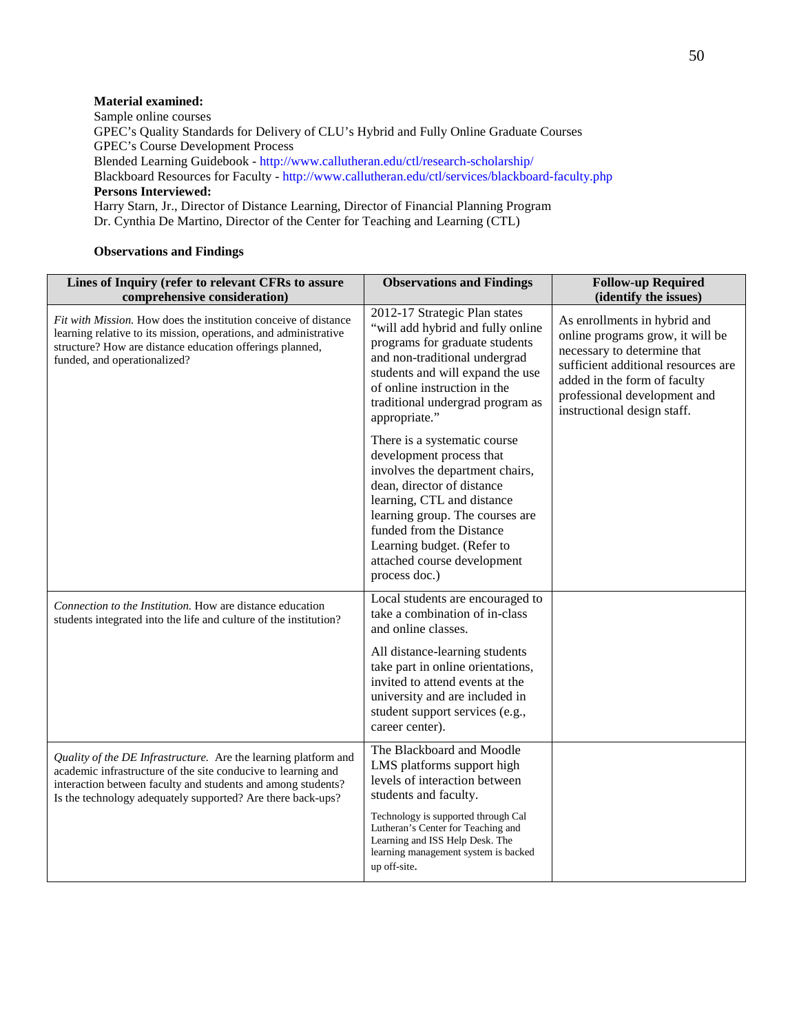**Material examined:**
Sample online courses
GPEC's Quality Standards for Delivery of CLU's Hybrid and Fully Online Graduate Courses
GPEC's Course Development Process
Blended Learning Guidebook - http://www.callutheran.edu/ctl/research-scholarship/
Blackboard Resources for Faculty - http://www.callutheran.edu/ctl/services/blackboard-faculty.php

**Persons Interviewed:**
Harry Starn, Jr., Director of Distance Learning, Director of Financial Planning Program
Dr. Cynthia De Martino, Director of the Center for Teaching and Learning (CTL)

**Observations and Findings**

| Lines of Inquiry (refer to relevant CFRs to assure comprehensive consideration) | Observations and Findings | Follow-up Required (identify the issues) |
|---|---|---|
| *Fit with Mission.* How does the institution conceive of distance learning relative to its mission, operations, and administrative structure? How are distance education offerings planned, funded, and operationalized? | 2012-17 Strategic Plan states "will add hybrid and fully online programs for graduate students and non-traditional undergrad students and will expand the use of online instruction in the traditional undergrad program as appropriate."<br><br>There is a systematic course development process that involves the department chairs, dean, director of distance learning, CTL and distance learning group. The courses are funded from the Distance Learning budget. (Refer to attached course development process doc.) | As enrollments in hybrid and online programs grow, it will be necessary to determine that sufficient additional resources are added in the form of faculty professional development and instructional design staff. |
| *Connection to the Institution.* How are distance education students integrated into the life and culture of the institution? | Local students are encouraged to take a combination of in-class and online classes.<br><br>All distance-learning students take part in online orientations, invited to attend events at the university and are included in student support services (e.g., career center). | |
| *Quality of the DE Infrastructure.* Are the learning platform and academic infrastructure of the site conducive to learning and interaction between faculty and students and among students? Is the technology adequately supported? Are there back-ups? | The Blackboard and Moodle LMS platforms support high levels of interaction between students and faculty.<br><br>Technology is supported through Cal Lutheran's Center for Teaching and Learning and ISS Help Desk. The learning management system is backed up off-site. | |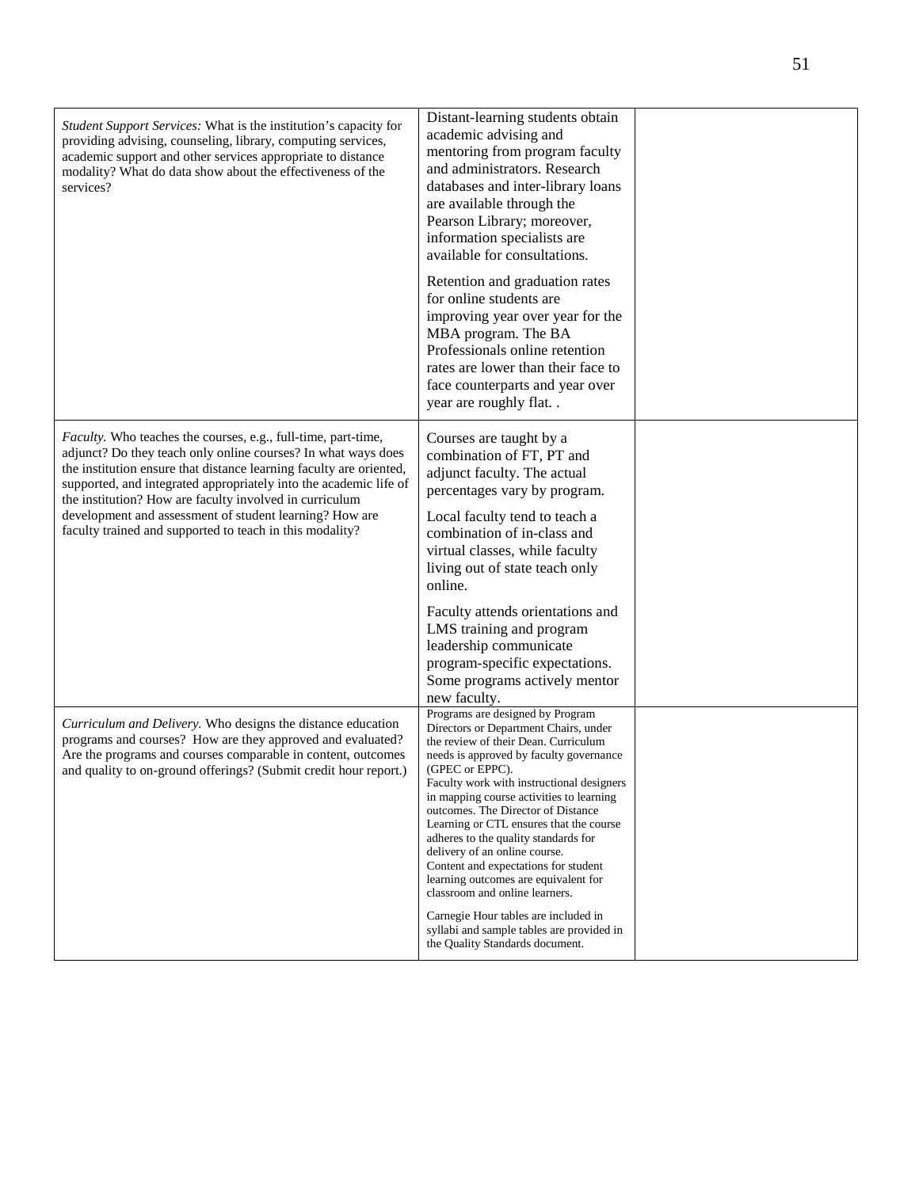| | | |
|---|---|---|
| *Student Support Services:* What is the institution's capacity for providing advising, counseling, library, computing services, academic support and other services appropriate to distance modality? What do data show about the effectiveness of the services? | Distant-learning students obtain academic advising and mentoring from program faculty and administrators. Research databases and inter-library loans are available through the Pearson Library; moreover, information specialists are available for consultations.<br><br>Retention and graduation rates for online students are improving year over year for the MBA program. The BA Professionals online retention rates are lower than their face to face counterparts and year over year are roughly flat. . | |
| *Faculty.* Who teaches the courses, e.g., full-time, part-time, adjunct? Do they teach only online courses? In what ways does the institution ensure that distance learning faculty are oriented, supported, and integrated appropriately into the academic life of the institution? How are faculty involved in curriculum development and assessment of student learning? How are faculty trained and supported to teach in this modality? | Courses are taught by a combination of FT, PT and adjunct faculty. The actual percentages vary by program.<br><br>Local faculty tend to teach a combination of in-class and virtual classes, while faculty living out of state teach only online.<br><br>Faculty attends orientations and LMS training and program leadership communicate program-specific expectations. Some programs actively mentor new faculty. | |
| *Curriculum and Delivery.* Who designs the distance education programs and courses? How are they approved and evaluated? Are the programs and courses comparable in content, outcomes and quality to on-ground offerings? (Submit credit hour report.) | Programs are designed by Program Directors or Department Chairs, under the review of their Dean. Curriculum needs is approved by faculty governance (GPEC or EPPC).<br>Faculty work with instructional designers in mapping course activities to learning outcomes. The Director of Distance Learning or CTL ensures that the course adheres to the quality standards for delivery of an online course.<br>Content and expectations for student learning outcomes are equivalent for classroom and online learners.<br><br>Carnegie Hour tables are included in syllabi and sample tables are provided in the Quality Standards document. | |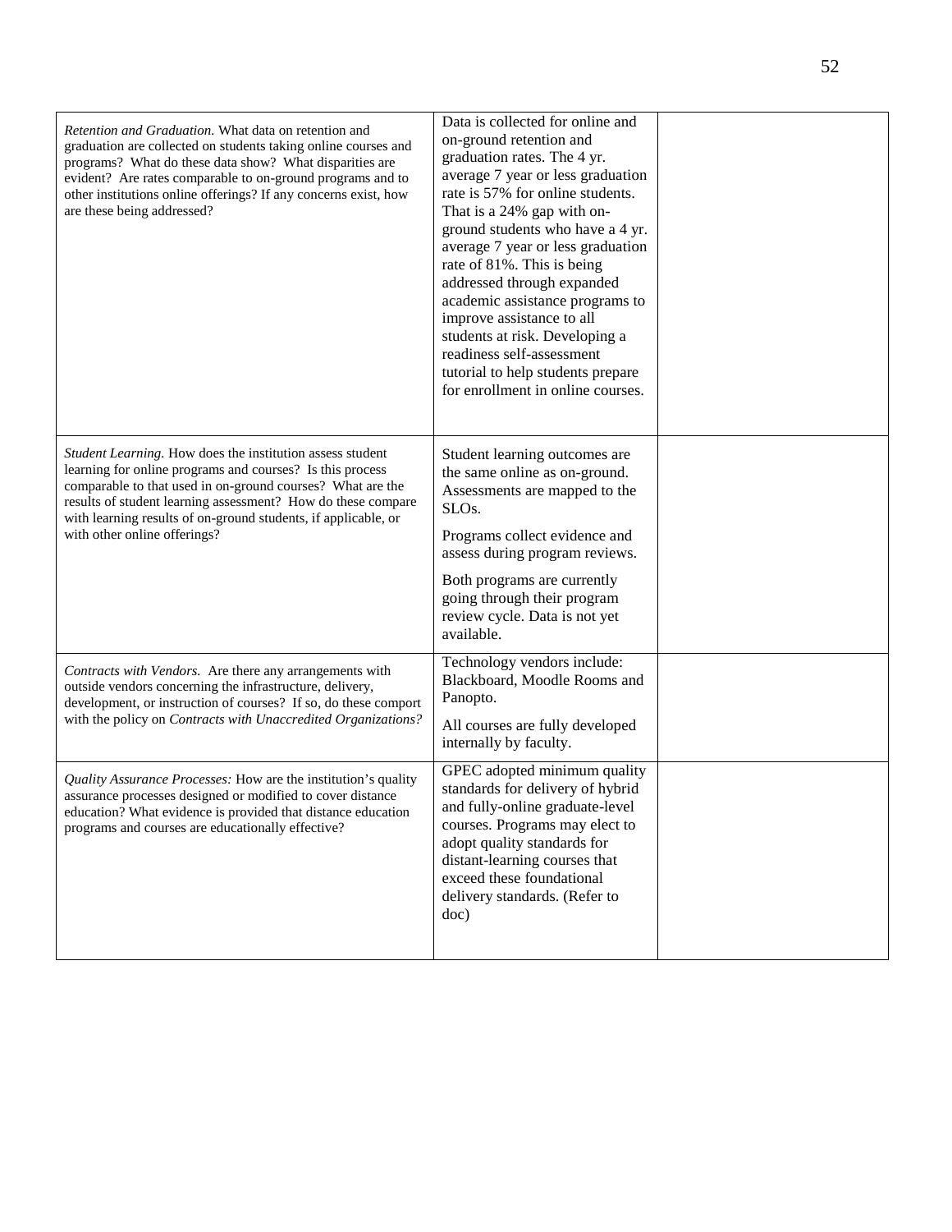| | | |
|---|---|---|
| *Retention and Graduation.* What data on retention and graduation are collected on students taking online courses and programs? What do these data show? What disparities are evident? Are rates comparable to on-ground programs and to other institutions online offerings? If any concerns exist, how are these being addressed? | Data is collected for online and on-ground retention and graduation rates. The 4 yr. average 7 year or less graduation rate is 57% for online students. That is a 24% gap with on-ground students who have a 4 yr. average 7 year or less graduation rate of 81%. This is being addressed through expanded academic assistance programs to improve assistance to all students at risk. Developing a readiness self-assessment tutorial to help students prepare for enrollment in online courses. | |
| *Student Learning.* How does the institution assess student learning for online programs and courses? Is this process comparable to that used in on-ground courses? What are the results of student learning assessment? How do these compare with learning results of on-ground students, if applicable, or with other online offerings? | Student learning outcomes are the same online as on-ground. Assessments are mapped to the SLOs.<br><br>Programs collect evidence and assess during program reviews.<br><br>Both programs are currently going through their program review cycle. Data is not yet available. | |
| *Contracts with Vendors.* Are there any arrangements with outside vendors concerning the infrastructure, delivery, development, or instruction of courses? If so, do these comport with the policy on *Contracts with Unaccredited Organizations?* | Technology vendors include: Blackboard, Moodle Rooms and Panopto.<br><br>All courses are fully developed internally by faculty. | |
| *Quality Assurance Processes:* How are the institution's quality assurance processes designed or modified to cover distance education? What evidence is provided that distance education programs and courses are educationally effective? | GPEC adopted minimum quality standards for delivery of hybrid and fully-online graduate-level courses. Programs may elect to adopt quality standards for distant-learning courses that exceed these foundational delivery standards. (Refer to doc) | |